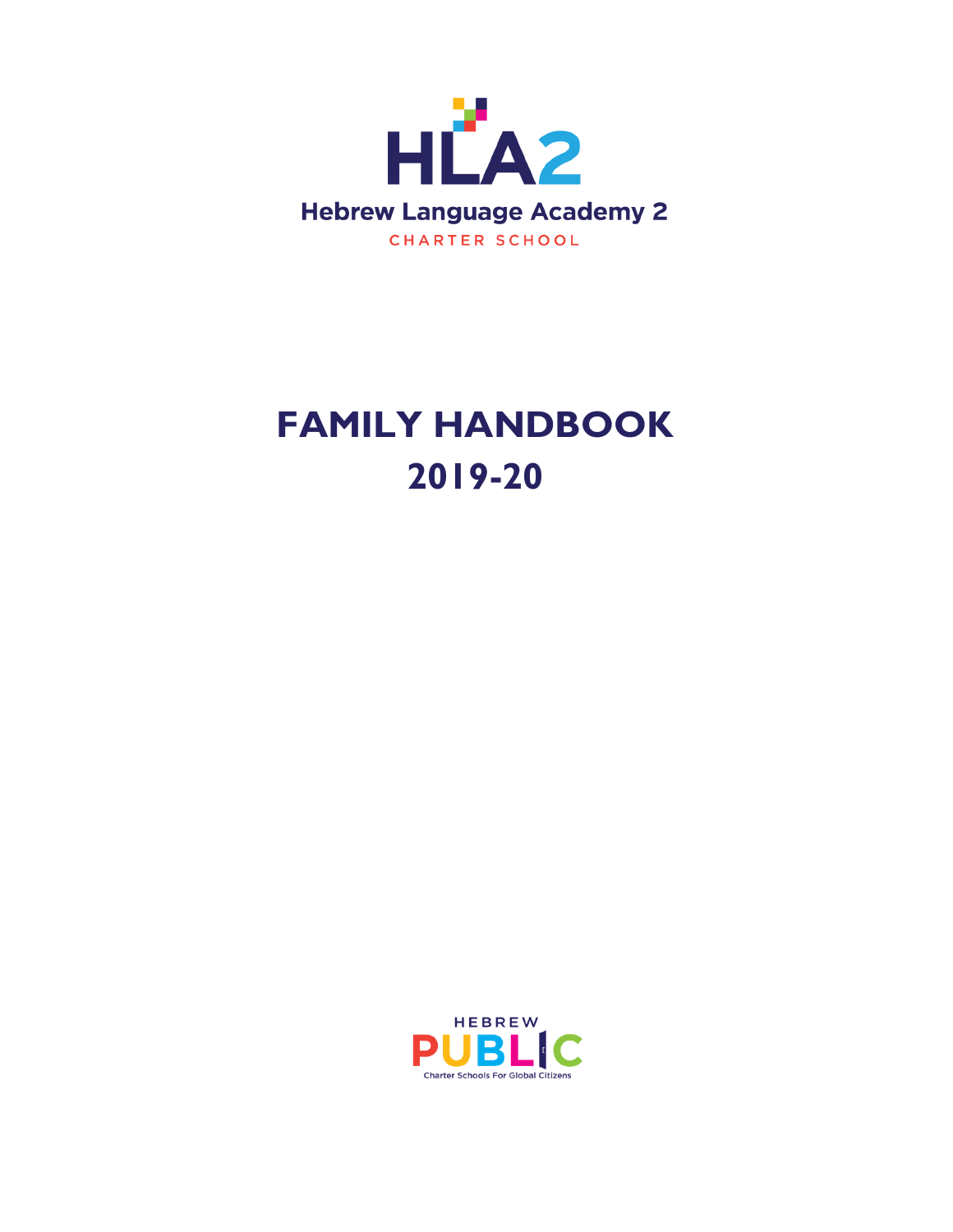HLA2

Hebrew Language Academy 2

CHARTER SCHOOL

# FAMILY HANDBOOK
# 2019-20

HEBREW

PUBLIC

Charter Schools For Global Citizens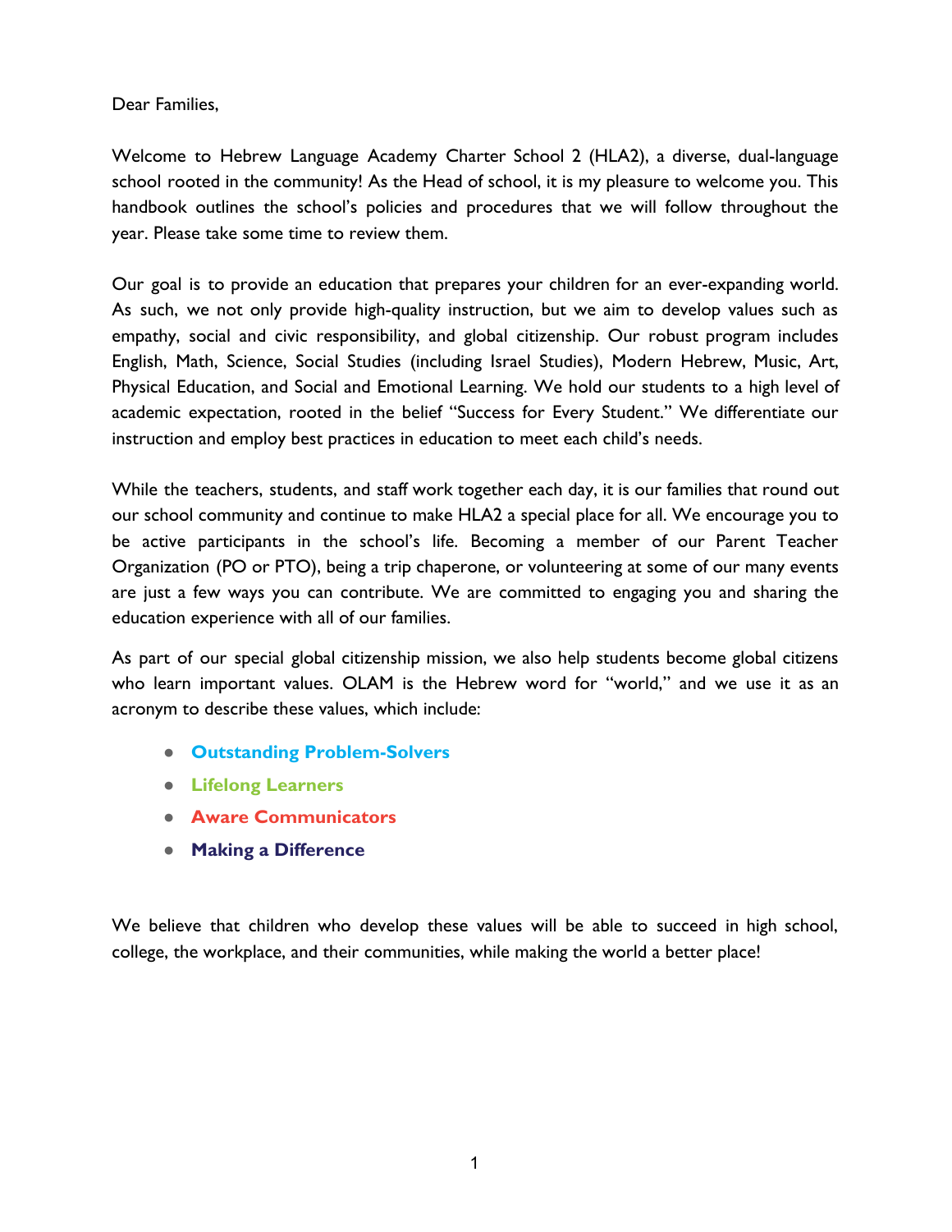Dear Families,

Welcome to Hebrew Language Academy Charter School 2 (HLA2), a diverse, dual-language school rooted in the community! As the Head of school, it is my pleasure to welcome you. This handbook outlines the school's policies and procedures that we will follow throughout the year. Please take some time to review them.

Our goal is to provide an education that prepares your children for an ever-expanding world. As such, we not only provide high-quality instruction, but we aim to develop values such as empathy, social and civic responsibility, and global citizenship. Our robust program includes English, Math, Science, Social Studies (including Israel Studies), Modern Hebrew, Music, Art, Physical Education, and Social and Emotional Learning. We hold our students to a high level of academic expectation, rooted in the belief "Success for Every Student." We differentiate our instruction and employ best practices in education to meet each child's needs.

While the teachers, students, and staff work together each day, it is our families that round out our school community and continue to make HLA2 a special place for all. We encourage you to be active participants in the school's life. Becoming a member of our Parent Teacher Organization (PO or PTO), being a trip chaperone, or volunteering at some of our many events are just a few ways you can contribute. We are committed to engaging you and sharing the education experience with all of our families.

As part of our special global citizenship mission, we also help students become global citizens who learn important values. OLAM is the Hebrew word for "world," and we use it as an acronym to describe these values, which include:

- **Outstanding Problem-Solvers**
- **Lifelong Learners**
- **Aware Communicators**
- **Making a Difference**

We believe that children who develop these values will be able to succeed in high school, college, the workplace, and their communities, while making the world a better place!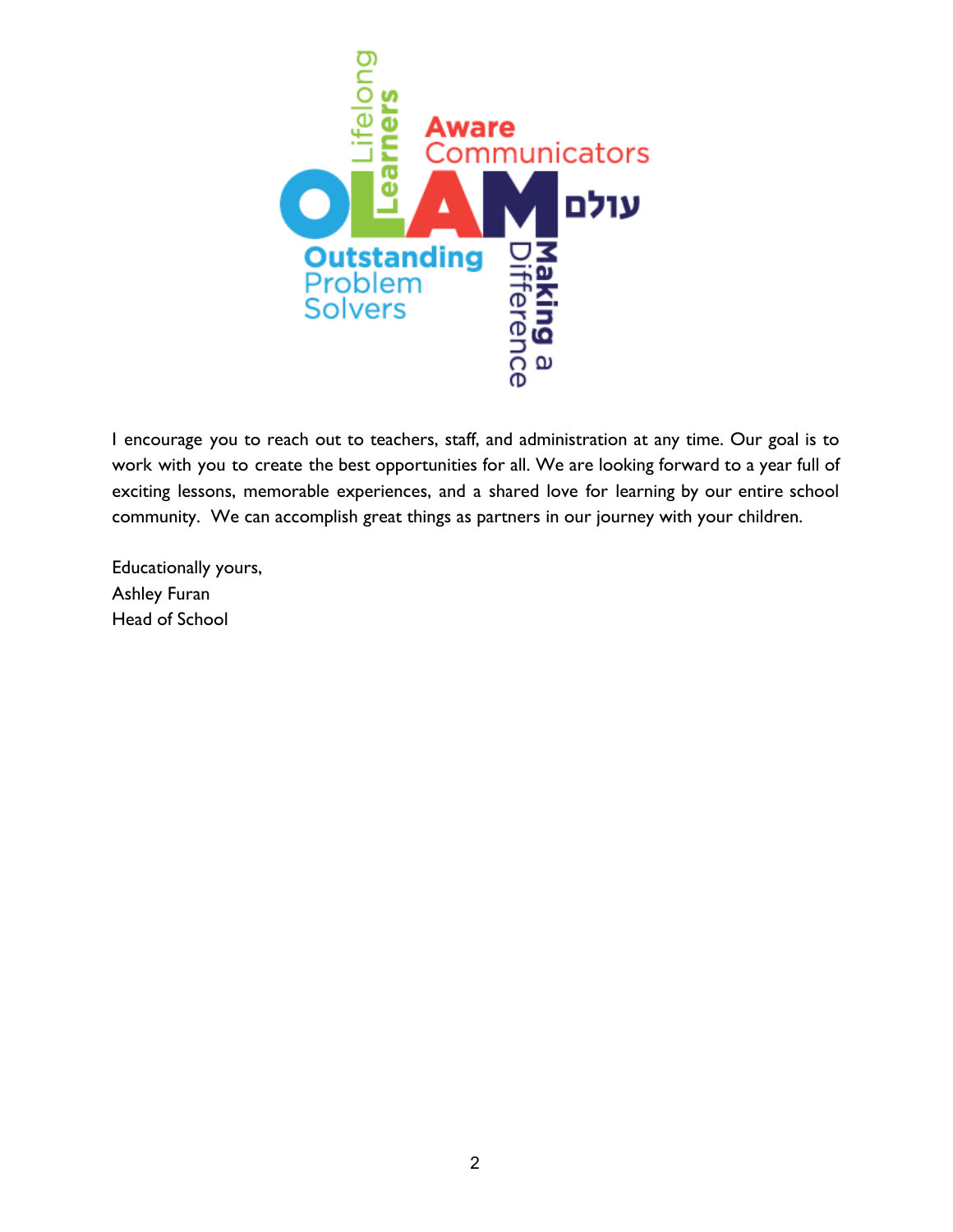I encourage you to reach out to teachers, staff, and administration at any time. Our goal is to work with you to create the best opportunities for all. We are looking forward to a year full of exciting lessons, memorable experiences, and a shared love for learning by our entire school community. We can accomplish great things as partners in our journey with your children.

Educationally yours,
Ashley Furan
Head of School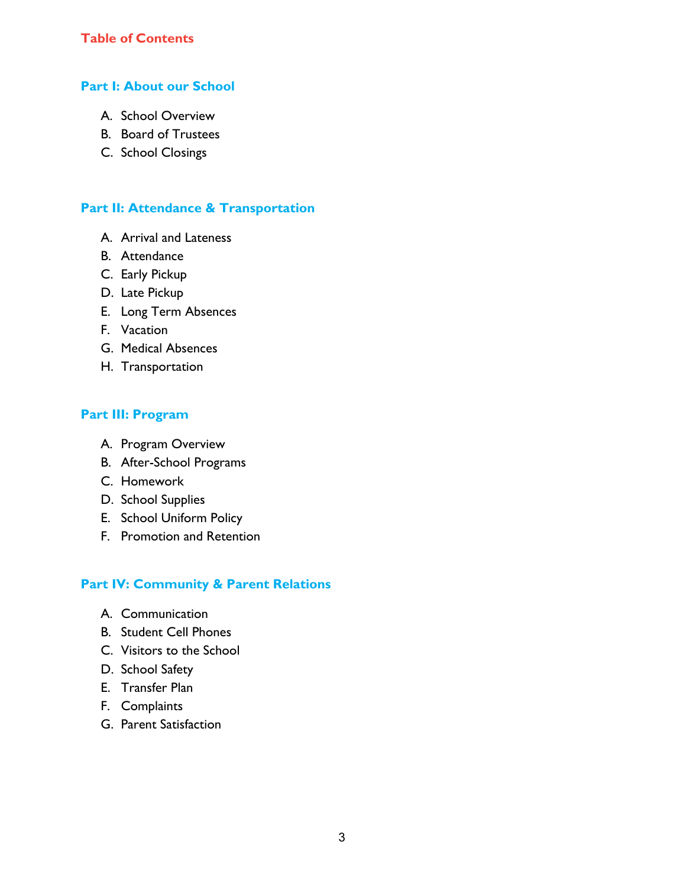# Table of Contents

## Part I: About our School

A. School Overview
B. Board of Trustees
C. School Closings

## Part II: Attendance & Transportation

A. Arrival and Lateness
B. Attendance
C. Early Pickup
D. Late Pickup
E. Long Term Absences
F. Vacation
G. Medical Absences
H. Transportation

## Part III: Program

A. Program Overview
B. After-School Programs
C. Homework
D. School Supplies
E. School Uniform Policy
F. Promotion and Retention

## Part IV: Community & Parent Relations

A. Communication
B. Student Cell Phones
C. Visitors to the School
D. School Safety
E. Transfer Plan
F. Complaints
G. Parent Satisfaction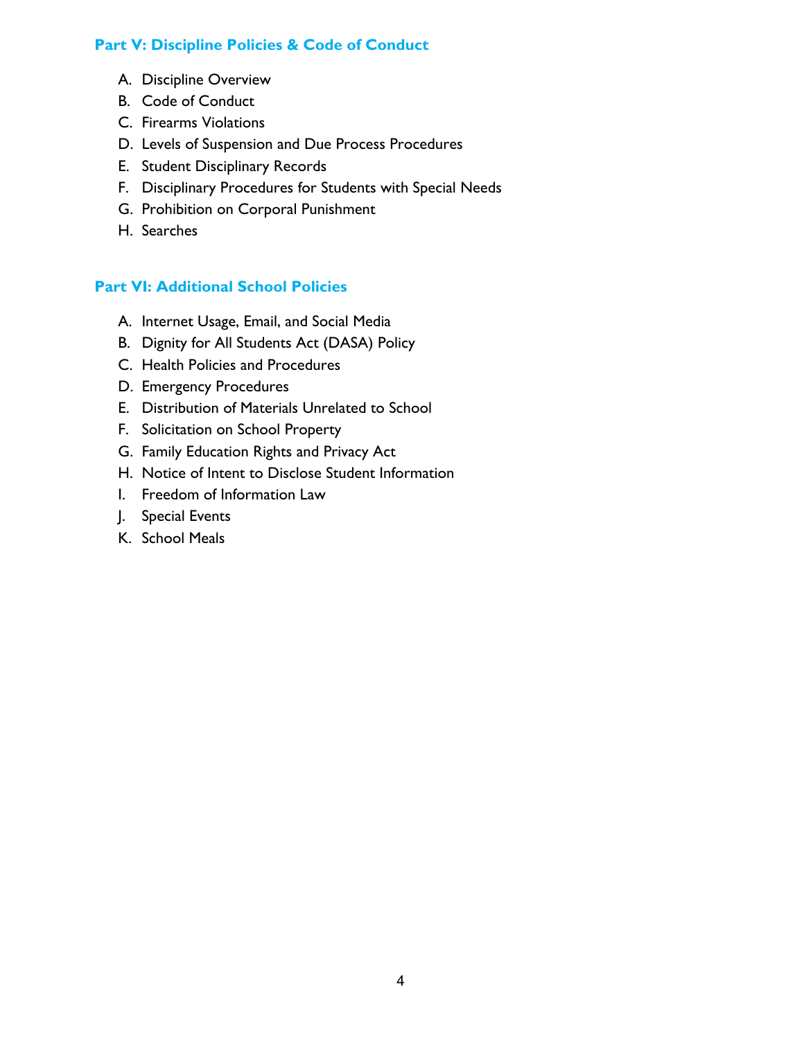## Part V: Discipline Policies & Code of Conduct

A. Discipline Overview
B. Code of Conduct
C. Firearms Violations
D. Levels of Suspension and Due Process Procedures
E. Student Disciplinary Records
F. Disciplinary Procedures for Students with Special Needs
G. Prohibition on Corporal Punishment
H. Searches

## Part VI: Additional School Policies

A. Internet Usage, Email, and Social Media
B. Dignity for All Students Act (DASA) Policy
C. Health Policies and Procedures
D. Emergency Procedures
E. Distribution of Materials Unrelated to School
F. Solicitation on School Property
G. Family Education Rights and Privacy Act
H. Notice of Intent to Disclose Student Information
I. Freedom of Information Law
J. Special Events
K. School Meals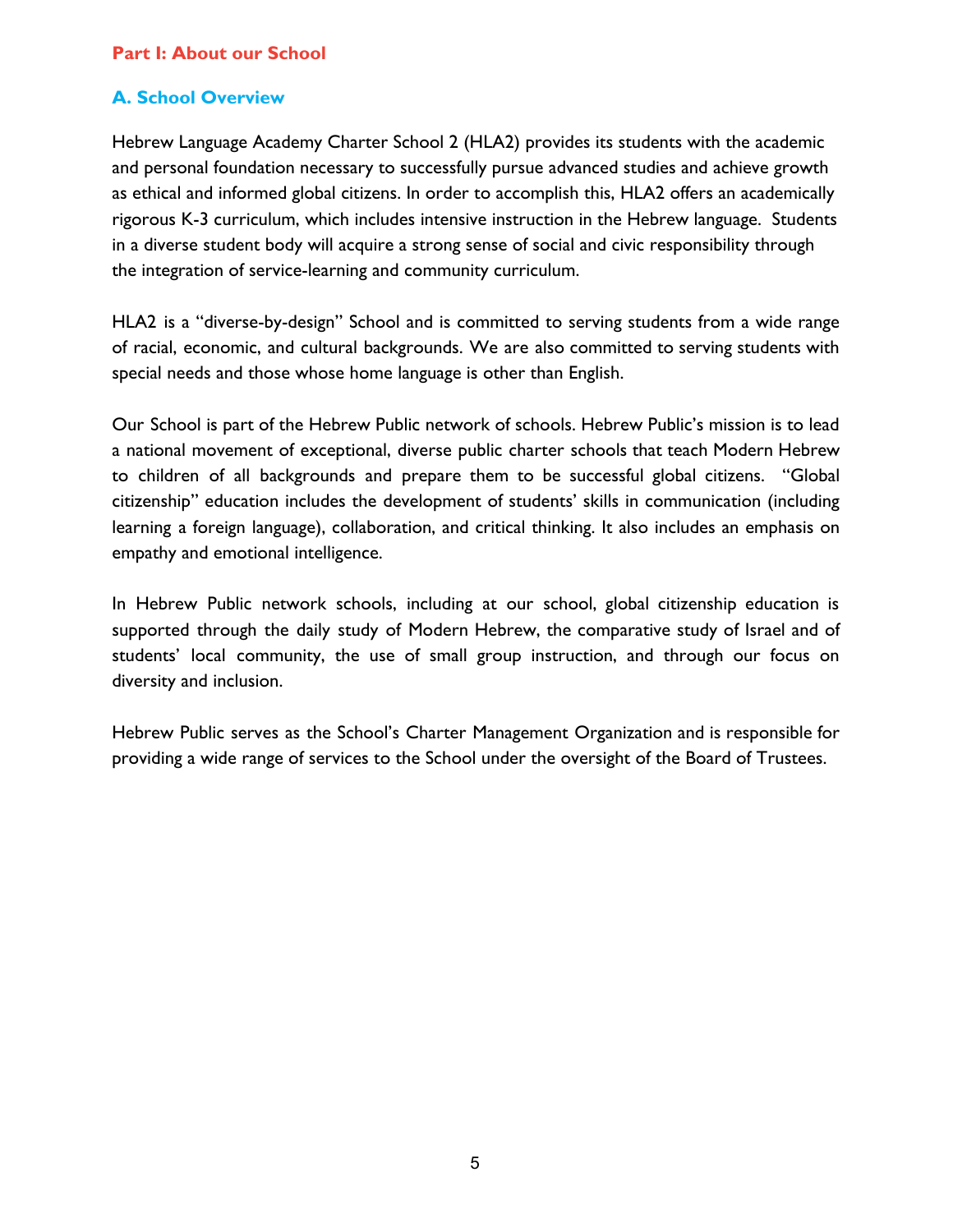## Part I: About our School

### A. School Overview

Hebrew Language Academy Charter School 2 (HLA2) provides its students with the academic and personal foundation necessary to successfully pursue advanced studies and achieve growth as ethical and informed global citizens. In order to accomplish this, HLA2 offers an academically rigorous K-3 curriculum, which includes intensive instruction in the Hebrew language. Students in a diverse student body will acquire a strong sense of social and civic responsibility through the integration of service-learning and community curriculum.

HLA2 is a "diverse-by-design" School and is committed to serving students from a wide range of racial, economic, and cultural backgrounds. We are also committed to serving students with special needs and those whose home language is other than English.

Our School is part of the Hebrew Public network of schools. Hebrew Public's mission is to lead a national movement of exceptional, diverse public charter schools that teach Modern Hebrew to children of all backgrounds and prepare them to be successful global citizens. "Global citizenship" education includes the development of students' skills in communication (including learning a foreign language), collaboration, and critical thinking. It also includes an emphasis on empathy and emotional intelligence.

In Hebrew Public network schools, including at our school, global citizenship education is supported through the daily study of Modern Hebrew, the comparative study of Israel and of students' local community, the use of small group instruction, and through our focus on diversity and inclusion.

Hebrew Public serves as the School's Charter Management Organization and is responsible for providing a wide range of services to the School under the oversight of the Board of Trustees.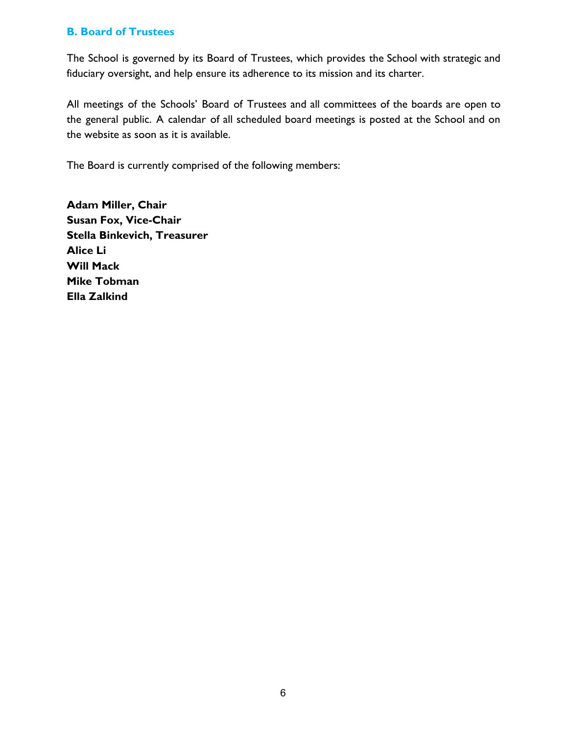## B. Board of Trustees

The School is governed by its Board of Trustees, which provides the School with strategic and fiduciary oversight, and help ensure its adherence to its mission and its charter.

All meetings of the Schools' Board of Trustees and all committees of the boards are open to the general public. A calendar of all scheduled board meetings is posted at the School and on the website as soon as it is available.

The Board is currently comprised of the following members:

**Adam Miller, Chair**
**Susan Fox, Vice-Chair**
**Stella Binkevich, Treasurer**
**Alice Li**
**Will Mack**
**Mike Tobman**
**Ella Zalkind**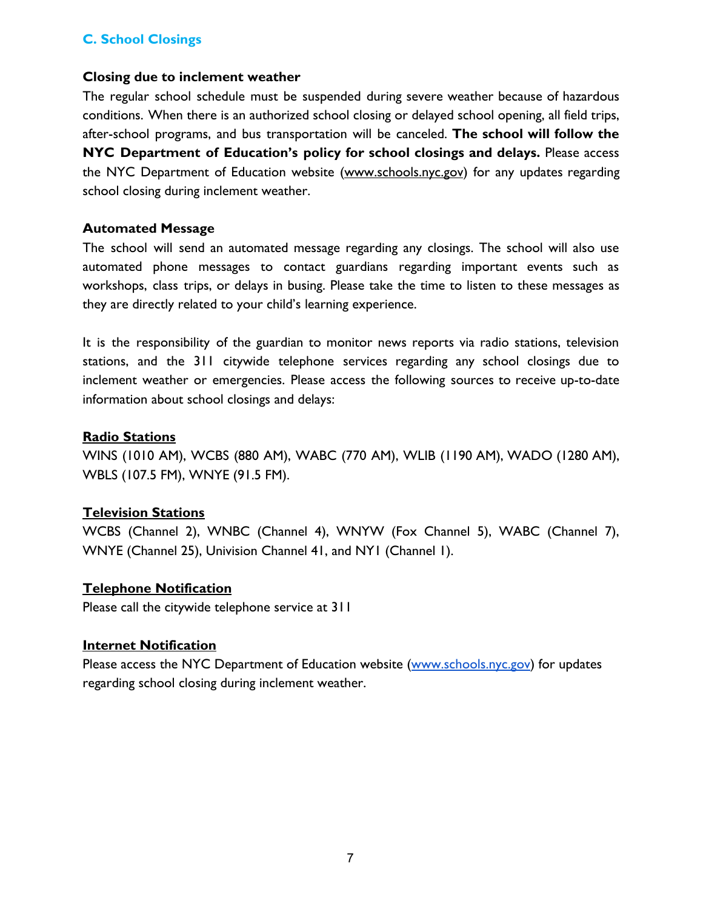## C. School Closings

### Closing due to inclement weather

The regular school schedule must be suspended during severe weather because of hazardous conditions. When there is an authorized school closing or delayed school opening, all field trips, after-school programs, and bus transportation will be canceled. **The school will follow the NYC Department of Education's policy for school closings and delays.** Please access the NYC Department of Education website (www.schools.nyc.gov) for any updates regarding school closing during inclement weather.

### Automated Message

The school will send an automated message regarding any closings. The school will also use automated phone messages to contact guardians regarding important events such as workshops, class trips, or delays in busing. Please take the time to listen to these messages as they are directly related to your child's learning experience.

It is the responsibility of the guardian to monitor news reports via radio stations, television stations, and the 311 citywide telephone services regarding any school closings due to inclement weather or emergencies. Please access the following sources to receive up-to-date information about school closings and delays:

#### Radio Stations

WINS (1010 AM), WCBS (880 AM), WABC (770 AM), WLIB (1190 AM), WADO (1280 AM), WBLS (107.5 FM), WNYE (91.5 FM).

#### Television Stations

WCBS (Channel 2), WNBC (Channel 4), WNYW (Fox Channel 5), WABC (Channel 7), WNYE (Channel 25), Univision Channel 41, and NY1 (Channel 1).

#### Telephone Notification

Please call the citywide telephone service at 311

#### Internet Notification

Please access the NYC Department of Education website (www.schools.nyc.gov) for updates regarding school closing during inclement weather.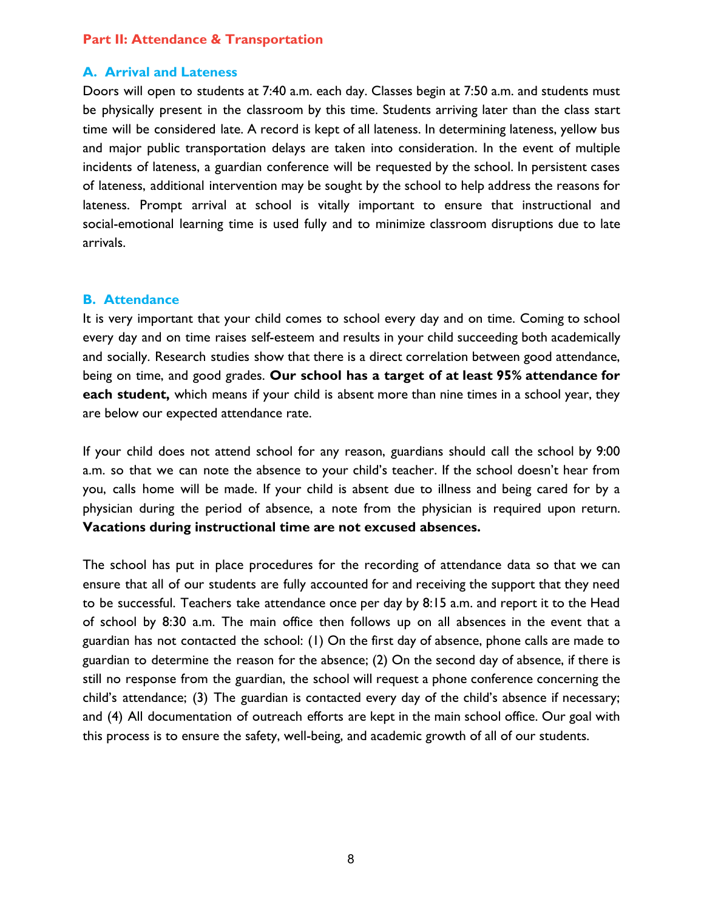## Part II: Attendance & Transportation

### A. Arrival and Lateness

Doors will open to students at 7:40 a.m. each day. Classes begin at 7:50 a.m. and students must be physically present in the classroom by this time. Students arriving later than the class start time will be considered late. A record is kept of all lateness. In determining lateness, yellow bus and major public transportation delays are taken into consideration. In the event of multiple incidents of lateness, a guardian conference will be requested by the school. In persistent cases of lateness, additional intervention may be sought by the school to help address the reasons for lateness. Prompt arrival at school is vitally important to ensure that instructional and social-emotional learning time is used fully and to minimize classroom disruptions due to late arrivals.

### B. Attendance

It is very important that your child comes to school every day and on time. Coming to school every day and on time raises self-esteem and results in your child succeeding both academically and socially. Research studies show that there is a direct correlation between good attendance, being on time, and good grades. **Our school has a target of at least 95% attendance for each student,** which means if your child is absent more than nine times in a school year, they are below our expected attendance rate.

If your child does not attend school for any reason, guardians should call the school by 9:00 a.m. so that we can note the absence to your child's teacher. If the school doesn't hear from you, calls home will be made. If your child is absent due to illness and being cared for by a physician during the period of absence, a note from the physician is required upon return. **Vacations during instructional time are not excused absences.**

The school has put in place procedures for the recording of attendance data so that we can ensure that all of our students are fully accounted for and receiving the support that they need to be successful. Teachers take attendance once per day by 8:15 a.m. and report it to the Head of school by 8:30 a.m. The main office then follows up on all absences in the event that a guardian has not contacted the school: (1) On the first day of absence, phone calls are made to guardian to determine the reason for the absence; (2) On the second day of absence, if there is still no response from the guardian, the school will request a phone conference concerning the child's attendance; (3) The guardian is contacted every day of the child's absence if necessary; and (4) All documentation of outreach efforts are kept in the main school office. Our goal with this process is to ensure the safety, well-being, and academic growth of all of our students.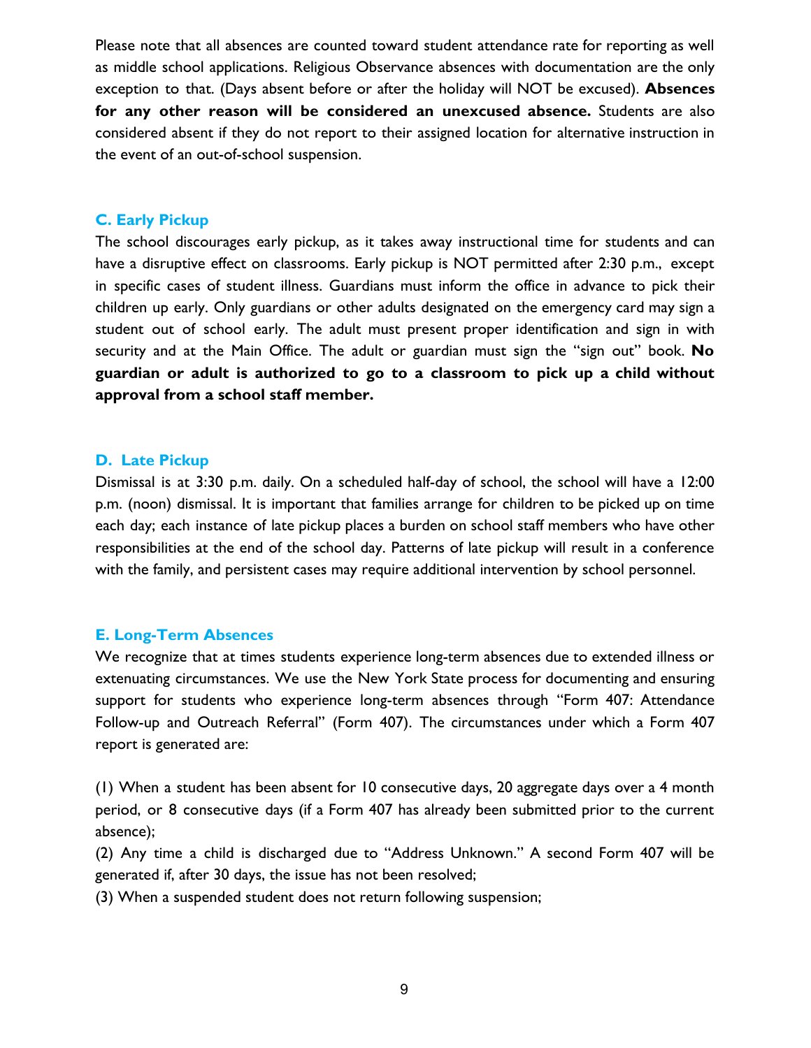Please note that all absences are counted toward student attendance rate for reporting as well as middle school applications. Religious Observance absences with documentation are the only exception to that. (Days absent before or after the holiday will NOT be excused). **Absences for any other reason will be considered an unexcused absence.** Students are also considered absent if they do not report to their assigned location for alternative instruction in the event of an out-of-school suspension.

### C. Early Pickup

The school discourages early pickup, as it takes away instructional time for students and can have a disruptive effect on classrooms. Early pickup is NOT permitted after 2:30 p.m., except in specific cases of student illness. Guardians must inform the office in advance to pick their children up early. Only guardians or other adults designated on the emergency card may sign a student out of school early. The adult must present proper identification and sign in with security and at the Main Office. The adult or guardian must sign the "sign out" book. **No guardian or adult is authorized to go to a classroom to pick up a child without approval from a school staff member.**

### D. Late Pickup

Dismissal is at 3:30 p.m. daily. On a scheduled half-day of school, the school will have a 12:00 p.m. (noon) dismissal. It is important that families arrange for children to be picked up on time each day; each instance of late pickup places a burden on school staff members who have other responsibilities at the end of the school day. Patterns of late pickup will result in a conference with the family, and persistent cases may require additional intervention by school personnel.

### E. Long-Term Absences

We recognize that at times students experience long-term absences due to extended illness or extenuating circumstances. We use the New York State process for documenting and ensuring support for students who experience long-term absences through "Form 407: Attendance Follow-up and Outreach Referral" (Form 407). The circumstances under which a Form 407 report is generated are:

(1) When a student has been absent for 10 consecutive days, 20 aggregate days over a 4 month period, or 8 consecutive days (if a Form 407 has already been submitted prior to the current absence);
(2) Any time a child is discharged due to "Address Unknown." A second Form 407 will be generated if, after 30 days, the issue has not been resolved;
(3) When a suspended student does not return following suspension;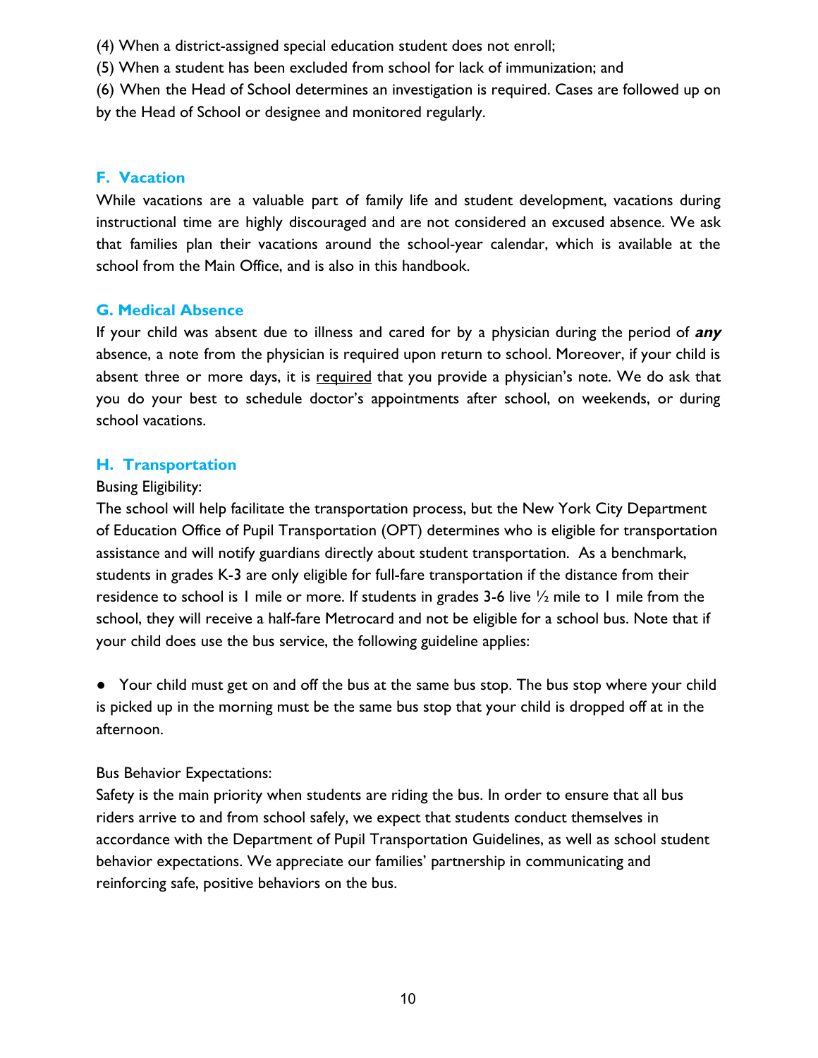(4) When a district-assigned special education student does not enroll;

(5) When a student has been excluded from school for lack of immunization; and

(6) When the Head of School determines an investigation is required. Cases are followed up on by the Head of School or designee and monitored regularly.

## F. Vacation

While vacations are a valuable part of family life and student development, vacations during instructional time are highly discouraged and are not considered an excused absence. We ask that families plan their vacations around the school-year calendar, which is available at the school from the Main Office, and is also in this handbook.

## G. Medical Absence

If your child was absent due to illness and cared for by a physician during the period of ***any*** absence, a note from the physician is required upon return to school. Moreover, if your child is absent three or more days, it is <u>required</u> that you provide a physician's note. We do ask that you do your best to schedule doctor's appointments after school, on weekends, or during school vacations.

## H. Transportation

Busing Eligibility:

The school will help facilitate the transportation process, but the New York City Department of Education Office of Pupil Transportation (OPT) determines who is eligible for transportation assistance and will notify guardians directly about student transportation. As a benchmark, students in grades K-3 are only eligible for full-fare transportation if the distance from their residence to school is 1 mile or more. If students in grades 3-6 live ½ mile to 1 mile from the school, they will receive a half-fare Metrocard and not be eligible for a school bus. Note that if your child does use the bus service, the following guideline applies:

- Your child must get on and off the bus at the same bus stop. The bus stop where your child is picked up in the morning must be the same bus stop that your child is dropped off at in the afternoon.

Bus Behavior Expectations:

Safety is the main priority when students are riding the bus. In order to ensure that all bus riders arrive to and from school safely, we expect that students conduct themselves in accordance with the Department of Pupil Transportation Guidelines, as well as school student behavior expectations. We appreciate our families' partnership in communicating and reinforcing safe, positive behaviors on the bus.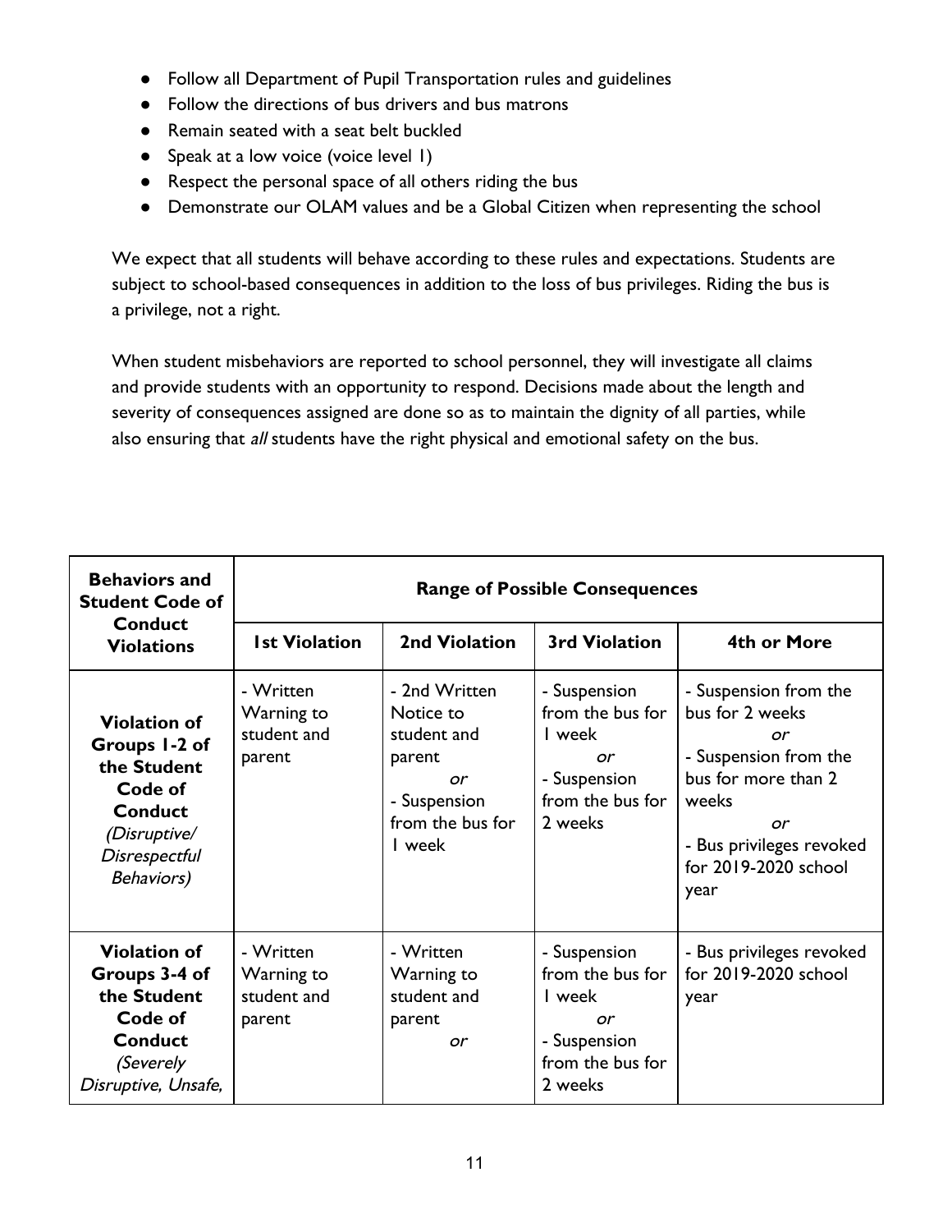- Follow all Department of Pupil Transportation rules and guidelines
- Follow the directions of bus drivers and bus matrons
- Remain seated with a seat belt buckled
- Speak at a low voice (voice level 1)
- Respect the personal space of all others riding the bus
- Demonstrate our OLAM values and be a Global Citizen when representing the school

We expect that all students will behave according to these rules and expectations. Students are subject to school-based consequences in addition to the loss of bus privileges. Riding the bus is a privilege, not a right.

When student misbehaviors are reported to school personnel, they will investigate all claims and provide students with an opportunity to respond. Decisions made about the length and severity of consequences assigned are done so as to maintain the dignity of all parties, while also ensuring that *all* students have the right physical and emotional safety on the bus.

| **Behaviors and Student Code of Conduct Violations** | **Range of Possible Consequences** | | | |
|---|---|---|---|---|
| | **1st Violation** | **2nd Violation** | **3rd Violation** | **4th or More** |
| **Violation of Groups 1-2 of the Student Code of Conduct** *(Disruptive/ Disrespectful Behaviors)* | - Written Warning to student and parent | - 2nd Written Notice to student and parent *or* - Suspension from the bus for 1 week | - Suspension from the bus for 1 week *or* - Suspension from the bus for 2 weeks | - Suspension from the bus for 2 weeks *or* - Suspension from the bus for more than 2 weeks *or* - Bus privileges revoked for 2019-2020 school year |
| **Violation of Groups 3-4 of the Student Code of Conduct** *(Severely Disruptive, Unsafe,* | - Written Warning to student and parent | - Written Warning to student and parent *or* | - Suspension from the bus for 1 week *or* - Suspension from the bus for 2 weeks | - Bus privileges revoked for 2019-2020 school year |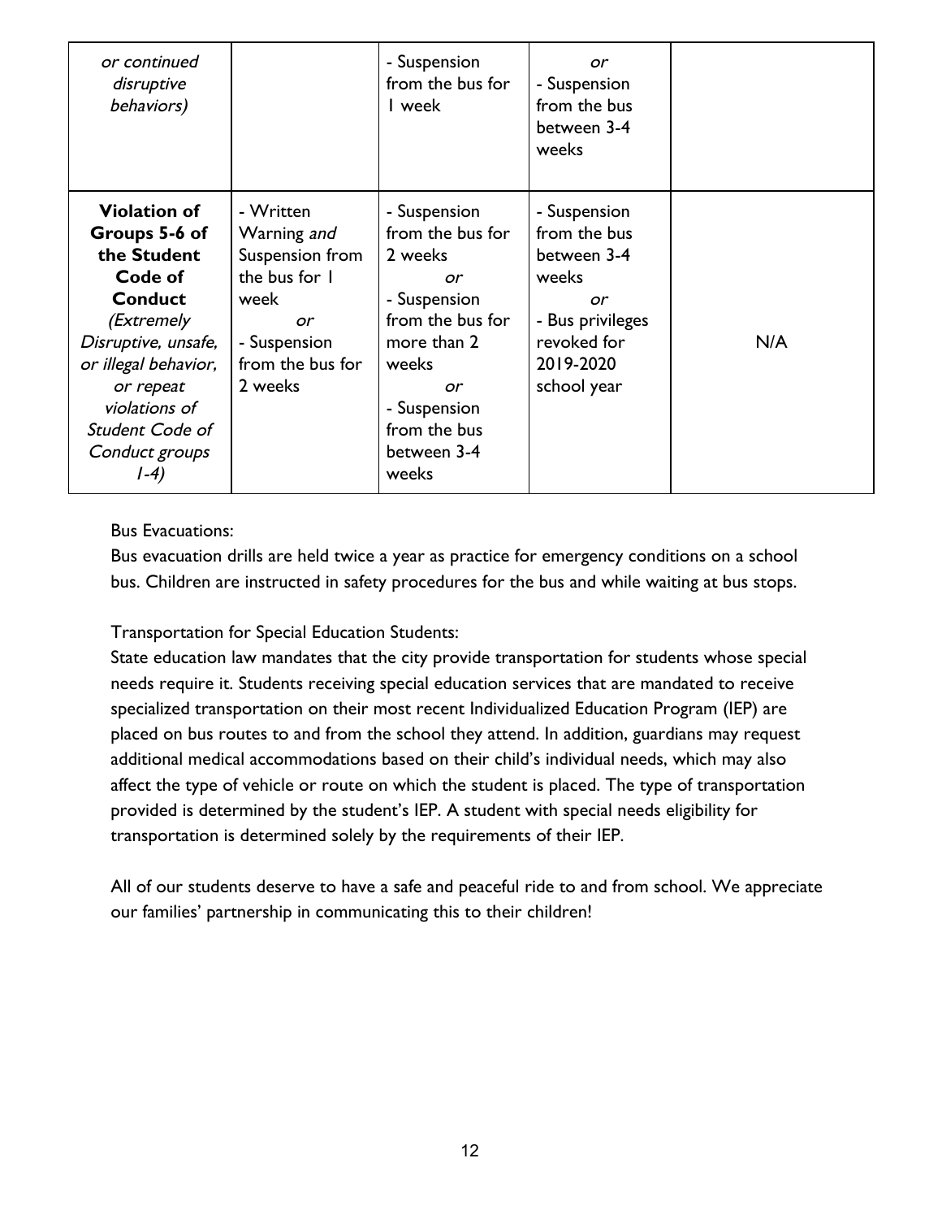| | | | | |
|---|---|---|---|---|
| *or continued disruptive behaviors)* | | - Suspension from the bus for 1 week | *or* - Suspension from the bus between 3-4 weeks | |
| **Violation of Groups 5-6 of the Student Code of Conduct** *(Extremely Disruptive, unsafe, or illegal behavior, or repeat violations of Student Code of Conduct groups 1-4)* | - Written Warning *and* Suspension from the bus for 1 week *or* - Suspension from the bus for 2 weeks | - Suspension from the bus for 2 weeks *or* - Suspension from the bus for more than 2 weeks *or* - Suspension from the bus between 3-4 weeks | - Suspension from the bus between 3-4 weeks *or* - Bus privileges revoked for 2019-2020 school year | N/A |

Bus Evacuations:
Bus evacuation drills are held twice a year as practice for emergency conditions on a school bus. Children are instructed in safety procedures for the bus and while waiting at bus stops.

Transportation for Special Education Students:
State education law mandates that the city provide transportation for students whose special needs require it. Students receiving special education services that are mandated to receive specialized transportation on their most recent Individualized Education Program (IEP) are placed on bus routes to and from the school they attend. In addition, guardians may request additional medical accommodations based on their child's individual needs, which may also affect the type of vehicle or route on which the student is placed. The type of transportation provided is determined by the student's IEP. A student with special needs eligibility for transportation is determined solely by the requirements of their IEP.

All of our students deserve to have a safe and peaceful ride to and from school. We appreciate our families' partnership in communicating this to their children!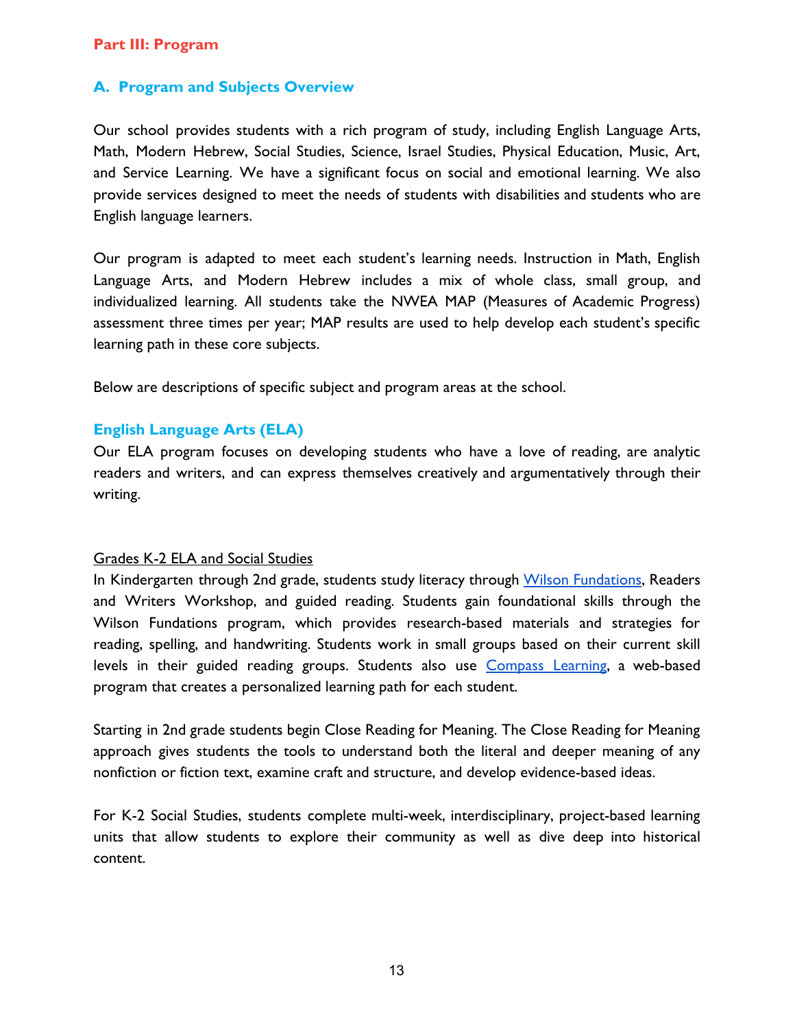## Part III: Program

### A. Program and Subjects Overview

Our school provides students with a rich program of study, including English Language Arts, Math, Modern Hebrew, Social Studies, Science, Israel Studies, Physical Education, Music, Art, and Service Learning. We have a significant focus on social and emotional learning. We also provide services designed to meet the needs of students with disabilities and students who are English language learners.

Our program is adapted to meet each student's learning needs. Instruction in Math, English Language Arts, and Modern Hebrew includes a mix of whole class, small group, and individualized learning. All students take the NWEA MAP (Measures of Academic Progress) assessment three times per year; MAP results are used to help develop each student's specific learning path in these core subjects.

Below are descriptions of specific subject and program areas at the school.

### English Language Arts (ELA)

Our ELA program focuses on developing students who have a love of reading, are analytic readers and writers, and can express themselves creatively and argumentatively through their writing.

<u>Grades K-2 ELA and Social Studies</u>

In Kindergarten through 2nd grade, students study literacy through [Wilson Fundations](), Readers and Writers Workshop, and guided reading. Students gain foundational skills through the Wilson Fundations program, which provides research-based materials and strategies for reading, spelling, and handwriting. Students work in small groups based on their current skill levels in their guided reading groups. Students also use [Compass Learning](), a web-based program that creates a personalized learning path for each student.

Starting in 2nd grade students begin Close Reading for Meaning. The Close Reading for Meaning approach gives students the tools to understand both the literal and deeper meaning of any nonfiction or fiction text, examine craft and structure, and develop evidence-based ideas.

For K-2 Social Studies, students complete multi-week, interdisciplinary, project-based learning units that allow students to explore their community as well as dive deep into historical content.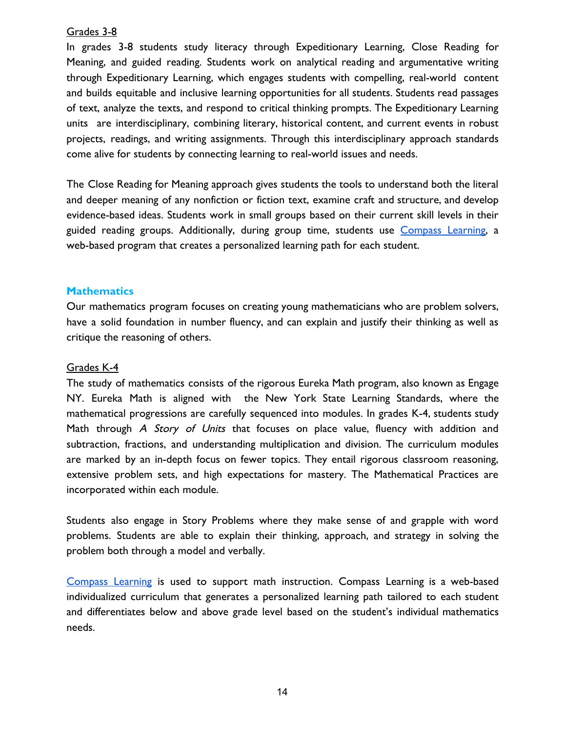Grades 3-8

In grades 3-8 students study literacy through Expeditionary Learning, Close Reading for Meaning, and guided reading. Students work on analytical reading and argumentative writing through Expeditionary Learning, which engages students with compelling, real-world content and builds equitable and inclusive learning opportunities for all students. Students read passages of text, analyze the texts, and respond to critical thinking prompts. The Expeditionary Learning units are interdisciplinary, combining literary, historical content, and current events in robust projects, readings, and writing assignments. Through this interdisciplinary approach standards come alive for students by connecting learning to real-world issues and needs.

The Close Reading for Meaning approach gives students the tools to understand both the literal and deeper meaning of any nonfiction or fiction text, examine craft and structure, and develop evidence-based ideas. Students work in small groups based on their current skill levels in their guided reading groups. Additionally, during group time, students use Compass Learning, a web-based program that creates a personalized learning path for each student.

## Mathematics

Our mathematics program focuses on creating young mathematicians who are problem solvers, have a solid foundation in number fluency, and can explain and justify their thinking as well as critique the reasoning of others.

Grades K-4

The study of mathematics consists of the rigorous Eureka Math program, also known as Engage NY. Eureka Math is aligned with the New York State Learning Standards, where the mathematical progressions are carefully sequenced into modules. In grades K-4, students study Math through *A Story of Units* that focuses on place value, fluency with addition and subtraction, fractions, and understanding multiplication and division. The curriculum modules are marked by an in-depth focus on fewer topics. They entail rigorous classroom reasoning, extensive problem sets, and high expectations for mastery. The Mathematical Practices are incorporated within each module.

Students also engage in Story Problems where they make sense of and grapple with word problems. Students are able to explain their thinking, approach, and strategy in solving the problem both through a model and verbally.

Compass Learning is used to support math instruction. Compass Learning is a web-based individualized curriculum that generates a personalized learning path tailored to each student and differentiates below and above grade level based on the student's individual mathematics needs.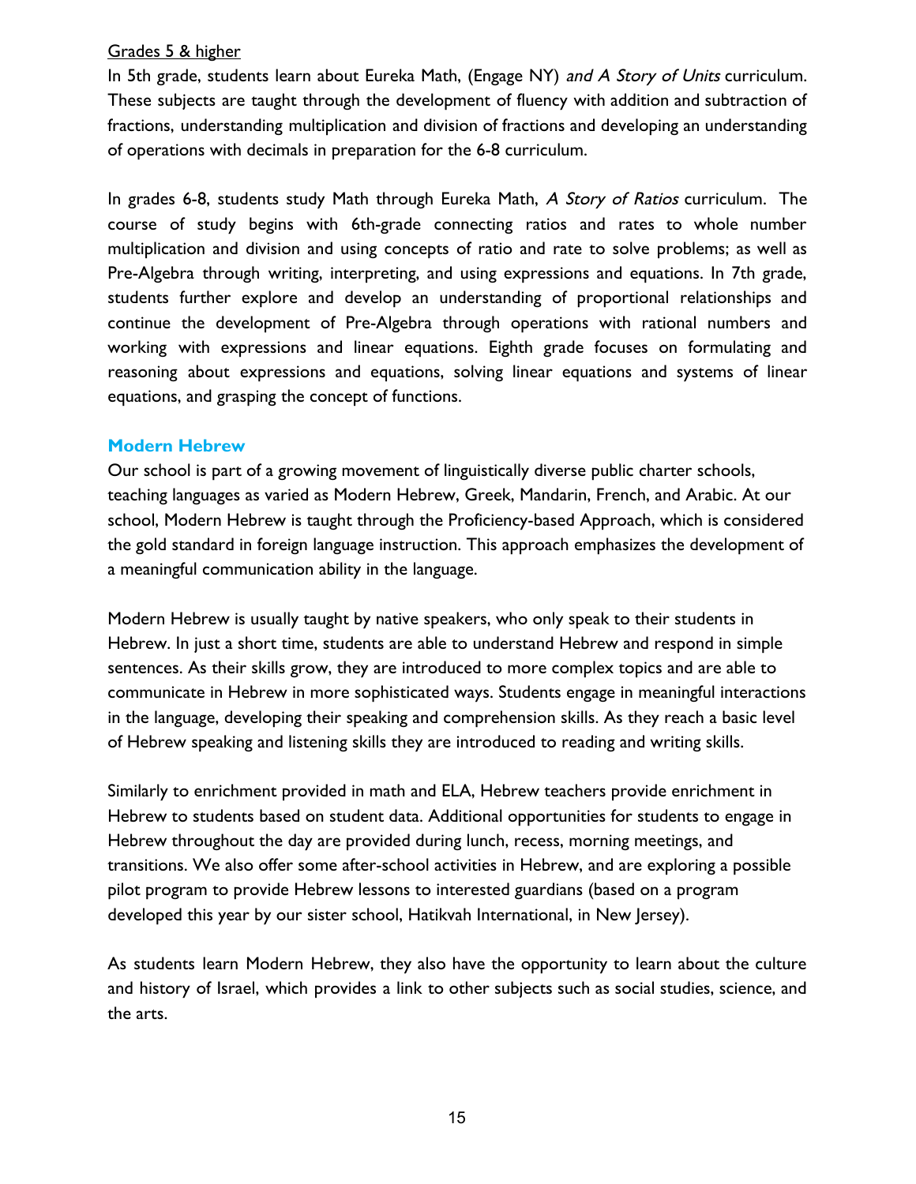<u>Grades 5 & higher</u>

In 5th grade, students learn about Eureka Math, (Engage NY) *and A Story of Units* curriculum. These subjects are taught through the development of fluency with addition and subtraction of fractions, understanding multiplication and division of fractions and developing an understanding of operations with decimals in preparation for the 6-8 curriculum.

In grades 6-8, students study Math through Eureka Math, *A Story of Ratios* curriculum. The course of study begins with 6th-grade connecting ratios and rates to whole number multiplication and division and using concepts of ratio and rate to solve problems; as well as Pre-Algebra through writing, interpreting, and using expressions and equations. In 7th grade, students further explore and develop an understanding of proportional relationships and continue the development of Pre-Algebra through operations with rational numbers and working with expressions and linear equations. Eighth grade focuses on formulating and reasoning about expressions and equations, solving linear equations and systems of linear equations, and grasping the concept of functions.

## Modern Hebrew

Our school is part of a growing movement of linguistically diverse public charter schools, teaching languages as varied as Modern Hebrew, Greek, Mandarin, French, and Arabic. At our school, Modern Hebrew is taught through the Proficiency-based Approach, which is considered the gold standard in foreign language instruction. This approach emphasizes the development of a meaningful communication ability in the language.

Modern Hebrew is usually taught by native speakers, who only speak to their students in Hebrew. In just a short time, students are able to understand Hebrew and respond in simple sentences. As their skills grow, they are introduced to more complex topics and are able to communicate in Hebrew in more sophisticated ways. Students engage in meaningful interactions in the language, developing their speaking and comprehension skills. As they reach a basic level of Hebrew speaking and listening skills they are introduced to reading and writing skills.

Similarly to enrichment provided in math and ELA, Hebrew teachers provide enrichment in Hebrew to students based on student data. Additional opportunities for students to engage in Hebrew throughout the day are provided during lunch, recess, morning meetings, and transitions. We also offer some after-school activities in Hebrew, and are exploring a possible pilot program to provide Hebrew lessons to interested guardians (based on a program developed this year by our sister school, Hatikvah International, in New Jersey).

As students learn Modern Hebrew, they also have the opportunity to learn about the culture and history of Israel, which provides a link to other subjects such as social studies, science, and the arts.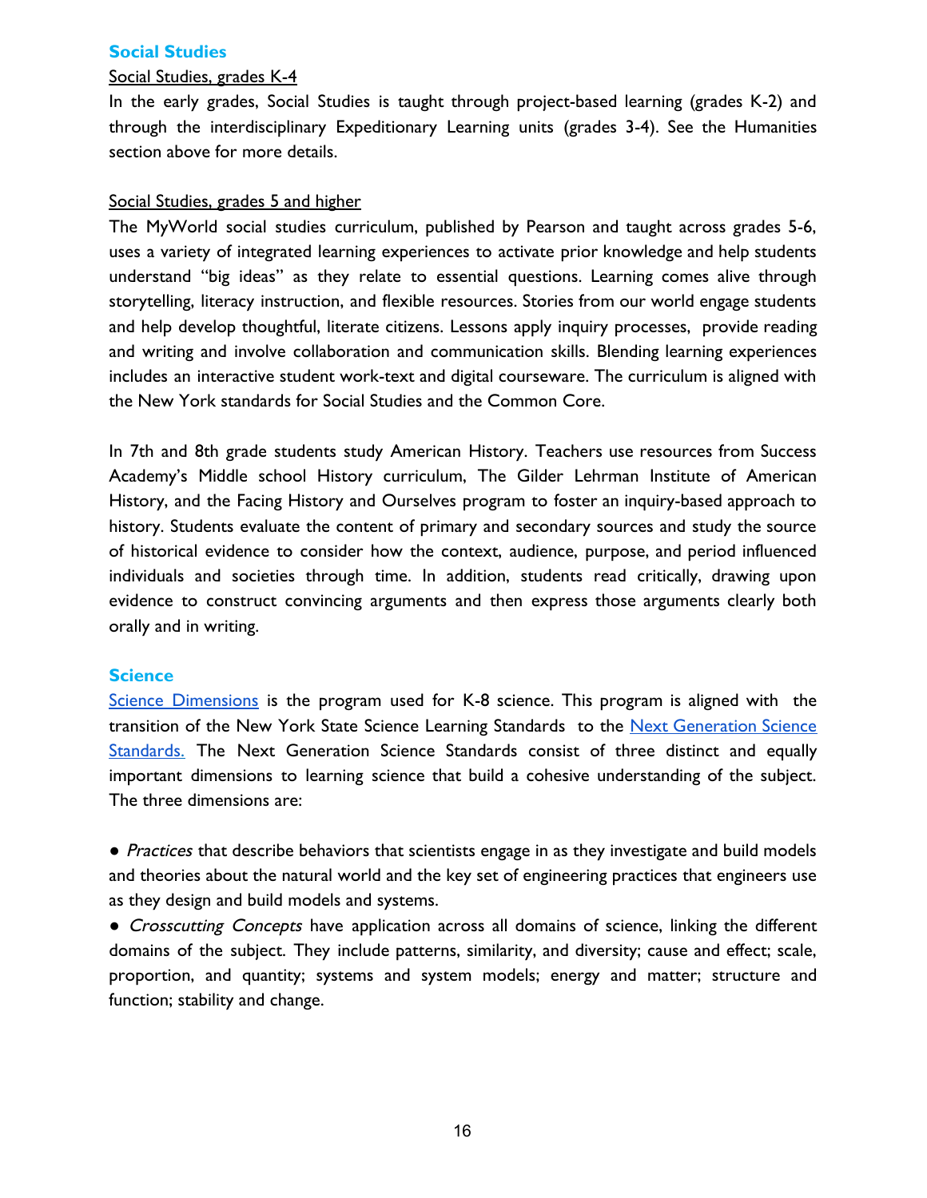## Social Studies

Social Studies, grades K-4

In the early grades, Social Studies is taught through project-based learning (grades K-2) and through the interdisciplinary Expeditionary Learning units (grades 3-4). See the Humanities section above for more details.

Social Studies, grades 5 and higher

The MyWorld social studies curriculum, published by Pearson and taught across grades 5-6, uses a variety of integrated learning experiences to activate prior knowledge and help students understand "big ideas" as they relate to essential questions. Learning comes alive through storytelling, literacy instruction, and flexible resources. Stories from our world engage students and help develop thoughtful, literate citizens. Lessons apply inquiry processes, provide reading and writing and involve collaboration and communication skills. Blending learning experiences includes an interactive student work-text and digital courseware. The curriculum is aligned with the New York standards for Social Studies and the Common Core.

In 7th and 8th grade students study American History. Teachers use resources from Success Academy's Middle school History curriculum, The Gilder Lehrman Institute of American History, and the Facing History and Ourselves program to foster an inquiry-based approach to history. Students evaluate the content of primary and secondary sources and study the source of historical evidence to consider how the context, audience, purpose, and period influenced individuals and societies through time. In addition, students read critically, drawing upon evidence to construct convincing arguments and then express those arguments clearly both orally and in writing.

## Science

Science Dimensions is the program used for K-8 science. This program is aligned with the transition of the New York State Science Learning Standards to the Next Generation Science Standards. The Next Generation Science Standards consist of three distinct and equally important dimensions to learning science that build a cohesive understanding of the subject. The three dimensions are:

- *Practices* that describe behaviors that scientists engage in as they investigate and build models and theories about the natural world and the key set of engineering practices that engineers use as they design and build models and systems.
- *Crosscutting Concepts* have application across all domains of science, linking the different domains of the subject. They include patterns, similarity, and diversity; cause and effect; scale, proportion, and quantity; systems and system models; energy and matter; structure and function; stability and change.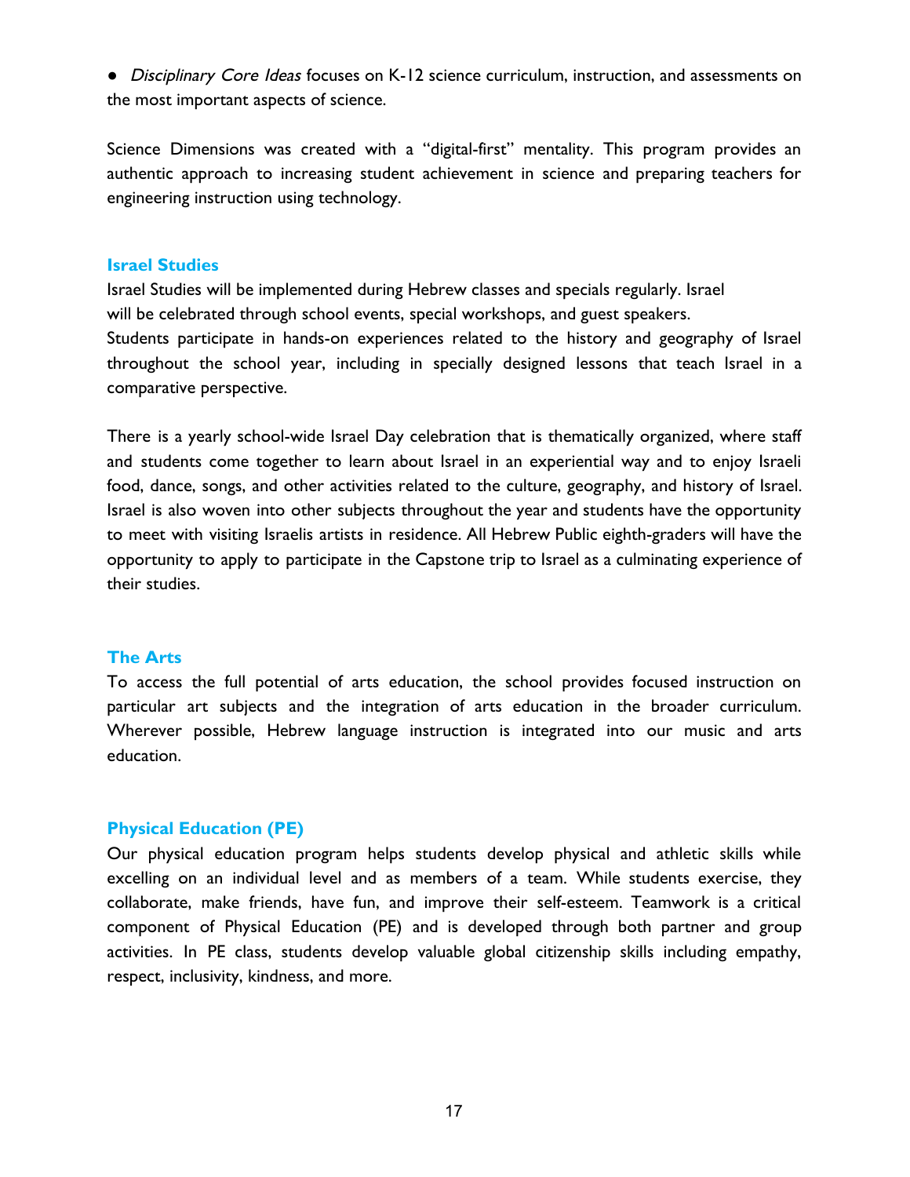- *Disciplinary Core Ideas* focuses on K-12 science curriculum, instruction, and assessments on the most important aspects of science.

Science Dimensions was created with a "digital-first" mentality. This program provides an authentic approach to increasing student achievement in science and preparing teachers for engineering instruction using technology.

### Israel Studies

Israel Studies will be implemented during Hebrew classes and specials regularly. Israel will be celebrated through school events, special workshops, and guest speakers.
Students participate in hands-on experiences related to the history and geography of Israel throughout the school year, including in specially designed lessons that teach Israel in a comparative perspective.

There is a yearly school-wide Israel Day celebration that is thematically organized, where staff and students come together to learn about Israel in an experiential way and to enjoy Israeli food, dance, songs, and other activities related to the culture, geography, and history of Israel. Israel is also woven into other subjects throughout the year and students have the opportunity to meet with visiting Israelis artists in residence. All Hebrew Public eighth-graders will have the opportunity to apply to participate in the Capstone trip to Israel as a culminating experience of their studies.

### The Arts

To access the full potential of arts education, the school provides focused instruction on particular art subjects and the integration of arts education in the broader curriculum. Wherever possible, Hebrew language instruction is integrated into our music and arts education.

### Physical Education (PE)

Our physical education program helps students develop physical and athletic skills while excelling on an individual level and as members of a team. While students exercise, they collaborate, make friends, have fun, and improve their self-esteem. Teamwork is a critical component of Physical Education (PE) and is developed through both partner and group activities. In PE class, students develop valuable global citizenship skills including empathy, respect, inclusivity, kindness, and more.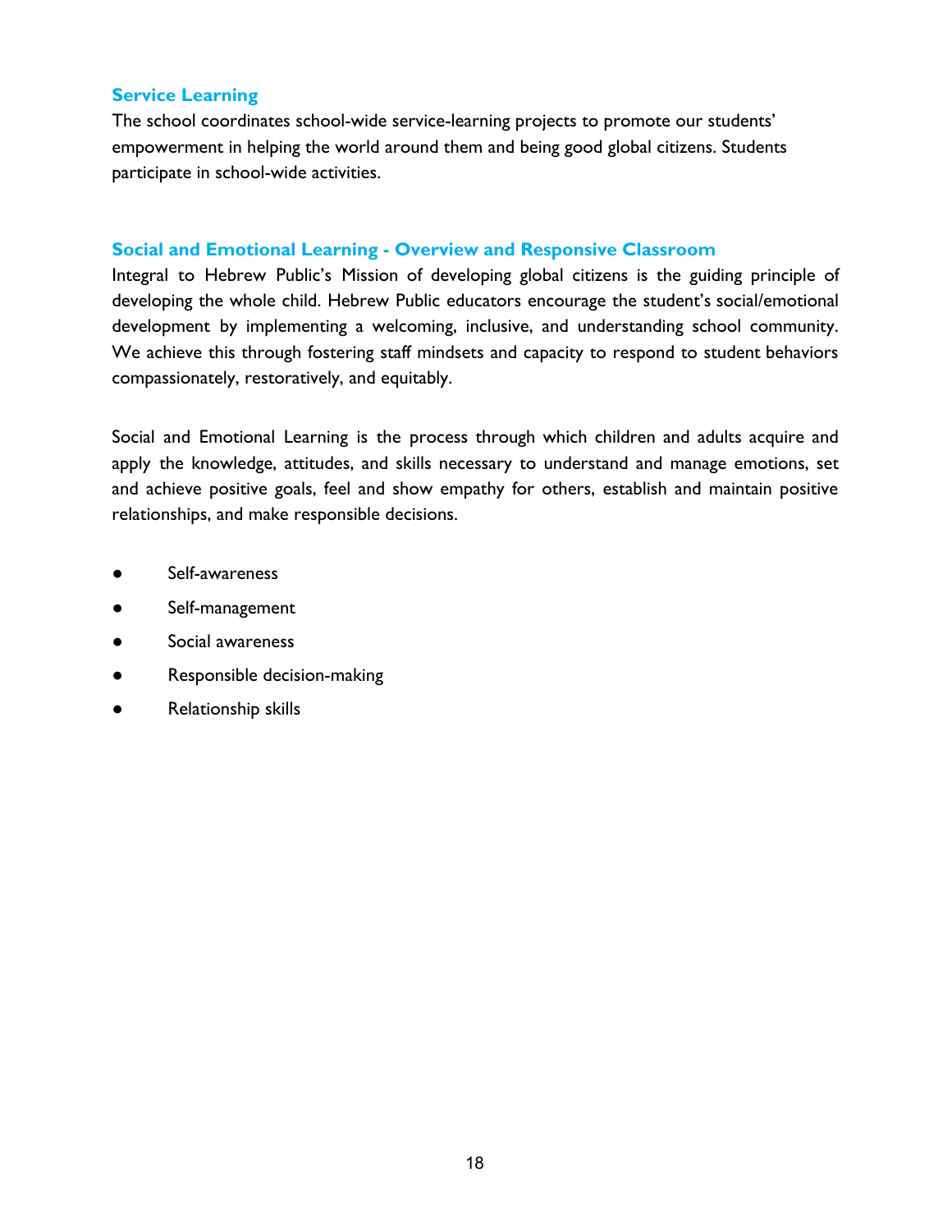### Service Learning

The school coordinates school-wide service-learning projects to promote our students' empowerment in helping the world around them and being good global citizens. Students participate in school-wide activities.

### Social and Emotional Learning - Overview and Responsive Classroom

Integral to Hebrew Public's Mission of developing global citizens is the guiding principle of developing the whole child. Hebrew Public educators encourage the student's social/emotional development by implementing a welcoming, inclusive, and understanding school community. We achieve this through fostering staff mindsets and capacity to respond to student behaviors compassionately, restoratively, and equitably.

Social and Emotional Learning is the process through which children and adults acquire and apply the knowledge, attitudes, and skills necessary to understand and manage emotions, set and achieve positive goals, feel and show empathy for others, establish and maintain positive relationships, and make responsible decisions.

- Self-awareness
- Self-management
- Social awareness
- Responsible decision-making
- Relationship skills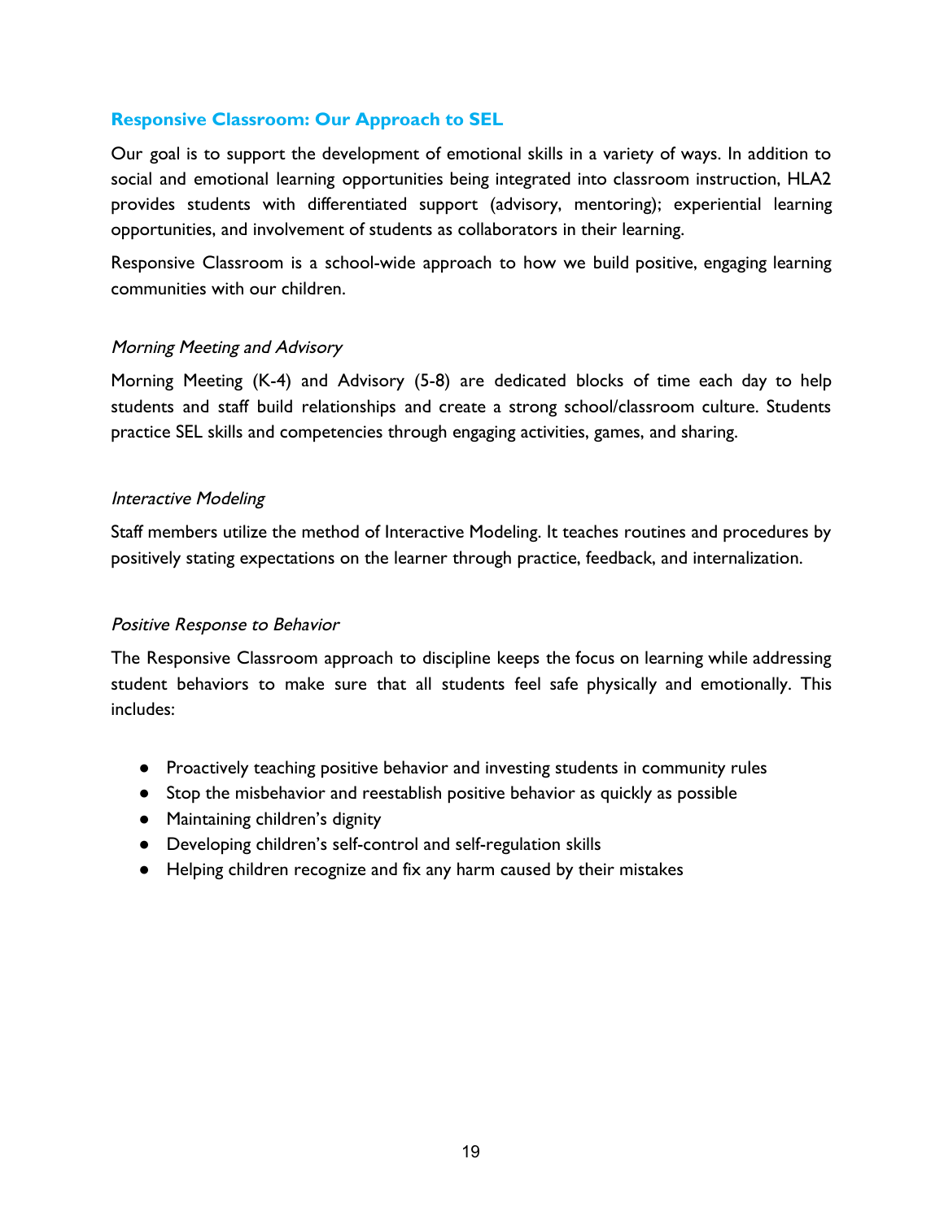## Responsive Classroom: Our Approach to SEL

Our goal is to support the development of emotional skills in a variety of ways. In addition to social and emotional learning opportunities being integrated into classroom instruction, HLA2 provides students with differentiated support (advisory, mentoring); experiential learning opportunities, and involvement of students as collaborators in their learning.

Responsive Classroom is a school-wide approach to how we build positive, engaging learning communities with our children.

### *Morning Meeting and Advisory*

Morning Meeting (K-4) and Advisory (5-8) are dedicated blocks of time each day to help students and staff build relationships and create a strong school/classroom culture. Students practice SEL skills and competencies through engaging activities, games, and sharing.

### *Interactive Modeling*

Staff members utilize the method of Interactive Modeling. It teaches routines and procedures by positively stating expectations on the learner through practice, feedback, and internalization.

### *Positive Response to Behavior*

The Responsive Classroom approach to discipline keeps the focus on learning while addressing student behaviors to make sure that all students feel safe physically and emotionally. This includes:

- Proactively teaching positive behavior and investing students in community rules
- Stop the misbehavior and reestablish positive behavior as quickly as possible
- Maintaining children's dignity
- Developing children's self-control and self-regulation skills
- Helping children recognize and fix any harm caused by their mistakes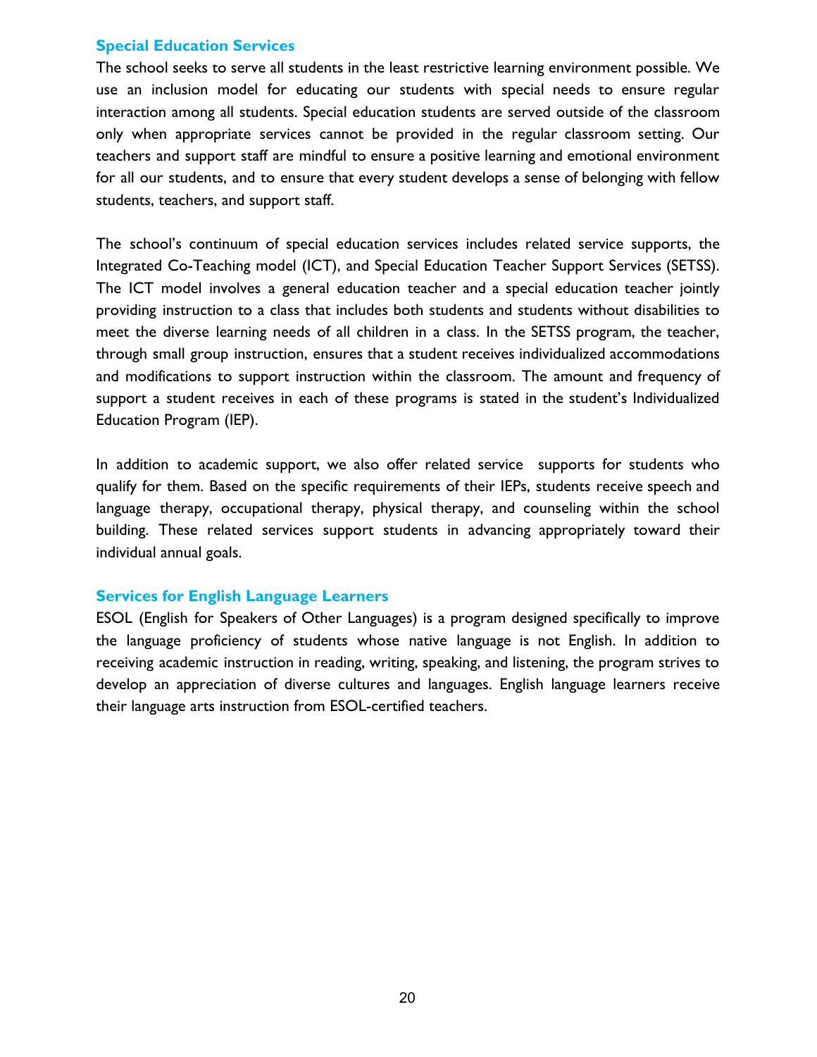## Special Education Services

The school seeks to serve all students in the least restrictive learning environment possible. We use an inclusion model for educating our students with special needs to ensure regular interaction among all students. Special education students are served outside of the classroom only when appropriate services cannot be provided in the regular classroom setting. Our teachers and support staff are mindful to ensure a positive learning and emotional environment for all our students, and to ensure that every student develops a sense of belonging with fellow students, teachers, and support staff.

The school's continuum of special education services includes related service supports, the Integrated Co-Teaching model (ICT), and Special Education Teacher Support Services (SETSS). The ICT model involves a general education teacher and a special education teacher jointly providing instruction to a class that includes both students and students without disabilities to meet the diverse learning needs of all children in a class. In the SETSS program, the teacher, through small group instruction, ensures that a student receives individualized accommodations and modifications to support instruction within the classroom. The amount and frequency of support a student receives in each of these programs is stated in the student's Individualized Education Program (IEP).

In addition to academic support, we also offer related service supports for students who qualify for them. Based on the specific requirements of their IEPs, students receive speech and language therapy, occupational therapy, physical therapy, and counseling within the school building. These related services support students in advancing appropriately toward their individual annual goals.

## Services for English Language Learners

ESOL (English for Speakers of Other Languages) is a program designed specifically to improve the language proficiency of students whose native language is not English. In addition to receiving academic instruction in reading, writing, speaking, and listening, the program strives to develop an appreciation of diverse cultures and languages. English language learners receive their language arts instruction from ESOL-certified teachers.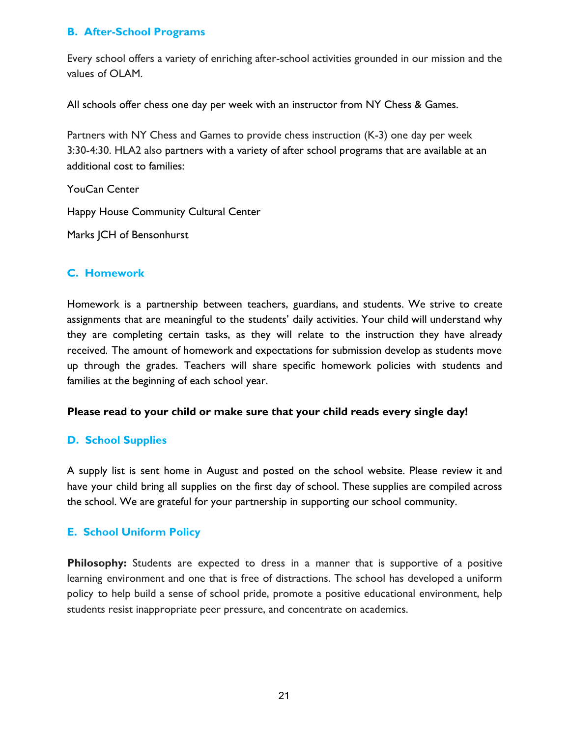### B. After-School Programs

Every school offers a variety of enriching after-school activities grounded in our mission and the values of OLAM.

All schools offer chess one day per week with an instructor from NY Chess & Games.

Partners with NY Chess and Games to provide chess instruction (K-3) one day per week 3:30-4:30. HLA2 also partners with a variety of after school programs that are available at an additional cost to families:

YouCan Center

Happy House Community Cultural Center

Marks JCH of Bensonhurst

### C. Homework

Homework is a partnership between teachers, guardians, and students. We strive to create assignments that are meaningful to the students' daily activities. Your child will understand why they are completing certain tasks, as they will relate to the instruction they have already received. The amount of homework and expectations for submission develop as students move up through the grades. Teachers will share specific homework policies with students and families at the beginning of each school year.

**Please read to your child or make sure that your child reads every single day!**

### D. School Supplies

A supply list is sent home in August and posted on the school website. Please review it and have your child bring all supplies on the first day of school. These supplies are compiled across the school. We are grateful for your partnership in supporting our school community.

### E. School Uniform Policy

**Philosophy:** Students are expected to dress in a manner that is supportive of a positive learning environment and one that is free of distractions. The school has developed a uniform policy to help build a sense of school pride, promote a positive educational environment, help students resist inappropriate peer pressure, and concentrate on academics.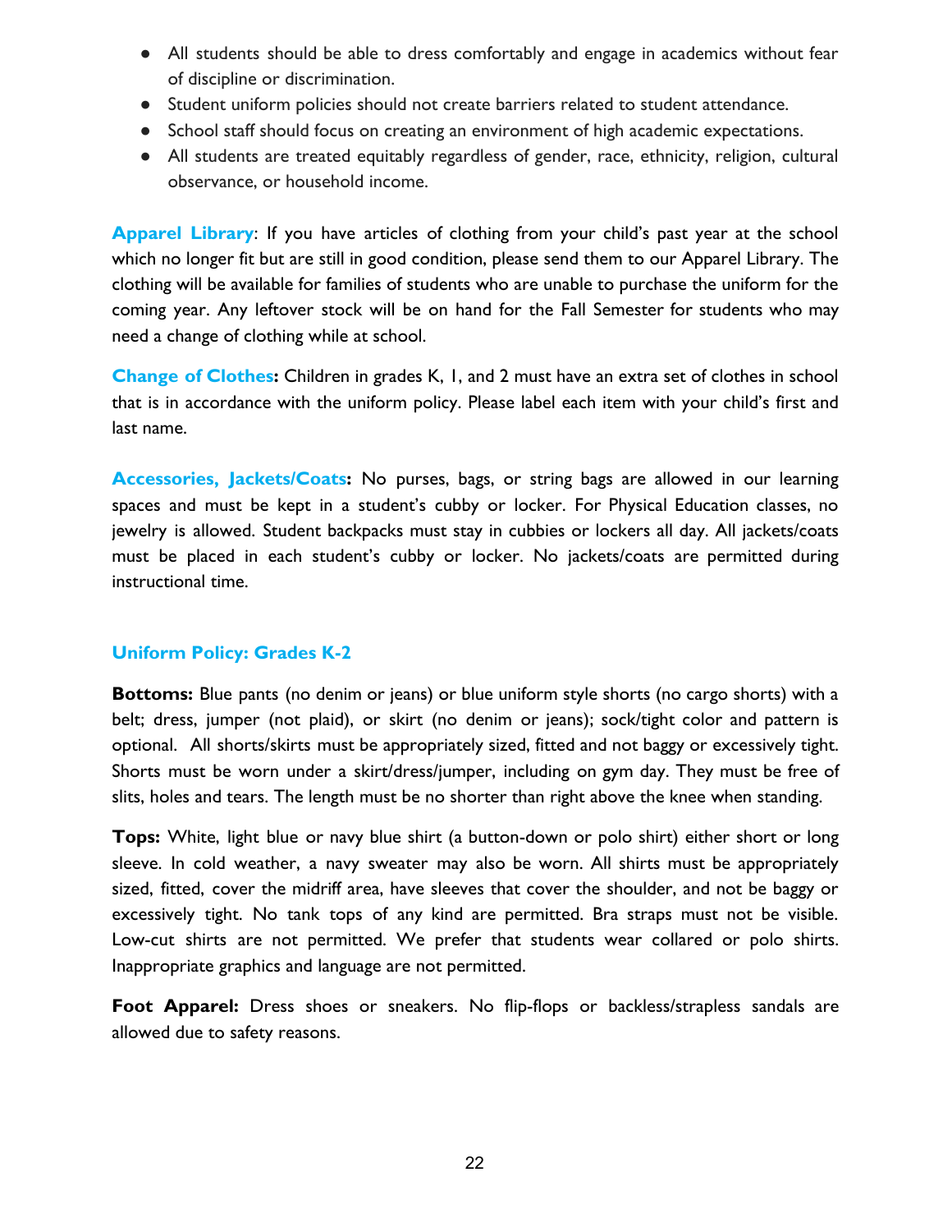- All students should be able to dress comfortably and engage in academics without fear of discipline or discrimination.
- Student uniform policies should not create barriers related to student attendance.
- School staff should focus on creating an environment of high academic expectations.
- All students are treated equitably regardless of gender, race, ethnicity, religion, cultural observance, or household income.

**Apparel Library**: If you have articles of clothing from your child's past year at the school which no longer fit but are still in good condition, please send them to our Apparel Library. The clothing will be available for families of students who are unable to purchase the uniform for the coming year. Any leftover stock will be on hand for the Fall Semester for students who may need a change of clothing while at school.

**Change of Clothes:** Children in grades K, 1, and 2 must have an extra set of clothes in school that is in accordance with the uniform policy. Please label each item with your child's first and last name.

**Accessories, Jackets/Coats:** No purses, bags, or string bags are allowed in our learning spaces and must be kept in a student's cubby or locker. For Physical Education classes, no jewelry is allowed. Student backpacks must stay in cubbies or lockers all day. All jackets/coats must be placed in each student's cubby or locker. No jackets/coats are permitted during instructional time.

## Uniform Policy: Grades K-2

**Bottoms:** Blue pants (no denim or jeans) or blue uniform style shorts (no cargo shorts) with a belt; dress, jumper (not plaid), or skirt (no denim or jeans); sock/tight color and pattern is optional. All shorts/skirts must be appropriately sized, fitted and not baggy or excessively tight. Shorts must be worn under a skirt/dress/jumper, including on gym day. They must be free of slits, holes and tears. The length must be no shorter than right above the knee when standing.

**Tops:** White, light blue or navy blue shirt (a button-down or polo shirt) either short or long sleeve. In cold weather, a navy sweater may also be worn. All shirts must be appropriately sized, fitted, cover the midriff area, have sleeves that cover the shoulder, and not be baggy or excessively tight. No tank tops of any kind are permitted. Bra straps must not be visible. Low-cut shirts are not permitted. We prefer that students wear collared or polo shirts. Inappropriate graphics and language are not permitted.

**Foot Apparel:** Dress shoes or sneakers. No flip-flops or backless/strapless sandals are allowed due to safety reasons.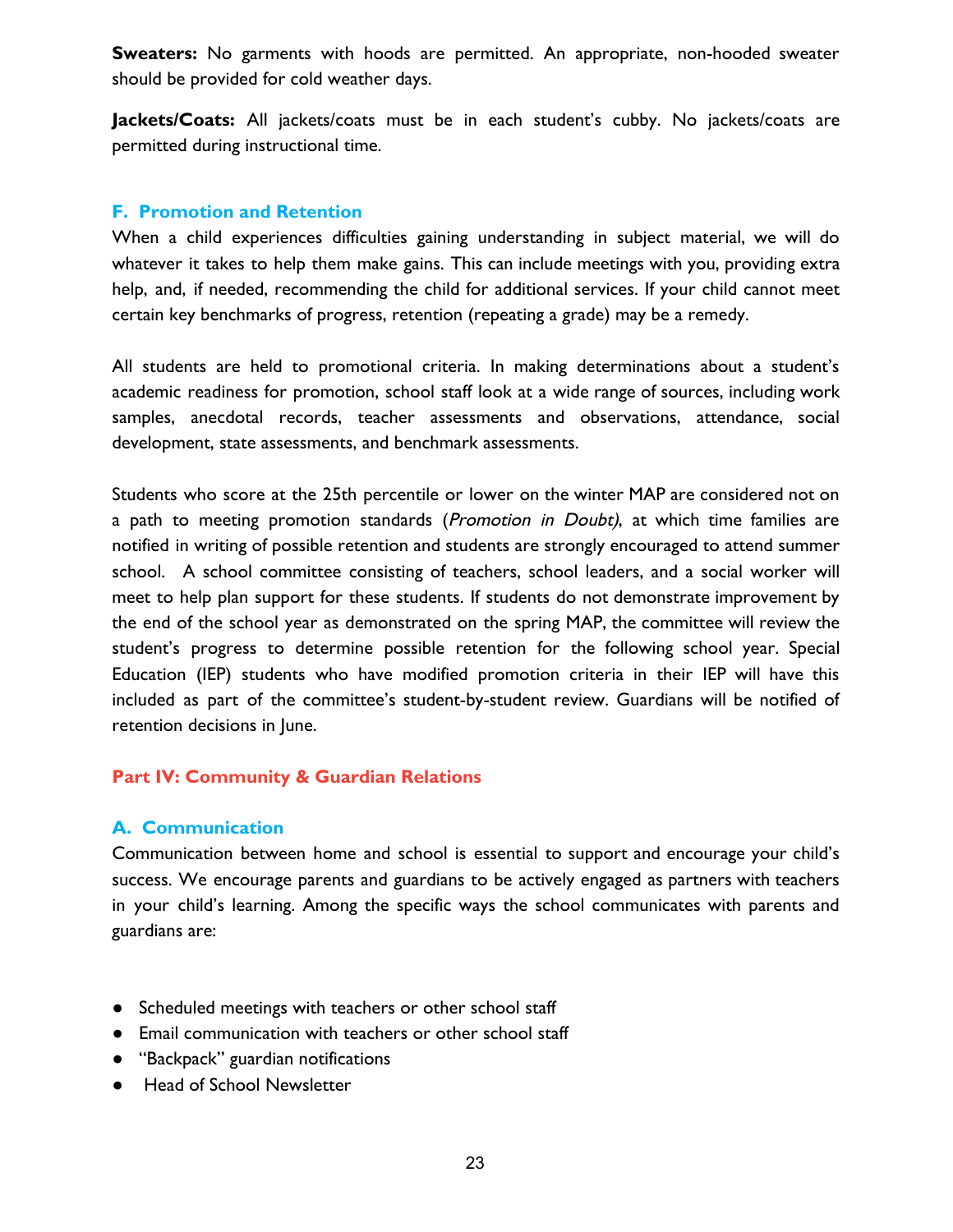**Sweaters:** No garments with hoods are permitted. An appropriate, non-hooded sweater should be provided for cold weather days.

**Jackets/Coats:** All jackets/coats must be in each student's cubby. No jackets/coats are permitted during instructional time.

### F. Promotion and Retention

When a child experiences difficulties gaining understanding in subject material, we will do whatever it takes to help them make gains. This can include meetings with you, providing extra help, and, if needed, recommending the child for additional services. If your child cannot meet certain key benchmarks of progress, retention (repeating a grade) may be a remedy.

All students are held to promotional criteria. In making determinations about a student's academic readiness for promotion, school staff look at a wide range of sources, including work samples, anecdotal records, teacher assessments and observations, attendance, social development, state assessments, and benchmark assessments.

Students who score at the 25th percentile or lower on the winter MAP are considered not on a path to meeting promotion standards (*Promotion in Doubt)*, at which time families are notified in writing of possible retention and students are strongly encouraged to attend summer school. A school committee consisting of teachers, school leaders, and a social worker will meet to help plan support for these students. If students do not demonstrate improvement by the end of the school year as demonstrated on the spring MAP, the committee will review the student's progress to determine possible retention for the following school year. Special Education (IEP) students who have modified promotion criteria in their IEP will have this included as part of the committee's student-by-student review. Guardians will be notified of retention decisions in June.

## Part IV: Community & Guardian Relations

### A. Communication

Communication between home and school is essential to support and encourage your child's success. We encourage parents and guardians to be actively engaged as partners with teachers in your child's learning. Among the specific ways the school communicates with parents and guardians are:

- Scheduled meetings with teachers or other school staff
- Email communication with teachers or other school staff
- "Backpack" guardian notifications
- Head of School Newsletter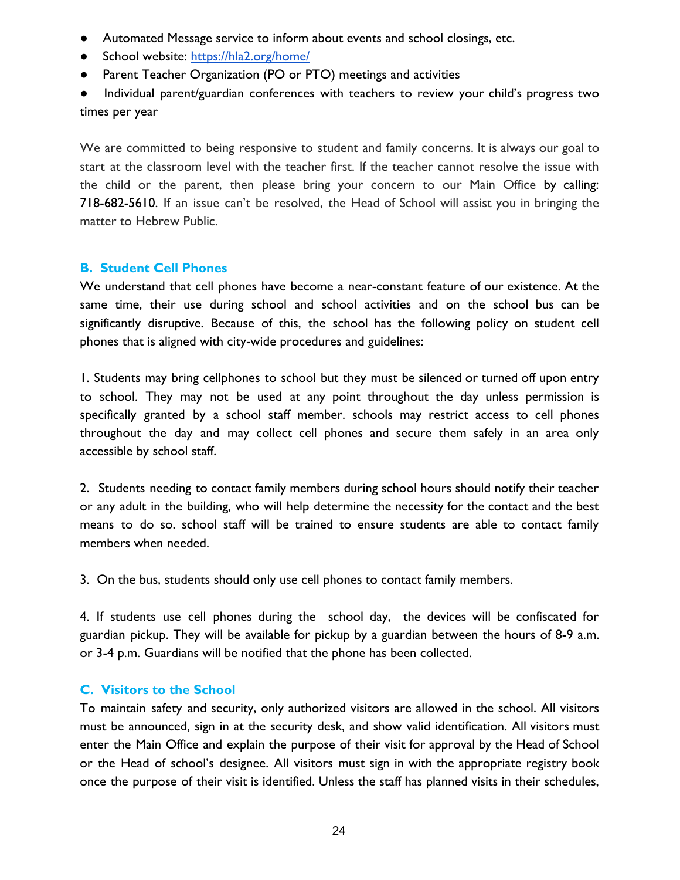- Automated Message service to inform about events and school closings, etc.
- School website: [https://hla2.org/home/](https://hla2.org/home/)
- Parent Teacher Organization (PO or PTO) meetings and activities
- Individual parent/guardian conferences with teachers to review your child's progress two times per year

We are committed to being responsive to student and family concerns. It is always our goal to start at the classroom level with the teacher first. If the teacher cannot resolve the issue with the child or the parent, then please bring your concern to our Main Office by calling: 718-682-5610. If an issue can't be resolved, the Head of School will assist you in bringing the matter to Hebrew Public.

### B. Student Cell Phones

We understand that cell phones have become a near-constant feature of our existence. At the same time, their use during school and school activities and on the school bus can be significantly disruptive. Because of this, the school has the following policy on student cell phones that is aligned with city-wide procedures and guidelines:

1. Students may bring cellphones to school but they must be silenced or turned off upon entry to school. They may not be used at any point throughout the day unless permission is specifically granted by a school staff member. schools may restrict access to cell phones throughout the day and may collect cell phones and secure them safely in an area only accessible by school staff.

2. Students needing to contact family members during school hours should notify their teacher or any adult in the building, who will help determine the necessity for the contact and the best means to do so. school staff will be trained to ensure students are able to contact family members when needed.

3. On the bus, students should only use cell phones to contact family members.

4. If students use cell phones during the school day, the devices will be confiscated for guardian pickup. They will be available for pickup by a guardian between the hours of 8-9 a.m. or 3-4 p.m. Guardians will be notified that the phone has been collected.

### C. Visitors to the School

To maintain safety and security, only authorized visitors are allowed in the school. All visitors must be announced, sign in at the security desk, and show valid identification. All visitors must enter the Main Office and explain the purpose of their visit for approval by the Head of School or the Head of school's designee. All visitors must sign in with the appropriate registry book once the purpose of their visit is identified. Unless the staff has planned visits in their schedules,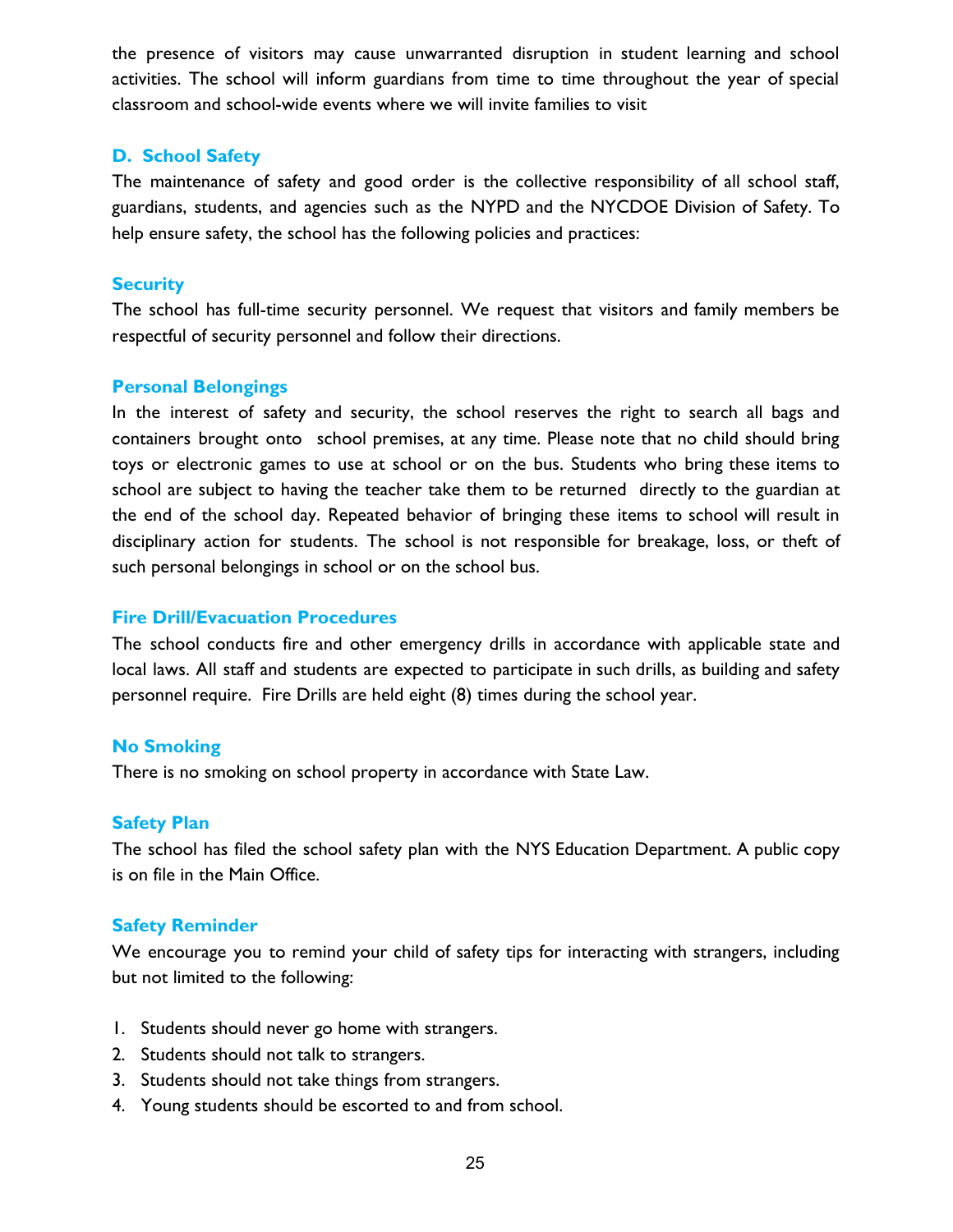the presence of visitors may cause unwarranted disruption in student learning and school activities. The school will inform guardians from time to time throughout the year of special classroom and school-wide events where we will invite families to visit

### D. School Safety

The maintenance of safety and good order is the collective responsibility of all school staff, guardians, students, and agencies such as the NYPD and the NYCDOE Division of Safety. To help ensure safety, the school has the following policies and practices:

#### Security

The school has full-time security personnel. We request that visitors and family members be respectful of security personnel and follow their directions.

#### Personal Belongings

In the interest of safety and security, the school reserves the right to search all bags and containers brought onto school premises, at any time. Please note that no child should bring toys or electronic games to use at school or on the bus. Students who bring these items to school are subject to having the teacher take them to be returned directly to the guardian at the end of the school day. Repeated behavior of bringing these items to school will result in disciplinary action for students. The school is not responsible for breakage, loss, or theft of such personal belongings in school or on the school bus.

#### Fire Drill/Evacuation Procedures

The school conducts fire and other emergency drills in accordance with applicable state and local laws. All staff and students are expected to participate in such drills, as building and safety personnel require. Fire Drills are held eight (8) times during the school year.

#### No Smoking

There is no smoking on school property in accordance with State Law.

#### Safety Plan

The school has filed the school safety plan with the NYS Education Department. A public copy is on file in the Main Office.

#### Safety Reminder

We encourage you to remind your child of safety tips for interacting with strangers, including but not limited to the following:

1. Students should never go home with strangers.
2. Students should not talk to strangers.
3. Students should not take things from strangers.
4. Young students should be escorted to and from school.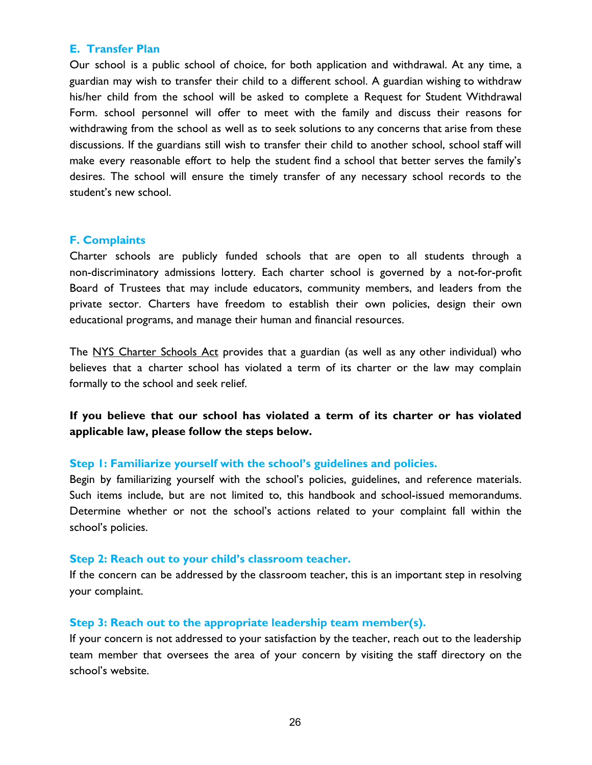### E. Transfer Plan

Our school is a public school of choice, for both application and withdrawal. At any time, a guardian may wish to transfer their child to a different school. A guardian wishing to withdraw his/her child from the school will be asked to complete a Request for Student Withdrawal Form. school personnel will offer to meet with the family and discuss their reasons for withdrawing from the school as well as to seek solutions to any concerns that arise from these discussions. If the guardians still wish to transfer their child to another school, school staff will make every reasonable effort to help the student find a school that better serves the family's desires. The school will ensure the timely transfer of any necessary school records to the student's new school.

### F. Complaints

Charter schools are publicly funded schools that are open to all students through a non-discriminatory admissions lottery. Each charter school is governed by a not-for-profit Board of Trustees that may include educators, community members, and leaders from the private sector. Charters have freedom to establish their own policies, design their own educational programs, and manage their human and financial resources.

The NYS Charter Schools Act provides that a guardian (as well as any other individual) who believes that a charter school has violated a term of its charter or the law may complain formally to the school and seek relief.

**If you believe that our school has violated a term of its charter or has violated applicable law, please follow the steps below.**

#### Step 1: Familiarize yourself with the school's guidelines and policies.

Begin by familiarizing yourself with the school's policies, guidelines, and reference materials. Such items include, but are not limited to, this handbook and school-issued memorandums. Determine whether or not the school's actions related to your complaint fall within the school's policies.

#### Step 2: Reach out to your child's classroom teacher.

If the concern can be addressed by the classroom teacher, this is an important step in resolving your complaint.

#### Step 3: Reach out to the appropriate leadership team member(s).

If your concern is not addressed to your satisfaction by the teacher, reach out to the leadership team member that oversees the area of your concern by visiting the staff directory on the school's website.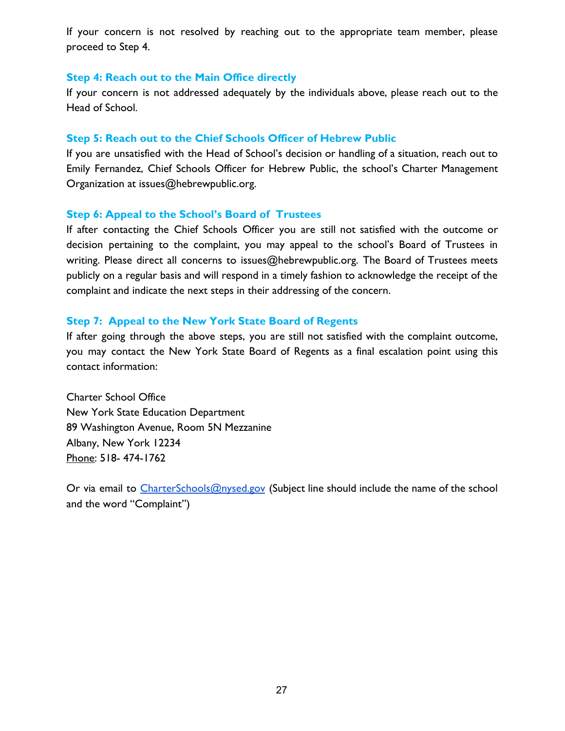If your concern is not resolved by reaching out to the appropriate team member, please proceed to Step 4.

### Step 4: Reach out to the Main Office directly

If your concern is not addressed adequately by the individuals above, please reach out to the Head of School.

### Step 5: Reach out to the Chief Schools Officer of Hebrew Public

If you are unsatisfied with the Head of School's decision or handling of a situation, reach out to Emily Fernandez, Chief Schools Officer for Hebrew Public, the school's Charter Management Organization at issues@hebrewpublic.org.

### Step 6: Appeal to the School's Board of Trustees

If after contacting the Chief Schools Officer you are still not satisfied with the outcome or decision pertaining to the complaint, you may appeal to the school's Board of Trustees in writing. Please direct all concerns to issues@hebrewpublic.org. The Board of Trustees meets publicly on a regular basis and will respond in a timely fashion to acknowledge the receipt of the complaint and indicate the next steps in their addressing of the concern.

### Step 7: Appeal to the New York State Board of Regents

If after going through the above steps, you are still not satisfied with the complaint outcome, you may contact the New York State Board of Regents as a final escalation point using this contact information:

Charter School Office
New York State Education Department
89 Washington Avenue, Room 5N Mezzanine
Albany, New York 12234
Phone: 518- 474-1762

Or via email to [CharterSchools@nysed.gov](mailto:CharterSchools@nysed.gov) (Subject line should include the name of the school and the word "Complaint")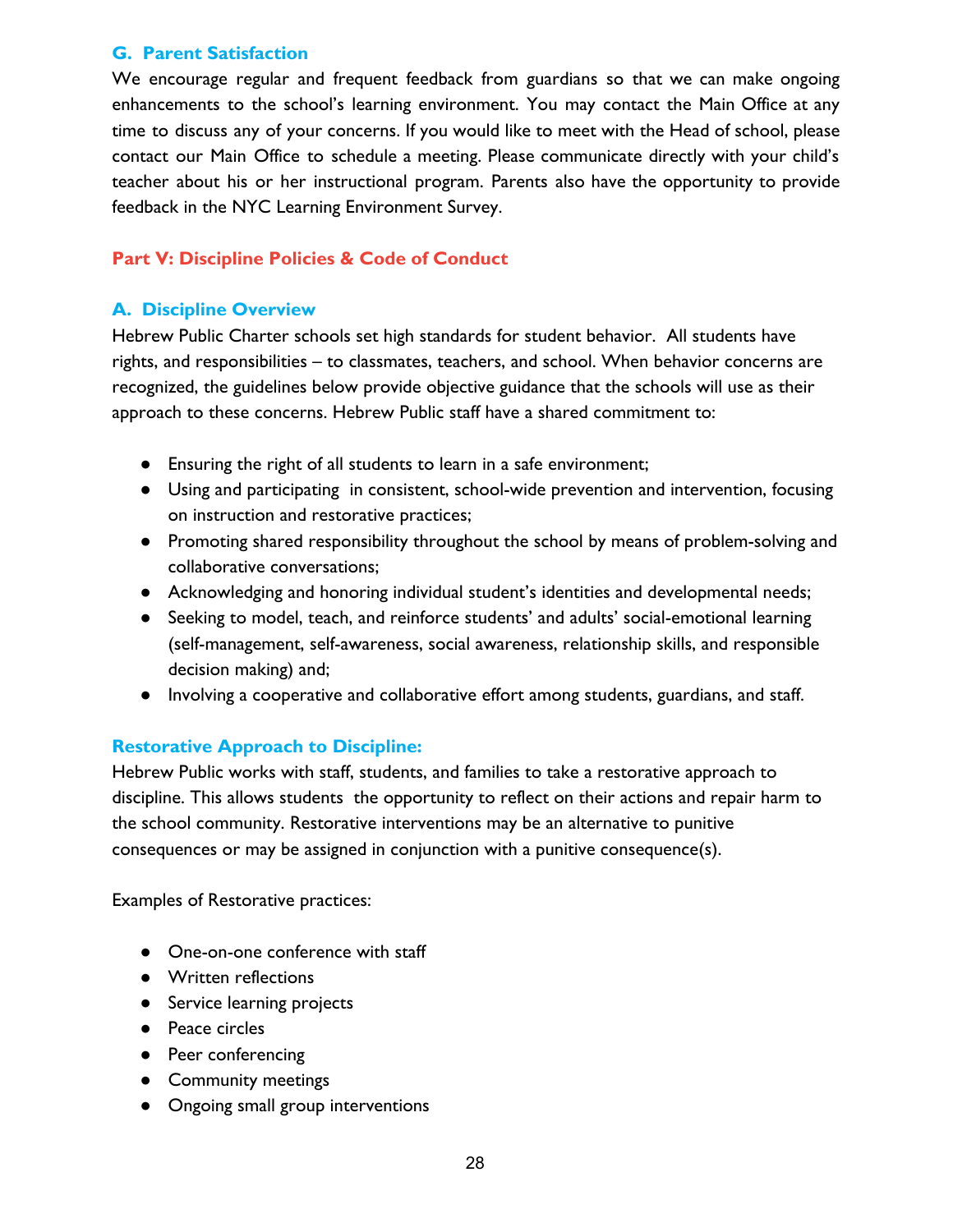### G. Parent Satisfaction

We encourage regular and frequent feedback from guardians so that we can make ongoing enhancements to the school's learning environment. You may contact the Main Office at any time to discuss any of your concerns. If you would like to meet with the Head of school, please contact our Main Office to schedule a meeting. Please communicate directly with your child's teacher about his or her instructional program. Parents also have the opportunity to provide feedback in the NYC Learning Environment Survey.

## Part V: Discipline Policies & Code of Conduct

### A. Discipline Overview

Hebrew Public Charter schools set high standards for student behavior. All students have rights, and responsibilities – to classmates, teachers, and school. When behavior concerns are recognized, the guidelines below provide objective guidance that the schools will use as their approach to these concerns. Hebrew Public staff have a shared commitment to:

- Ensuring the right of all students to learn in a safe environment;
- Using and participating in consistent, school-wide prevention and intervention, focusing on instruction and restorative practices;
- Promoting shared responsibility throughout the school by means of problem-solving and collaborative conversations;
- Acknowledging and honoring individual student's identities and developmental needs;
- Seeking to model, teach, and reinforce students' and adults' social-emotional learning (self-management, self-awareness, social awareness, relationship skills, and responsible decision making) and;
- Involving a cooperative and collaborative effort among students, guardians, and staff.

### Restorative Approach to Discipline:

Hebrew Public works with staff, students, and families to take a restorative approach to discipline. This allows students the opportunity to reflect on their actions and repair harm to the school community. Restorative interventions may be an alternative to punitive consequences or may be assigned in conjunction with a punitive consequence(s).

Examples of Restorative practices:

- One-on-one conference with staff
- Written reflections
- Service learning projects
- Peace circles
- Peer conferencing
- Community meetings
- Ongoing small group interventions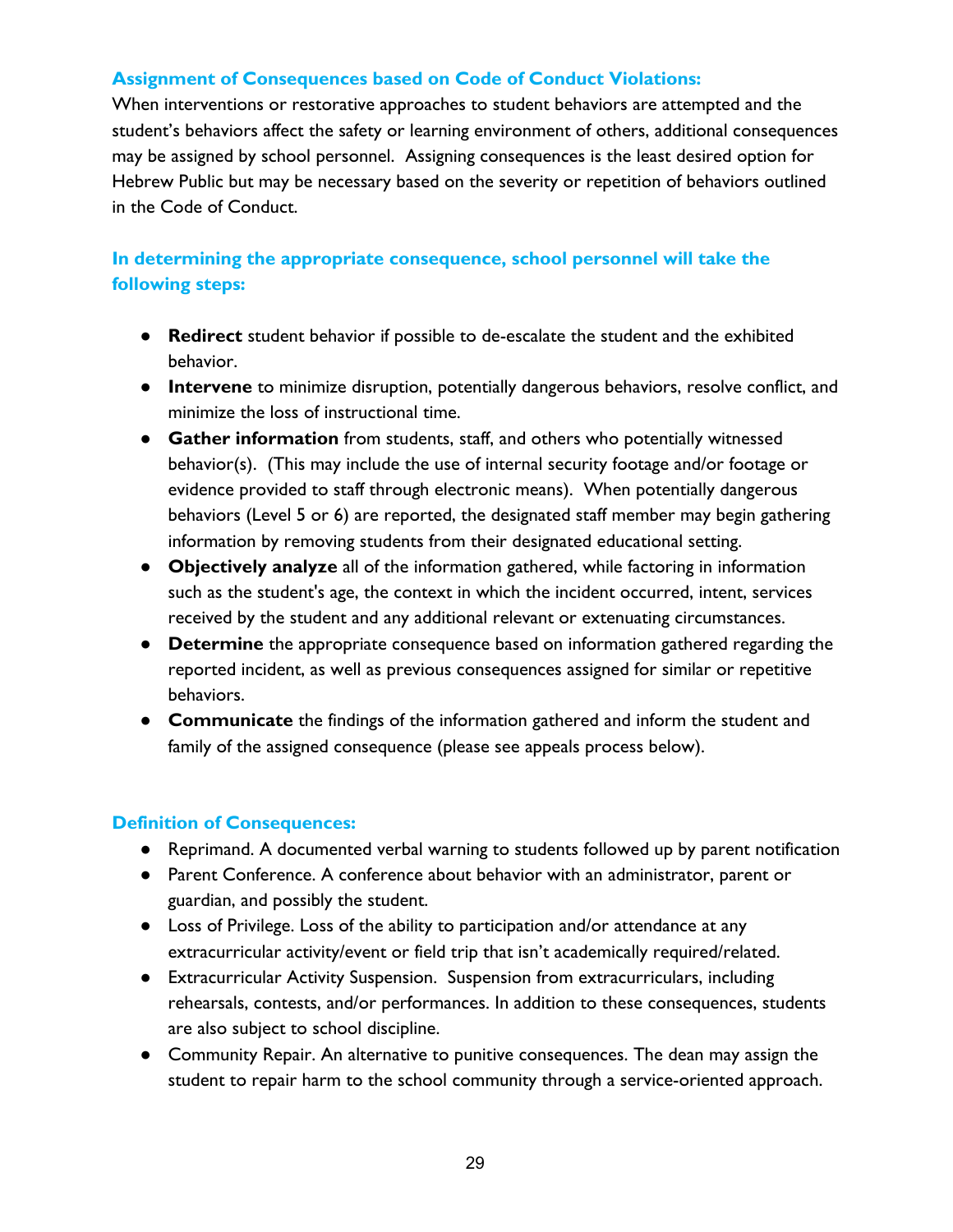### Assignment of Consequences based on Code of Conduct Violations:

When interventions or restorative approaches to student behaviors are attempted and the student's behaviors affect the safety or learning environment of others, additional consequences may be assigned by school personnel. Assigning consequences is the least desired option for Hebrew Public but may be necessary based on the severity or repetition of behaviors outlined in the Code of Conduct.

### In determining the appropriate consequence, school personnel will take the following steps:

- **Redirect** student behavior if possible to de-escalate the student and the exhibited behavior.
- **Intervene** to minimize disruption, potentially dangerous behaviors, resolve conflict, and minimize the loss of instructional time.
- **Gather information** from students, staff, and others who potentially witnessed behavior(s). (This may include the use of internal security footage and/or footage or evidence provided to staff through electronic means). When potentially dangerous behaviors (Level 5 or 6) are reported, the designated staff member may begin gathering information by removing students from their designated educational setting.
- **Objectively analyze** all of the information gathered, while factoring in information such as the student's age, the context in which the incident occurred, intent, services received by the student and any additional relevant or extenuating circumstances.
- **Determine** the appropriate consequence based on information gathered regarding the reported incident, as well as previous consequences assigned for similar or repetitive behaviors.
- **Communicate** the findings of the information gathered and inform the student and family of the assigned consequence (please see appeals process below).

### Definition of Consequences:

- Reprimand. A documented verbal warning to students followed up by parent notification
- Parent Conference. A conference about behavior with an administrator, parent or guardian, and possibly the student.
- Loss of Privilege. Loss of the ability to participation and/or attendance at any extracurricular activity/event or field trip that isn't academically required/related.
- Extracurricular Activity Suspension. Suspension from extracurriculars, including rehearsals, contests, and/or performances. In addition to these consequences, students are also subject to school discipline.
- Community Repair. An alternative to punitive consequences. The dean may assign the student to repair harm to the school community through a service-oriented approach.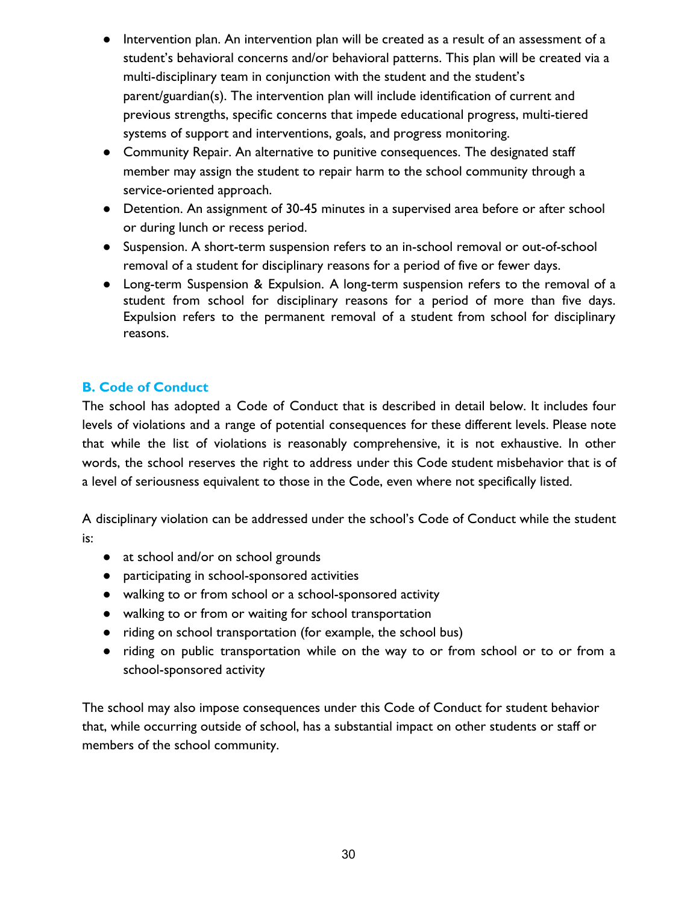- Intervention plan. An intervention plan will be created as a result of an assessment of a student's behavioral concerns and/or behavioral patterns. This plan will be created via a multi-disciplinary team in conjunction with the student and the student's parent/guardian(s). The intervention plan will include identification of current and previous strengths, specific concerns that impede educational progress, multi-tiered systems of support and interventions, goals, and progress monitoring.
- Community Repair. An alternative to punitive consequences. The designated staff member may assign the student to repair harm to the school community through a service-oriented approach.
- Detention. An assignment of 30-45 minutes in a supervised area before or after school or during lunch or recess period.
- Suspension. A short-term suspension refers to an in-school removal or out-of-school removal of a student for disciplinary reasons for a period of five or fewer days.
- Long-term Suspension & Expulsion. A long-term suspension refers to the removal of a student from school for disciplinary reasons for a period of more than five days. Expulsion refers to the permanent removal of a student from school for disciplinary reasons.

### B. Code of Conduct

The school has adopted a Code of Conduct that is described in detail below. It includes four levels of violations and a range of potential consequences for these different levels. Please note that while the list of violations is reasonably comprehensive, it is not exhaustive. In other words, the school reserves the right to address under this Code student misbehavior that is of a level of seriousness equivalent to those in the Code, even where not specifically listed.

A disciplinary violation can be addressed under the school's Code of Conduct while the student is:

- at school and/or on school grounds
- participating in school-sponsored activities
- walking to or from school or a school-sponsored activity
- walking to or from or waiting for school transportation
- riding on school transportation (for example, the school bus)
- riding on public transportation while on the way to or from school or to or from a school-sponsored activity

The school may also impose consequences under this Code of Conduct for student behavior that, while occurring outside of school, has a substantial impact on other students or staff or members of the school community.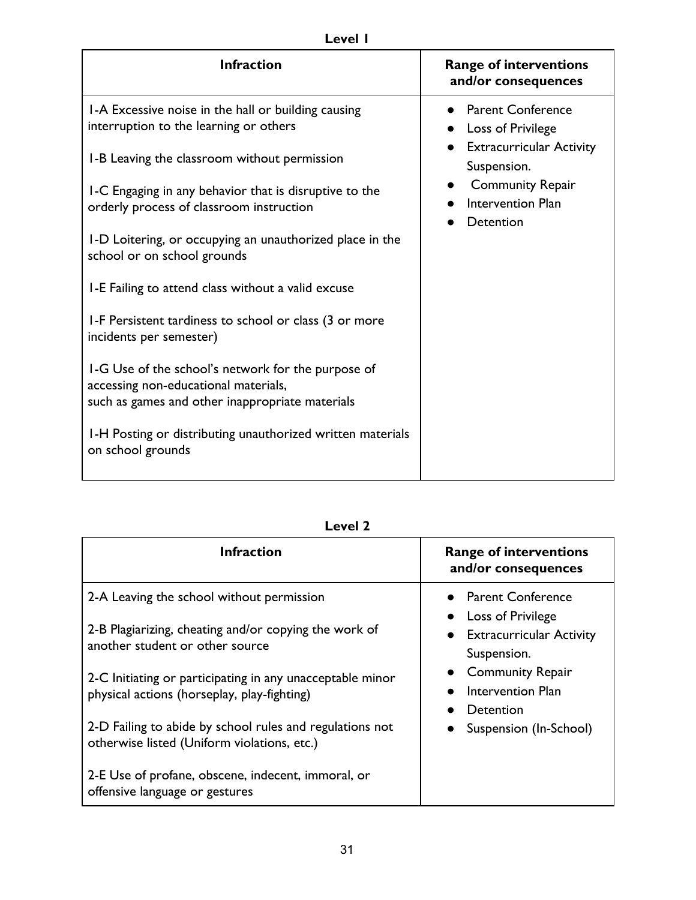**Level 1**

| Infraction | Range of interventions and/or consequences |
|---|---|
| 1-A Excessive noise in the hall or building causing interruption to the learning or others<br><br>1-B Leaving the classroom without permission<br><br>1-C Engaging in any behavior that is disruptive to the orderly process of classroom instruction<br><br>1-D Loitering, or occupying an unauthorized place in the school or on school grounds<br><br>1-E Failing to attend class without a valid excuse<br><br>1-F Persistent tardiness to school or class (3 or more incidents per semester)<br><br>1-G Use of the school's network for the purpose of accessing non-educational materials, such as games and other inappropriate materials<br><br>1-H Posting or distributing unauthorized written materials on school grounds | • Parent Conference<br>• Loss of Privilege<br>• Extracurricular Activity Suspension.<br>• Community Repair<br>• Intervention Plan<br>• Detention |

**Level 2**

| Infraction | Range of interventions and/or consequences |
|---|---|
| 2-A Leaving the school without permission<br><br>2-B Plagiarizing, cheating and/or copying the work of another student or other source<br><br>2-C Initiating or participating in any unacceptable minor physical actions (horseplay, play-fighting)<br><br>2-D Failing to abide by school rules and regulations not otherwise listed (Uniform violations, etc.)<br><br>2-E Use of profane, obscene, indecent, immoral, or offensive language or gestures | • Parent Conference<br>• Loss of Privilege<br>• Extracurricular Activity Suspension.<br>• Community Repair<br>• Intervention Plan<br>• Detention<br>• Suspension (In-School) |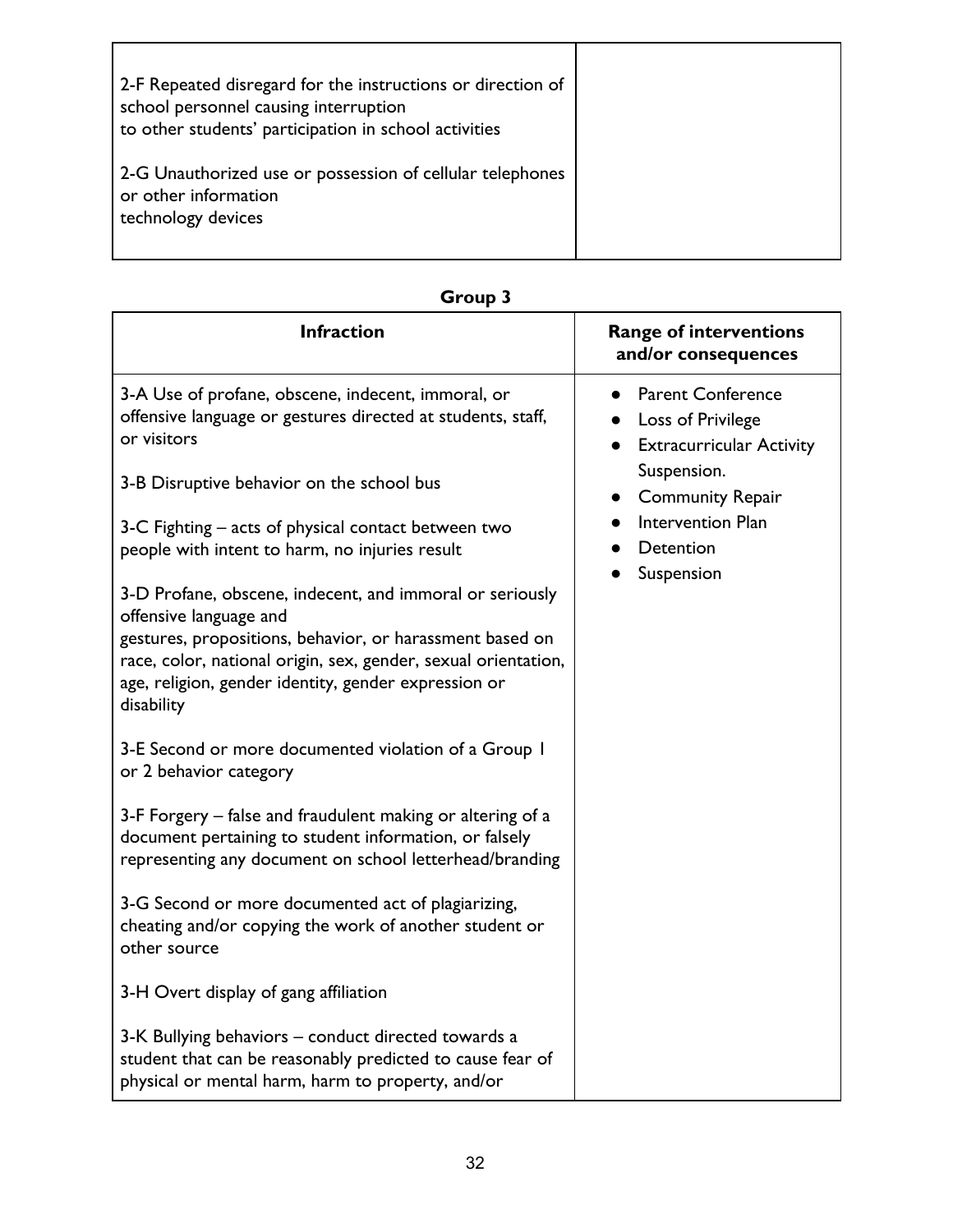| | |
|---|---|
| 2-F Repeated disregard for the instructions or direction of school personnel causing interruption to other students' participation in school activities<br><br>2-G Unauthorized use or possession of cellular telephones or other information technology devices | |

**Group 3**

| Infraction | Range of interventions and/or consequences |
|---|---|
| 3-A Use of profane, obscene, indecent, immoral, or offensive language or gestures directed at students, staff, or visitors<br><br>3-B Disruptive behavior on the school bus<br><br>3-C Fighting – acts of physical contact between two people with intent to harm, no injuries result<br><br>3-D Profane, obscene, indecent, and immoral or seriously offensive language and gestures, propositions, behavior, or harassment based on race, color, national origin, sex, gender, sexual orientation, age, religion, gender identity, gender expression or disability<br><br>3-E Second or more documented violation of a Group 1 or 2 behavior category<br><br>3-F Forgery – false and fraudulent making or altering of a document pertaining to student information, or falsely representing any document on school letterhead/branding<br><br>3-G Second or more documented act of plagiarizing, cheating and/or copying the work of another student or other source<br><br>3-H Overt display of gang affiliation<br><br>3-K Bullying behaviors – conduct directed towards a student that can be reasonably predicted to cause fear of physical or mental harm, harm to property, and/or | • Parent Conference<br>• Loss of Privilege<br>• Extracurricular Activity Suspension.<br>• Community Repair<br>• Intervention Plan<br>• Detention<br>• Suspension |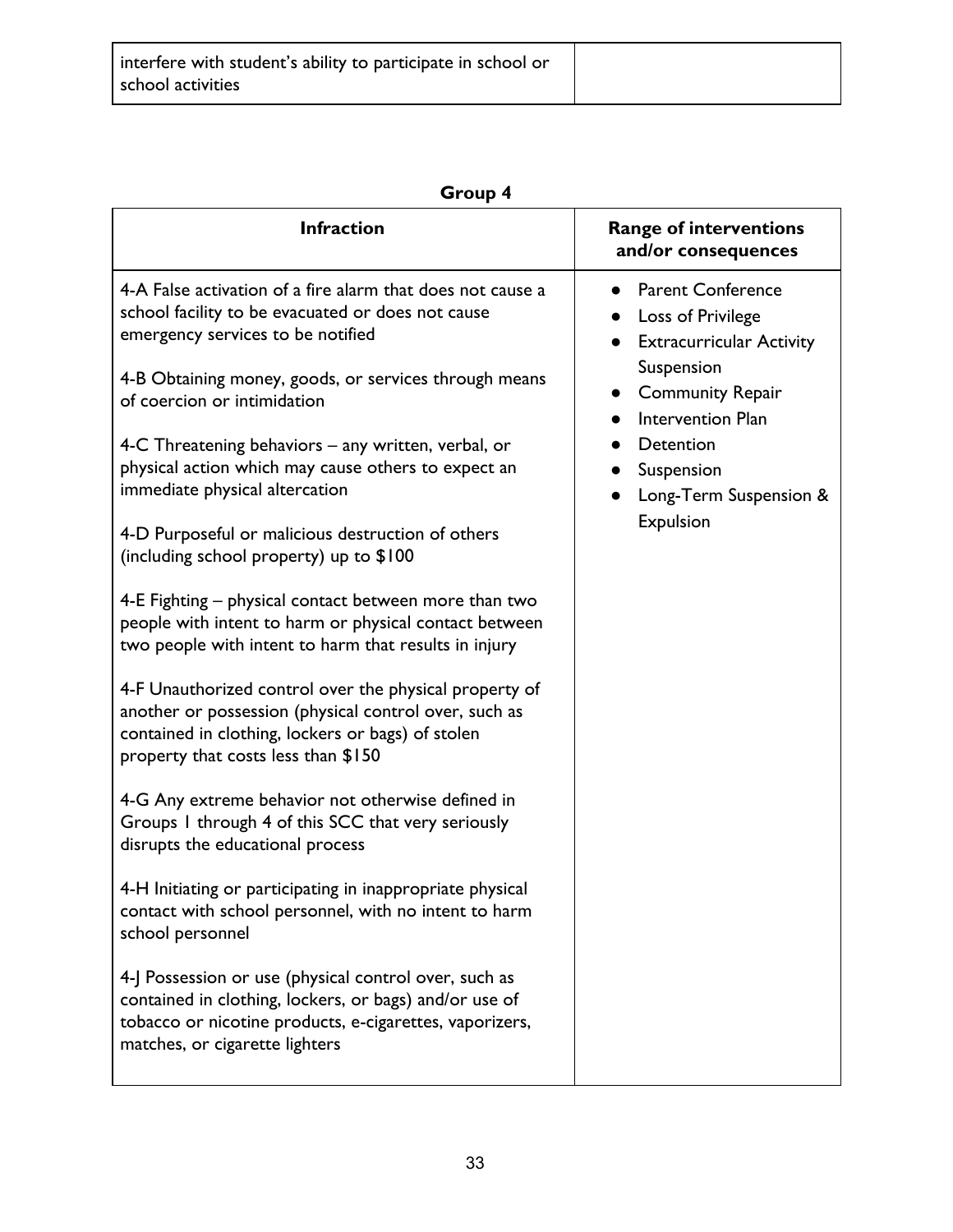| | |
|---|---|
| interfere with student's ability to participate in school or school activities | |

**Group 4**

| Infraction | Range of interventions and/or consequences |
|---|---|
| 4-A False activation of a fire alarm that does not cause a school facility to be evacuated or does not cause emergency services to be notified<br><br>4-B Obtaining money, goods, or services through means of coercion or intimidation<br><br>4-C Threatening behaviors – any written, verbal, or physical action which may cause others to expect an immediate physical altercation<br><br>4-D Purposeful or malicious destruction of others (including school property) up to $100<br><br>4-E Fighting – physical contact between more than two people with intent to harm or physical contact between two people with intent to harm that results in injury<br><br>4-F Unauthorized control over the physical property of another or possession (physical control over, such as contained in clothing, lockers or bags) of stolen property that costs less than $150<br><br>4-G Any extreme behavior not otherwise defined in Groups 1 through 4 of this SCC that very seriously disrupts the educational process<br><br>4-H Initiating or participating in inappropriate physical contact with school personnel, with no intent to harm school personnel<br><br>4-J Possession or use (physical control over, such as contained in clothing, lockers, or bags) and/or use of tobacco or nicotine products, e-cigarettes, vaporizers, matches, or cigarette lighters | • Parent Conference<br>• Loss of Privilege<br>• Extracurricular Activity Suspension<br>• Community Repair<br>• Intervention Plan<br>• Detention<br>• Suspension<br>• Long-Term Suspension & Expulsion |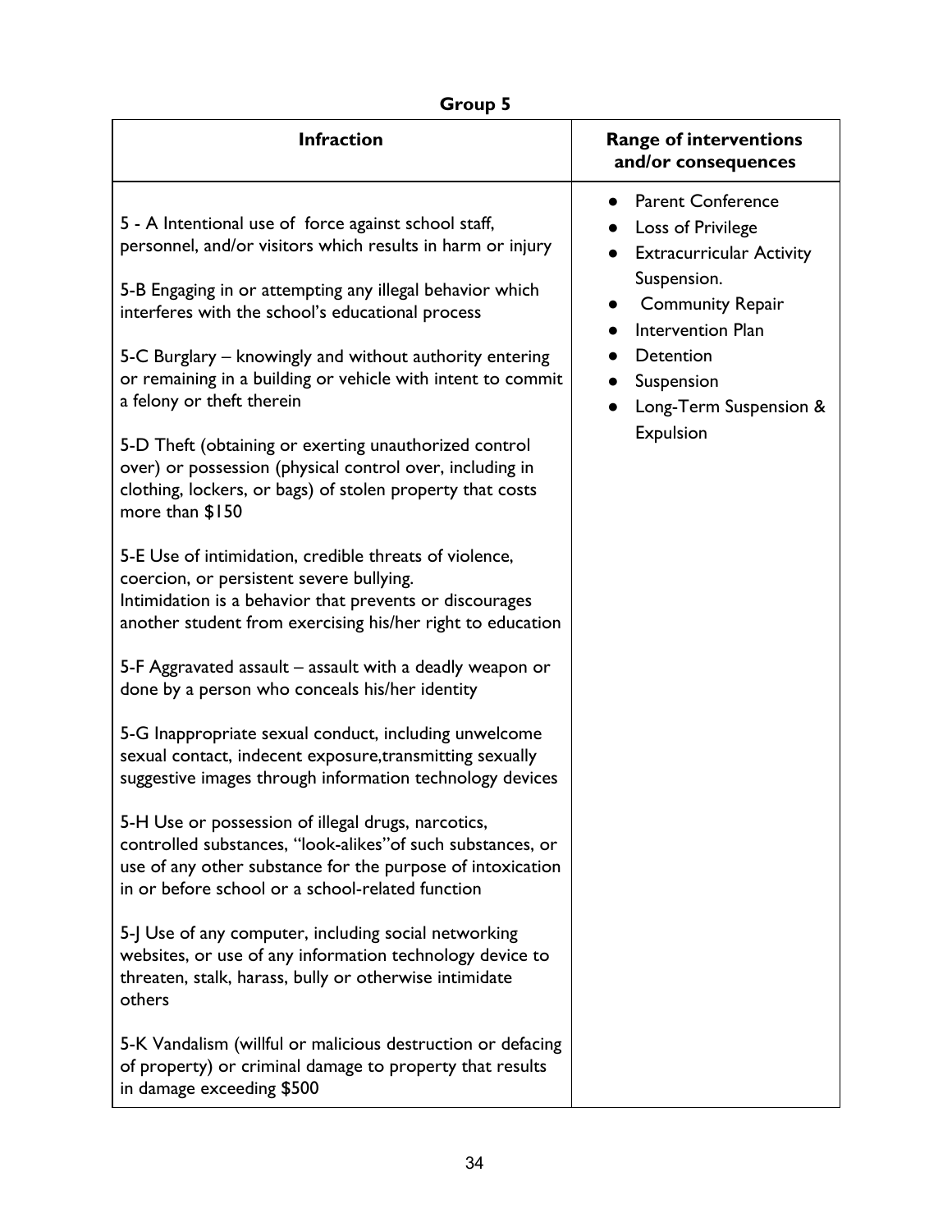## Group 5

| Infraction | Range of interventions and/or consequences |
|---|---|
| 5 - A Intentional use of force against school staff, personnel, and/or visitors which results in harm or injury<br><br>5-B Engaging in or attempting any illegal behavior which interferes with the school's educational process<br><br>5-C Burglary – knowingly and without authority entering or remaining in a building or vehicle with intent to commit a felony or theft therein<br><br>5-D Theft (obtaining or exerting unauthorized control over) or possession (physical control over, including in clothing, lockers, or bags) of stolen property that costs more than $150<br><br>5-E Use of intimidation, credible threats of violence, coercion, or persistent severe bullying.<br>Intimidation is a behavior that prevents or discourages another student from exercising his/her right to education<br><br>5-F Aggravated assault – assault with a deadly weapon or done by a person who conceals his/her identity<br><br>5-G Inappropriate sexual conduct, including unwelcome sexual contact, indecent exposure,transmitting sexually suggestive images through information technology devices<br><br>5-H Use or possession of illegal drugs, narcotics, controlled substances, "look-alikes"of such substances, or use of any other substance for the purpose of intoxication in or before school or a school-related function<br><br>5-J Use of any computer, including social networking websites, or use of any information technology device to threaten, stalk, harass, bully or otherwise intimidate others<br><br>5-K Vandalism (willful or malicious destruction or defacing of property) or criminal damage to property that results in damage exceeding $500 | • Parent Conference<br>• Loss of Privilege<br>• Extracurricular Activity Suspension.<br>• Community Repair<br>• Intervention Plan<br>• Detention<br>• Suspension<br>• Long-Term Suspension & Expulsion |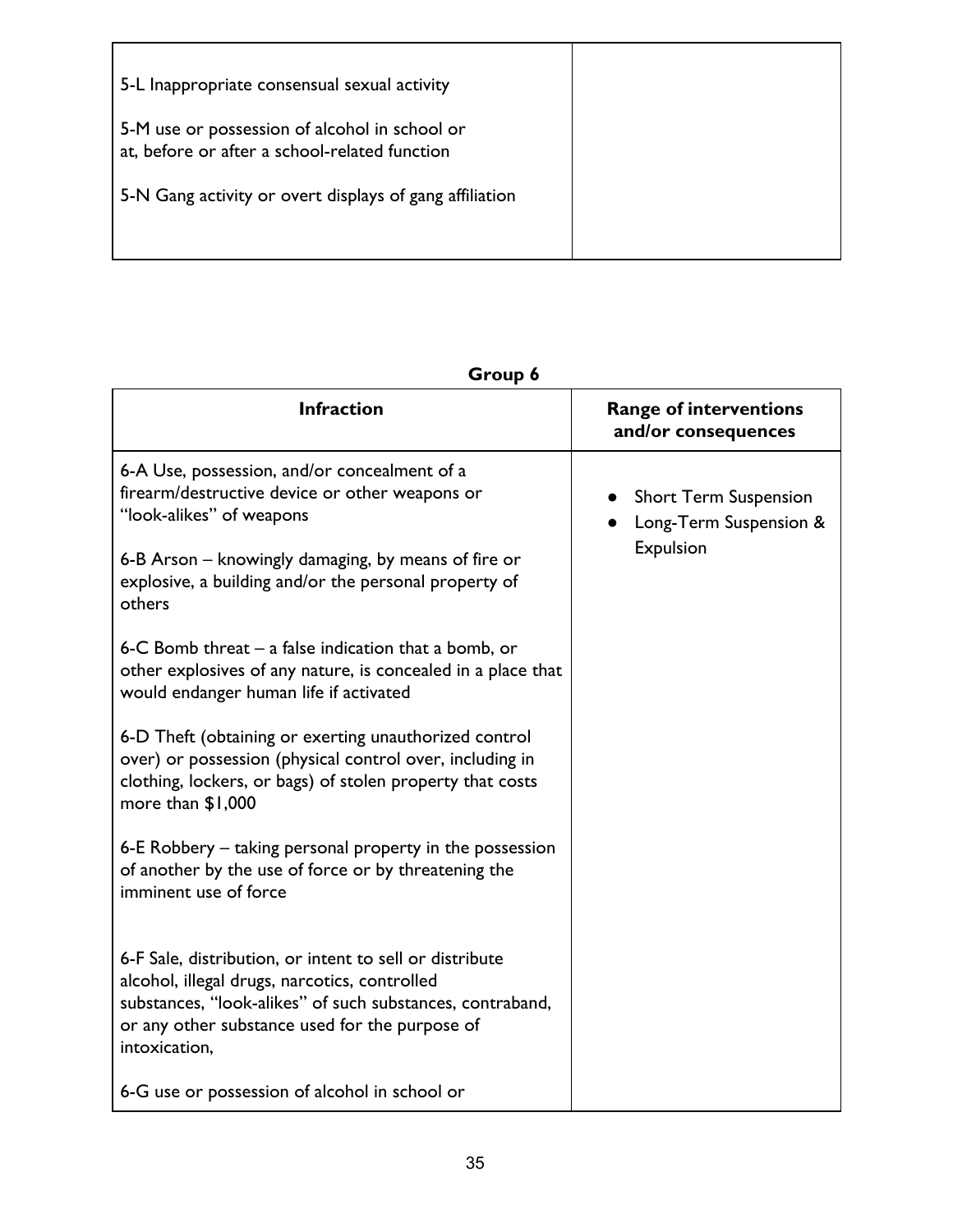| | |
|---|---|
| 5-L Inappropriate consensual sexual activity<br><br>5-M use or possession of alcohol in school or at, before or after a school-related function<br><br>5-N Gang activity or overt displays of gang affiliation | |

**Group 6**

| Infraction | Range of interventions and/or consequences |
|---|---|
| 6-A Use, possession, and/or concealment of a firearm/destructive device or other weapons or "look-alikes" of weapons<br><br>6-B Arson – knowingly damaging, by means of fire or explosive, a building and/or the personal property of others<br><br>6-C Bomb threat – a false indication that a bomb, or other explosives of any nature, is concealed in a place that would endanger human life if activated<br><br>6-D Theft (obtaining or exerting unauthorized control over) or possession (physical control over, including in clothing, lockers, or bags) of stolen property that costs more than $1,000<br><br>6-E Robbery – taking personal property in the possession of another by the use of force or by threatening the imminent use of force<br><br>6-F Sale, distribution, or intent to sell or distribute alcohol, illegal drugs, narcotics, controlled substances, "look-alikes" of such substances, contraband, or any other substance used for the purpose of intoxication,<br><br>6-G use or possession of alcohol in school or | • Short Term Suspension<br>• Long-Term Suspension & Expulsion |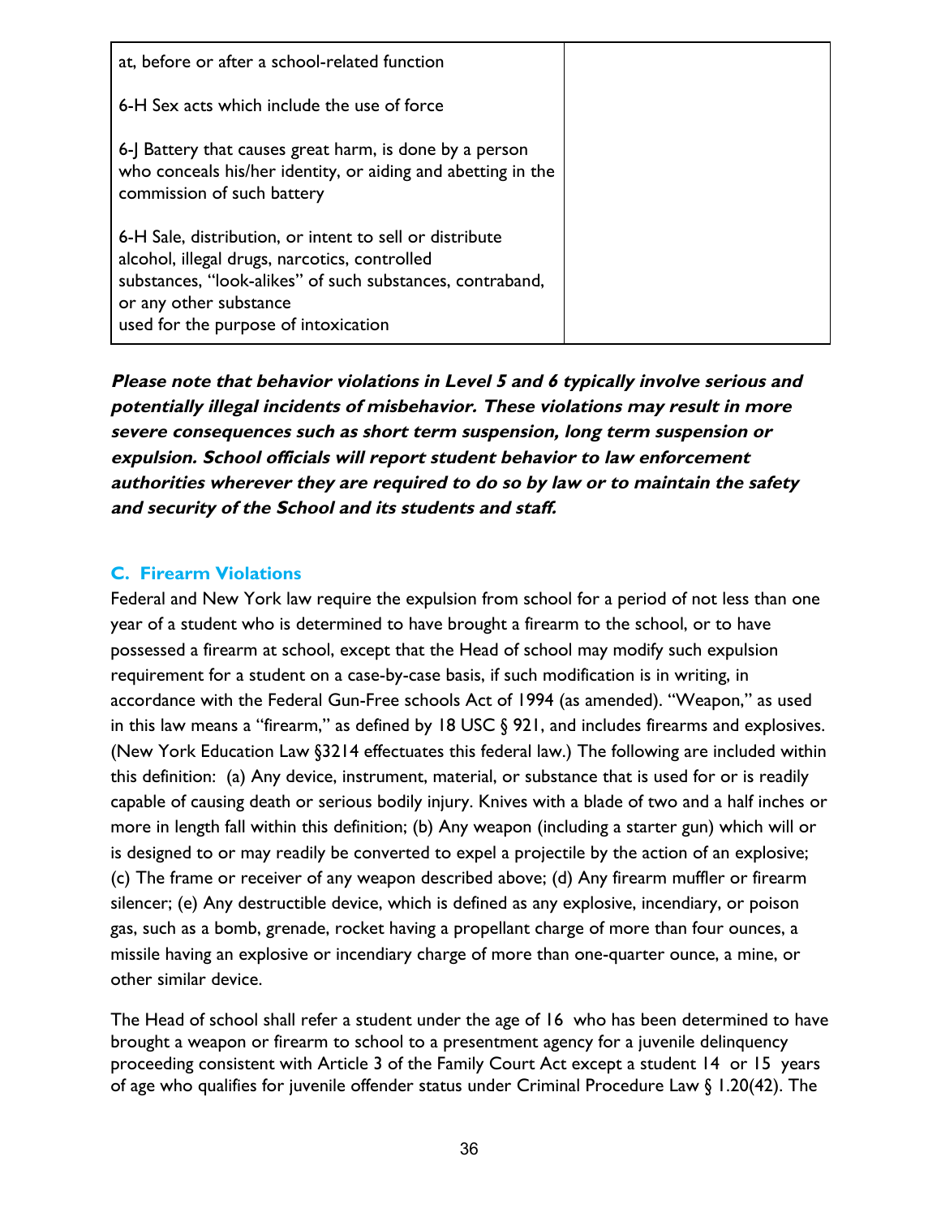| | |
|---|---|
| at, before or after a school-related function<br><br>6-H Sex acts which include the use of force<br><br>6-J Battery that causes great harm, is done by a person who conceals his/her identity, or aiding and abetting in the commission of such battery<br><br>6-H Sale, distribution, or intent to sell or distribute alcohol, illegal drugs, narcotics, controlled substances, "look-alikes" of such substances, contraband, or any other substance used for the purpose of intoxication | |

***Please note that behavior violations in Level 5 and 6 typically involve serious and potentially illegal incidents of misbehavior. These violations may result in more severe consequences such as short term suspension, long term suspension or expulsion. School officials will report student behavior to law enforcement authorities wherever they are required to do so by law or to maintain the safety and security of the School and its students and staff.***

### C. Firearm Violations

Federal and New York law require the expulsion from school for a period of not less than one year of a student who is determined to have brought a firearm to the school, or to have possessed a firearm at school, except that the Head of school may modify such expulsion requirement for a student on a case-by-case basis, if such modification is in writing, in accordance with the Federal Gun-Free schools Act of 1994 (as amended). "Weapon," as used in this law means a "firearm," as defined by 18 USC § 921, and includes firearms and explosives. (New York Education Law §3214 effectuates this federal law.) The following are included within this definition: (a) Any device, instrument, material, or substance that is used for or is readily capable of causing death or serious bodily injury. Knives with a blade of two and a half inches or more in length fall within this definition; (b) Any weapon (including a starter gun) which will or is designed to or may readily be converted to expel a projectile by the action of an explosive; (c) The frame or receiver of any weapon described above; (d) Any firearm muffler or firearm silencer; (e) Any destructible device, which is defined as any explosive, incendiary, or poison gas, such as a bomb, grenade, rocket having a propellant charge of more than four ounces, a missile having an explosive or incendiary charge of more than one-quarter ounce, a mine, or other similar device.

The Head of school shall refer a student under the age of 16 who has been determined to have brought a weapon or firearm to school to a presentment agency for a juvenile delinquency proceeding consistent with Article 3 of the Family Court Act except a student 14 or 15 years of age who qualifies for juvenile offender status under Criminal Procedure Law § 1.20(42). The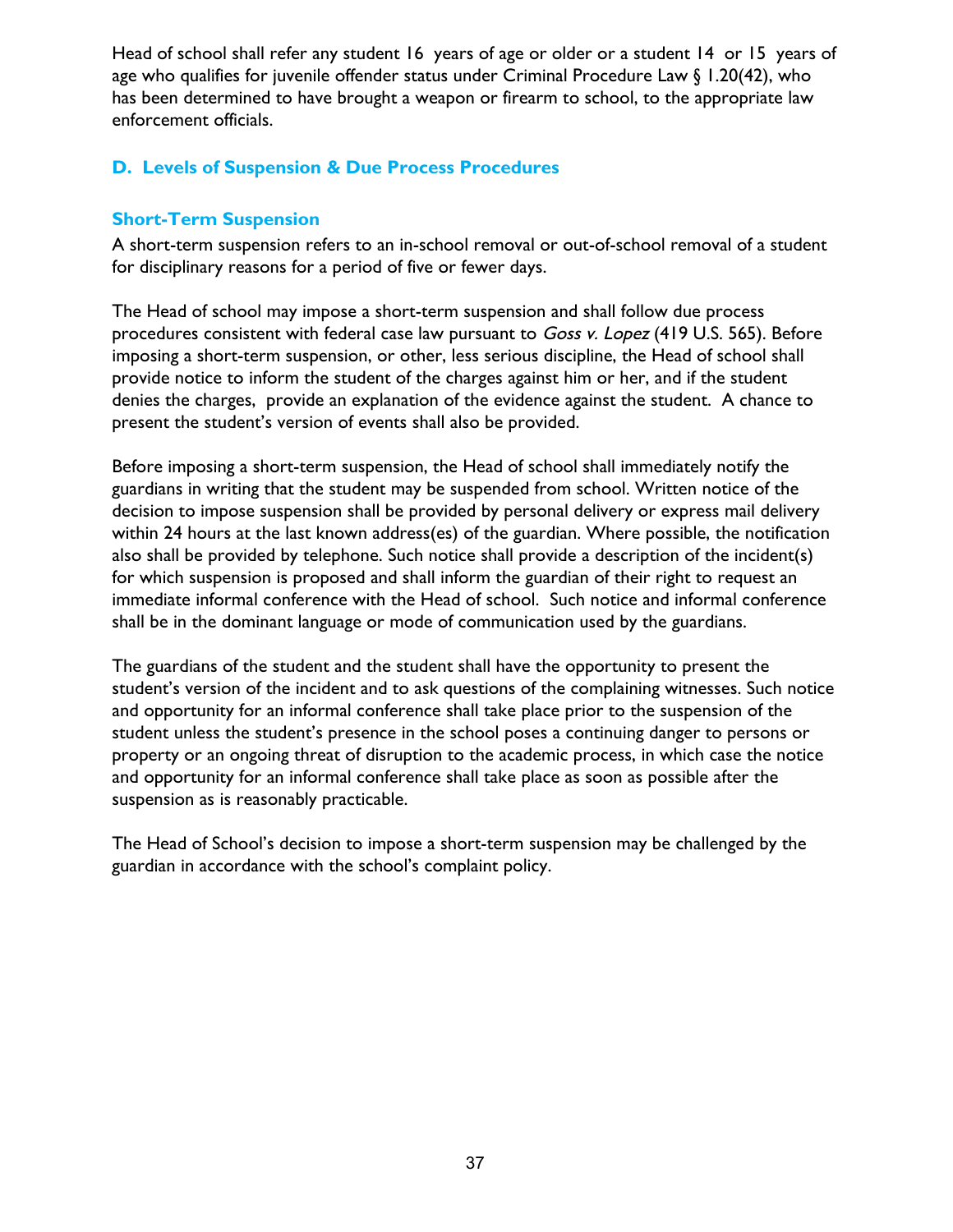Head of school shall refer any student 16 years of age or older or a student 14 or 15 years of age who qualifies for juvenile offender status under Criminal Procedure Law § 1.20(42), who has been determined to have brought a weapon or firearm to school, to the appropriate law enforcement officials.

## D. Levels of Suspension & Due Process Procedures

### Short-Term Suspension

A short-term suspension refers to an in-school removal or out-of-school removal of a student for disciplinary reasons for a period of five or fewer days.

The Head of school may impose a short-term suspension and shall follow due process procedures consistent with federal case law pursuant to *Goss v. Lopez* (419 U.S. 565). Before imposing a short-term suspension, or other, less serious discipline, the Head of school shall provide notice to inform the student of the charges against him or her, and if the student denies the charges, provide an explanation of the evidence against the student. A chance to present the student's version of events shall also be provided.

Before imposing a short-term suspension, the Head of school shall immediately notify the guardians in writing that the student may be suspended from school. Written notice of the decision to impose suspension shall be provided by personal delivery or express mail delivery within 24 hours at the last known address(es) of the guardian. Where possible, the notification also shall be provided by telephone. Such notice shall provide a description of the incident(s) for which suspension is proposed and shall inform the guardian of their right to request an immediate informal conference with the Head of school. Such notice and informal conference shall be in the dominant language or mode of communication used by the guardians.

The guardians of the student and the student shall have the opportunity to present the student's version of the incident and to ask questions of the complaining witnesses. Such notice and opportunity for an informal conference shall take place prior to the suspension of the student unless the student's presence in the school poses a continuing danger to persons or property or an ongoing threat of disruption to the academic process, in which case the notice and opportunity for an informal conference shall take place as soon as possible after the suspension as is reasonably practicable.

The Head of School's decision to impose a short-term suspension may be challenged by the guardian in accordance with the school's complaint policy.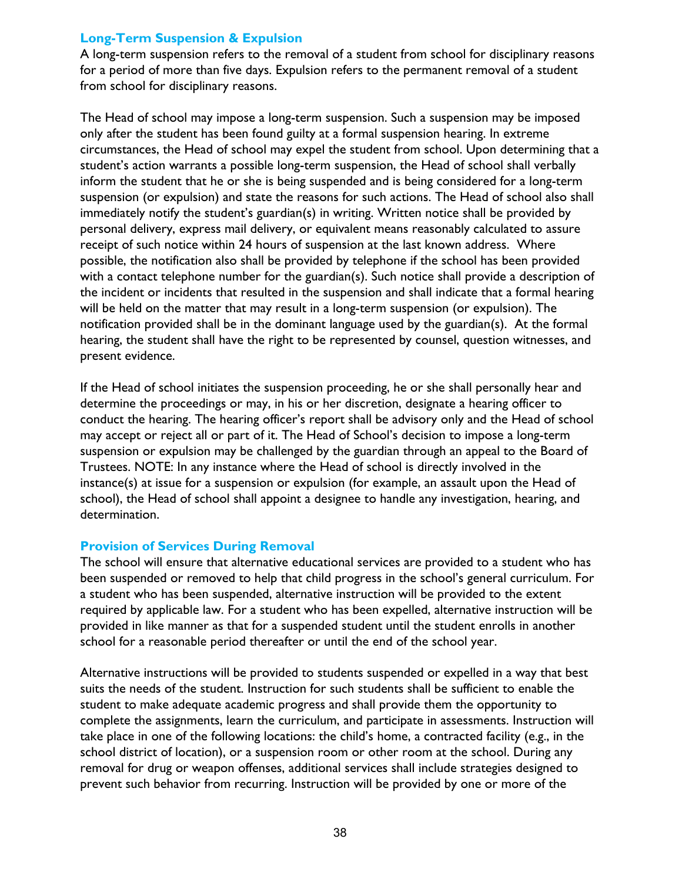### Long-Term Suspension & Expulsion

A long-term suspension refers to the removal of a student from school for disciplinary reasons for a period of more than five days. Expulsion refers to the permanent removal of a student from school for disciplinary reasons.

The Head of school may impose a long-term suspension. Such a suspension may be imposed only after the student has been found guilty at a formal suspension hearing. In extreme circumstances, the Head of school may expel the student from school. Upon determining that a student's action warrants a possible long-term suspension, the Head of school shall verbally inform the student that he or she is being suspended and is being considered for a long-term suspension (or expulsion) and state the reasons for such actions. The Head of school also shall immediately notify the student's guardian(s) in writing. Written notice shall be provided by personal delivery, express mail delivery, or equivalent means reasonably calculated to assure receipt of such notice within 24 hours of suspension at the last known address. Where possible, the notification also shall be provided by telephone if the school has been provided with a contact telephone number for the guardian(s). Such notice shall provide a description of the incident or incidents that resulted in the suspension and shall indicate that a formal hearing will be held on the matter that may result in a long-term suspension (or expulsion). The notification provided shall be in the dominant language used by the guardian(s). At the formal hearing, the student shall have the right to be represented by counsel, question witnesses, and present evidence.

If the Head of school initiates the suspension proceeding, he or she shall personally hear and determine the proceedings or may, in his or her discretion, designate a hearing officer to conduct the hearing. The hearing officer's report shall be advisory only and the Head of school may accept or reject all or part of it. The Head of School's decision to impose a long-term suspension or expulsion may be challenged by the guardian through an appeal to the Board of Trustees. NOTE: In any instance where the Head of school is directly involved in the instance(s) at issue for a suspension or expulsion (for example, an assault upon the Head of school), the Head of school shall appoint a designee to handle any investigation, hearing, and determination.

### Provision of Services During Removal

The school will ensure that alternative educational services are provided to a student who has been suspended or removed to help that child progress in the school's general curriculum. For a student who has been suspended, alternative instruction will be provided to the extent required by applicable law. For a student who has been expelled, alternative instruction will be provided in like manner as that for a suspended student until the student enrolls in another school for a reasonable period thereafter or until the end of the school year.

Alternative instructions will be provided to students suspended or expelled in a way that best suits the needs of the student. Instruction for such students shall be sufficient to enable the student to make adequate academic progress and shall provide them the opportunity to complete the assignments, learn the curriculum, and participate in assessments. Instruction will take place in one of the following locations: the child's home, a contracted facility (e.g., in the school district of location), or a suspension room or other room at the school. During any removal for drug or weapon offenses, additional services shall include strategies designed to prevent such behavior from recurring. Instruction will be provided by one or more of the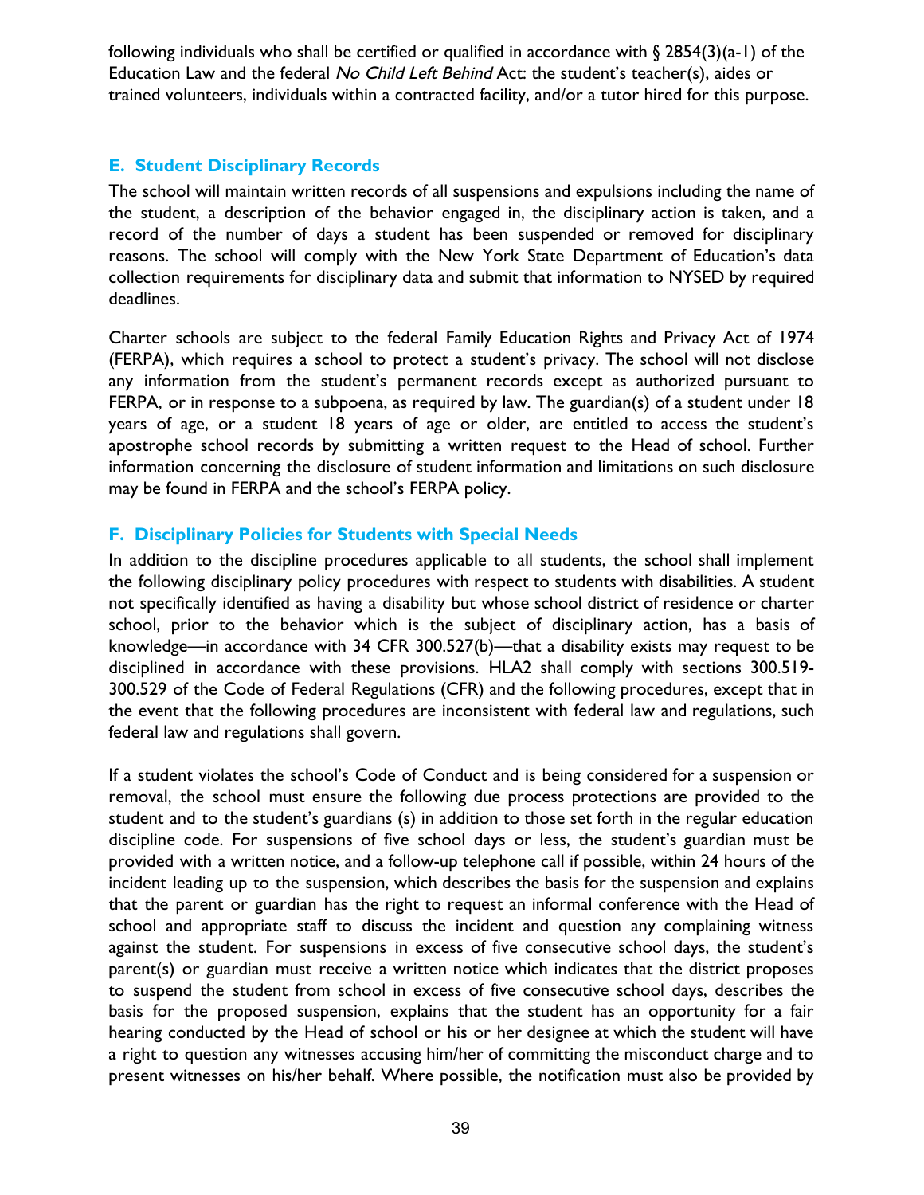following individuals who shall be certified or qualified in accordance with § 2854(3)(a-1) of the Education Law and the federal *No Child Left Behind* Act: the student's teacher(s), aides or trained volunteers, individuals within a contracted facility, and/or a tutor hired for this purpose.

### E. Student Disciplinary Records

The school will maintain written records of all suspensions and expulsions including the name of the student, a description of the behavior engaged in, the disciplinary action is taken, and a record of the number of days a student has been suspended or removed for disciplinary reasons. The school will comply with the New York State Department of Education's data collection requirements for disciplinary data and submit that information to NYSED by required deadlines.

Charter schools are subject to the federal Family Education Rights and Privacy Act of 1974 (FERPA), which requires a school to protect a student's privacy. The school will not disclose any information from the student's permanent records except as authorized pursuant to FERPA, or in response to a subpoena, as required by law. The guardian(s) of a student under 18 years of age, or a student 18 years of age or older, are entitled to access the student's apostrophe school records by submitting a written request to the Head of school. Further information concerning the disclosure of student information and limitations on such disclosure may be found in FERPA and the school's FERPA policy.

### F. Disciplinary Policies for Students with Special Needs

In addition to the discipline procedures applicable to all students, the school shall implement the following disciplinary policy procedures with respect to students with disabilities. A student not specifically identified as having a disability but whose school district of residence or charter school, prior to the behavior which is the subject of disciplinary action, has a basis of knowledge—in accordance with 34 CFR 300.527(b)—that a disability exists may request to be disciplined in accordance with these provisions. HLA2 shall comply with sections 300.519-300.529 of the Code of Federal Regulations (CFR) and the following procedures, except that in the event that the following procedures are inconsistent with federal law and regulations, such federal law and regulations shall govern.

If a student violates the school's Code of Conduct and is being considered for a suspension or removal, the school must ensure the following due process protections are provided to the student and to the student's guardians (s) in addition to those set forth in the regular education discipline code. For suspensions of five school days or less, the student's guardian must be provided with a written notice, and a follow-up telephone call if possible, within 24 hours of the incident leading up to the suspension, which describes the basis for the suspension and explains that the parent or guardian has the right to request an informal conference with the Head of school and appropriate staff to discuss the incident and question any complaining witness against the student. For suspensions in excess of five consecutive school days, the student's parent(s) or guardian must receive a written notice which indicates that the district proposes to suspend the student from school in excess of five consecutive school days, describes the basis for the proposed suspension, explains that the student has an opportunity for a fair hearing conducted by the Head of school or his or her designee at which the student will have a right to question any witnesses accusing him/her of committing the misconduct charge and to present witnesses on his/her behalf. Where possible, the notification must also be provided by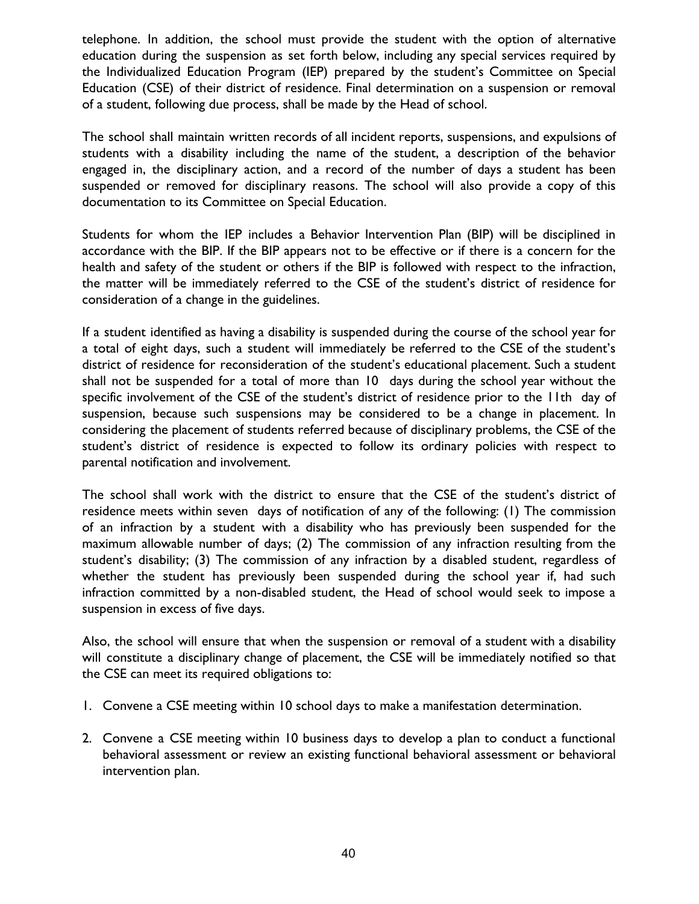telephone. In addition, the school must provide the student with the option of alternative education during the suspension as set forth below, including any special services required by the Individualized Education Program (IEP) prepared by the student's Committee on Special Education (CSE) of their district of residence. Final determination on a suspension or removal of a student, following due process, shall be made by the Head of school.

The school shall maintain written records of all incident reports, suspensions, and expulsions of students with a disability including the name of the student, a description of the behavior engaged in, the disciplinary action, and a record of the number of days a student has been suspended or removed for disciplinary reasons. The school will also provide a copy of this documentation to its Committee on Special Education.

Students for whom the IEP includes a Behavior Intervention Plan (BIP) will be disciplined in accordance with the BIP. If the BIP appears not to be effective or if there is a concern for the health and safety of the student or others if the BIP is followed with respect to the infraction, the matter will be immediately referred to the CSE of the student's district of residence for consideration of a change in the guidelines.

If a student identified as having a disability is suspended during the course of the school year for a total of eight days, such a student will immediately be referred to the CSE of the student's district of residence for reconsideration of the student's educational placement. Such a student shall not be suspended for a total of more than 10 days during the school year without the specific involvement of the CSE of the student's district of residence prior to the 11th day of suspension, because such suspensions may be considered to be a change in placement. In considering the placement of students referred because of disciplinary problems, the CSE of the student's district of residence is expected to follow its ordinary policies with respect to parental notification and involvement.

The school shall work with the district to ensure that the CSE of the student's district of residence meets within seven days of notification of any of the following: (1) The commission of an infraction by a student with a disability who has previously been suspended for the maximum allowable number of days; (2) The commission of any infraction resulting from the student's disability; (3) The commission of any infraction by a disabled student, regardless of whether the student has previously been suspended during the school year if, had such infraction committed by a non-disabled student, the Head of school would seek to impose a suspension in excess of five days.

Also, the school will ensure that when the suspension or removal of a student with a disability will constitute a disciplinary change of placement, the CSE will be immediately notified so that the CSE can meet its required obligations to:

1. Convene a CSE meeting within 10 school days to make a manifestation determination.
2. Convene a CSE meeting within 10 business days to develop a plan to conduct a functional behavioral assessment or review an existing functional behavioral assessment or behavioral intervention plan.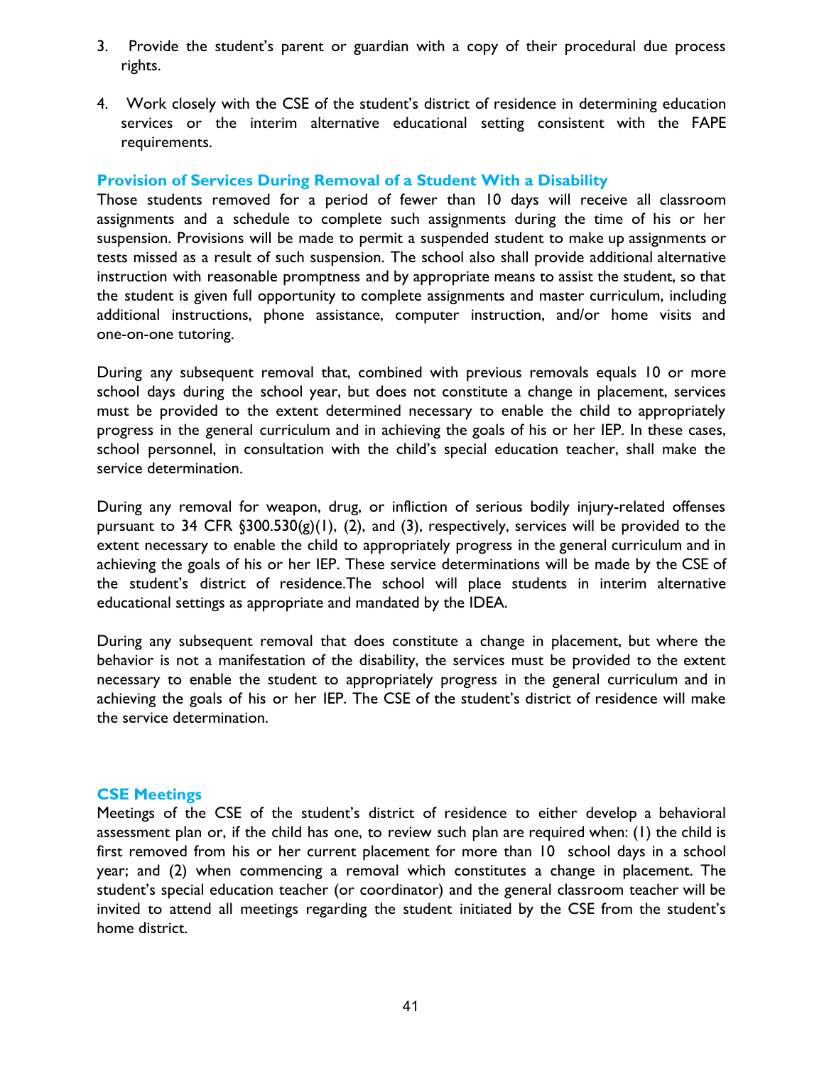3. Provide the student's parent or guardian with a copy of their procedural due process rights.

4. Work closely with the CSE of the student's district of residence in determining education services or the interim alternative educational setting consistent with the FAPE requirements.

### Provision of Services During Removal of a Student With a Disability

Those students removed for a period of fewer than 10 days will receive all classroom assignments and a schedule to complete such assignments during the time of his or her suspension. Provisions will be made to permit a suspended student to make up assignments or tests missed as a result of such suspension. The school also shall provide additional alternative instruction with reasonable promptness and by appropriate means to assist the student, so that the student is given full opportunity to complete assignments and master curriculum, including additional instructions, phone assistance, computer instruction, and/or home visits and one-on-one tutoring.

During any subsequent removal that, combined with previous removals equals 10 or more school days during the school year, but does not constitute a change in placement, services must be provided to the extent determined necessary to enable the child to appropriately progress in the general curriculum and in achieving the goals of his or her IEP. In these cases, school personnel, in consultation with the child's special education teacher, shall make the service determination.

During any removal for weapon, drug, or infliction of serious bodily injury-related offenses pursuant to 34 CFR §300.530(g)(1), (2), and (3), respectively, services will be provided to the extent necessary to enable the child to appropriately progress in the general curriculum and in achieving the goals of his or her IEP. These service determinations will be made by the CSE of the student's district of residence.The school will place students in interim alternative educational settings as appropriate and mandated by the IDEA.

During any subsequent removal that does constitute a change in placement, but where the behavior is not a manifestation of the disability, the services must be provided to the extent necessary to enable the student to appropriately progress in the general curriculum and in achieving the goals of his or her IEP. The CSE of the student's district of residence will make the service determination.

### CSE Meetings

Meetings of the CSE of the student's district of residence to either develop a behavioral assessment plan or, if the child has one, to review such plan are required when: (1) the child is first removed from his or her current placement for more than 10 school days in a school year; and (2) when commencing a removal which constitutes a change in placement. The student's special education teacher (or coordinator) and the general classroom teacher will be invited to attend all meetings regarding the student initiated by the CSE from the student's home district.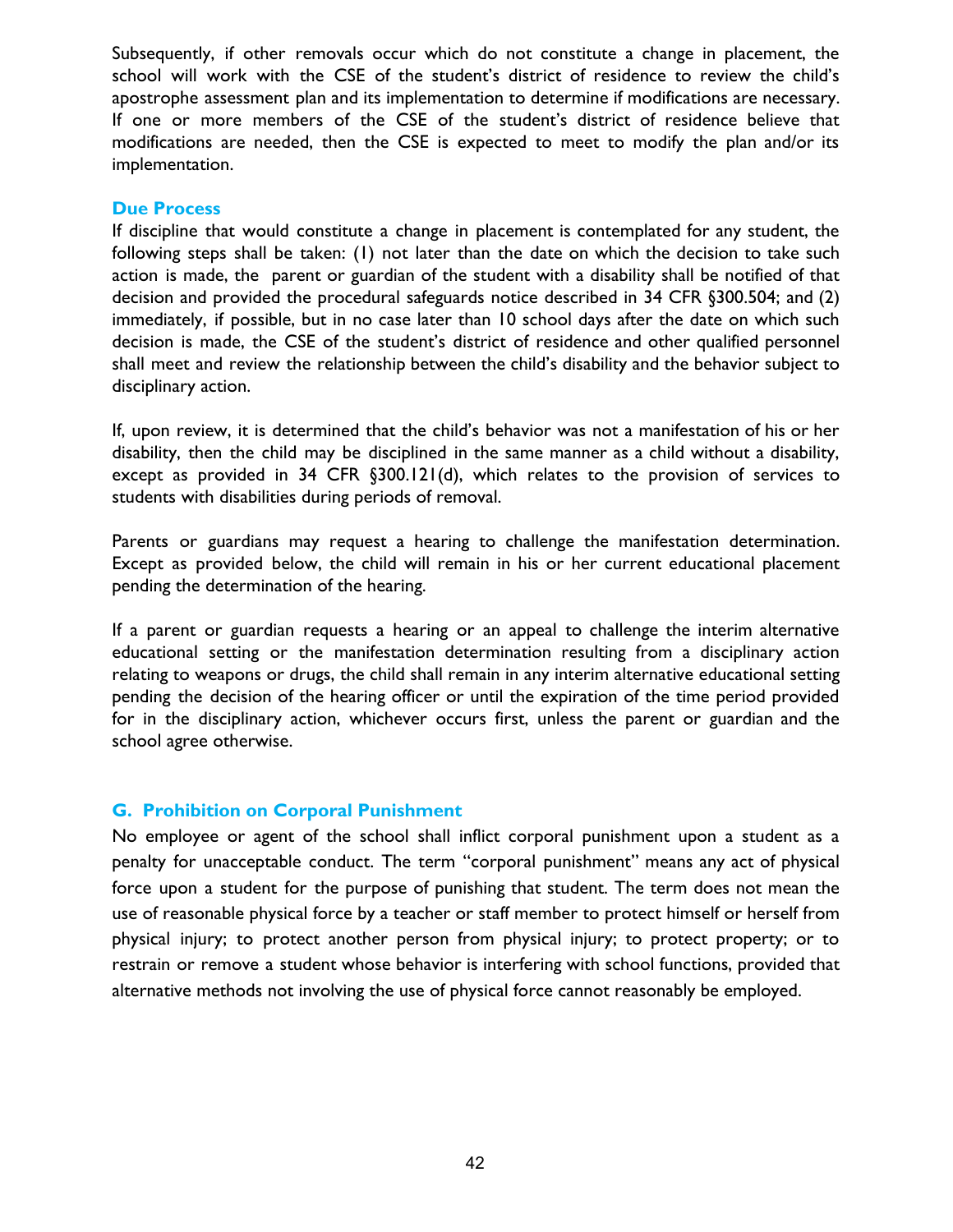Subsequently, if other removals occur which do not constitute a change in placement, the school will work with the CSE of the student's district of residence to review the child's apostrophe assessment plan and its implementation to determine if modifications are necessary. If one or more members of the CSE of the student's district of residence believe that modifications are needed, then the CSE is expected to meet to modify the plan and/or its implementation.

### Due Process

If discipline that would constitute a change in placement is contemplated for any student, the following steps shall be taken: (1) not later than the date on which the decision to take such action is made, the parent or guardian of the student with a disability shall be notified of that decision and provided the procedural safeguards notice described in 34 CFR §300.504; and (2) immediately, if possible, but in no case later than 10 school days after the date on which such decision is made, the CSE of the student's district of residence and other qualified personnel shall meet and review the relationship between the child's disability and the behavior subject to disciplinary action.

If, upon review, it is determined that the child's behavior was not a manifestation of his or her disability, then the child may be disciplined in the same manner as a child without a disability, except as provided in 34 CFR §300.121(d), which relates to the provision of services to students with disabilities during periods of removal.

Parents or guardians may request a hearing to challenge the manifestation determination. Except as provided below, the child will remain in his or her current educational placement pending the determination of the hearing.

If a parent or guardian requests a hearing or an appeal to challenge the interim alternative educational setting or the manifestation determination resulting from a disciplinary action relating to weapons or drugs, the child shall remain in any interim alternative educational setting pending the decision of the hearing officer or until the expiration of the time period provided for in the disciplinary action, whichever occurs first, unless the parent or guardian and the school agree otherwise.

## G. Prohibition on Corporal Punishment

No employee or agent of the school shall inflict corporal punishment upon a student as a penalty for unacceptable conduct. The term "corporal punishment" means any act of physical force upon a student for the purpose of punishing that student. The term does not mean the use of reasonable physical force by a teacher or staff member to protect himself or herself from physical injury; to protect another person from physical injury; to protect property; or to restrain or remove a student whose behavior is interfering with school functions, provided that alternative methods not involving the use of physical force cannot reasonably be employed.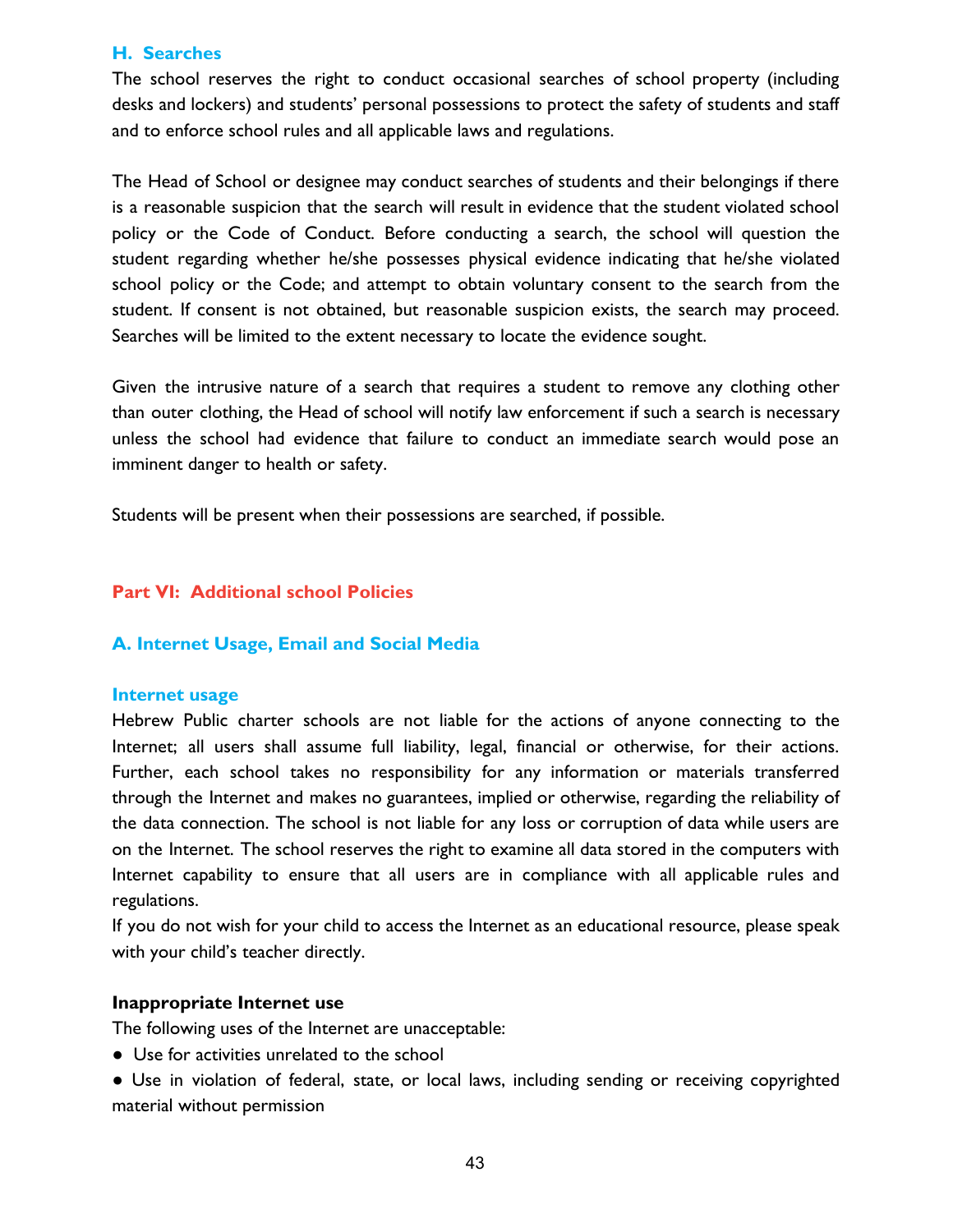### H. Searches

The school reserves the right to conduct occasional searches of school property (including desks and lockers) and students' personal possessions to protect the safety of students and staff and to enforce school rules and all applicable laws and regulations.

The Head of School or designee may conduct searches of students and their belongings if there is a reasonable suspicion that the search will result in evidence that the student violated school policy or the Code of Conduct. Before conducting a search, the school will question the student regarding whether he/she possesses physical evidence indicating that he/she violated school policy or the Code; and attempt to obtain voluntary consent to the search from the student. If consent is not obtained, but reasonable suspicion exists, the search may proceed. Searches will be limited to the extent necessary to locate the evidence sought.

Given the intrusive nature of a search that requires a student to remove any clothing other than outer clothing, the Head of school will notify law enforcement if such a search is necessary unless the school had evidence that failure to conduct an immediate search would pose an imminent danger to health or safety.

Students will be present when their possessions are searched, if possible.

## Part VI: Additional school Policies

### A. Internet Usage, Email and Social Media

#### Internet usage

Hebrew Public charter schools are not liable for the actions of anyone connecting to the Internet; all users shall assume full liability, legal, financial or otherwise, for their actions. Further, each school takes no responsibility for any information or materials transferred through the Internet and makes no guarantees, implied or otherwise, regarding the reliability of the data connection. The school is not liable for any loss or corruption of data while users are on the Internet. The school reserves the right to examine all data stored in the computers with Internet capability to ensure that all users are in compliance with all applicable rules and regulations.

If you do not wish for your child to access the Internet as an educational resource, please speak with your child's teacher directly.

**Inappropriate Internet use**

The following uses of the Internet are unacceptable:

- Use for activities unrelated to the school
- Use in violation of federal, state, or local laws, including sending or receiving copyrighted material without permission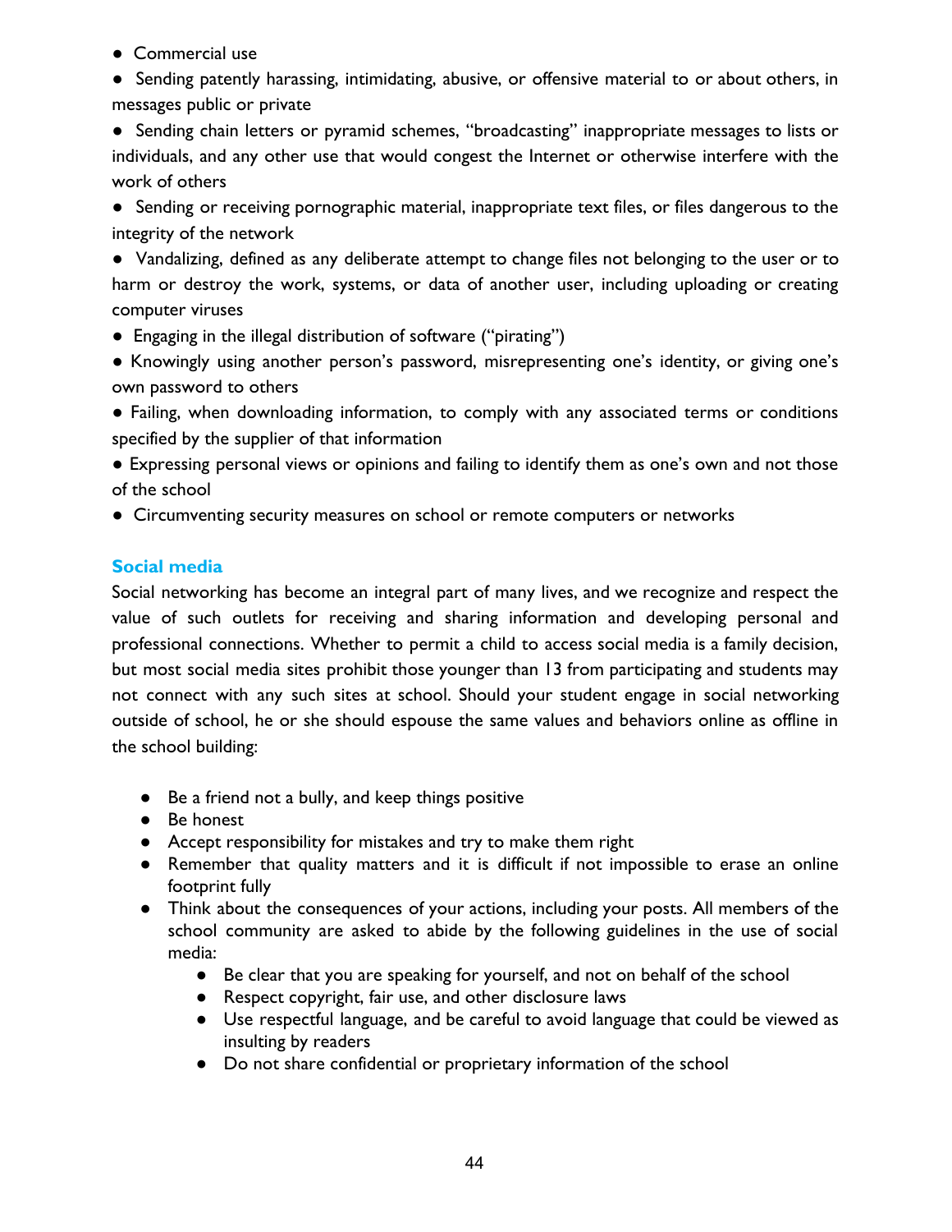- Commercial use
- Sending patently harassing, intimidating, abusive, or offensive material to or about others, in messages public or private
- Sending chain letters or pyramid schemes, "broadcasting" inappropriate messages to lists or individuals, and any other use that would congest the Internet or otherwise interfere with the work of others
- Sending or receiving pornographic material, inappropriate text files, or files dangerous to the integrity of the network
- Vandalizing, defined as any deliberate attempt to change files not belonging to the user or to harm or destroy the work, systems, or data of another user, including uploading or creating computer viruses
- Engaging in the illegal distribution of software ("pirating")
- Knowingly using another person's password, misrepresenting one's identity, or giving one's own password to others
- Failing, when downloading information, to comply with any associated terms or conditions specified by the supplier of that information
- Expressing personal views or opinions and failing to identify them as one's own and not those of the school
- Circumventing security measures on school or remote computers or networks

## Social media

Social networking has become an integral part of many lives, and we recognize and respect the value of such outlets for receiving and sharing information and developing personal and professional connections. Whether to permit a child to access social media is a family decision, but most social media sites prohibit those younger than 13 from participating and students may not connect with any such sites at school. Should your student engage in social networking outside of school, he or she should espouse the same values and behaviors online as offline in the school building:

- Be a friend not a bully, and keep things positive
- Be honest
- Accept responsibility for mistakes and try to make them right
- Remember that quality matters and it is difficult if not impossible to erase an online footprint fully
- Think about the consequences of your actions, including your posts. All members of the school community are asked to abide by the following guidelines in the use of social media:
    - Be clear that you are speaking for yourself, and not on behalf of the school
    - Respect copyright, fair use, and other disclosure laws
    - Use respectful language, and be careful to avoid language that could be viewed as insulting by readers
    - Do not share confidential or proprietary information of the school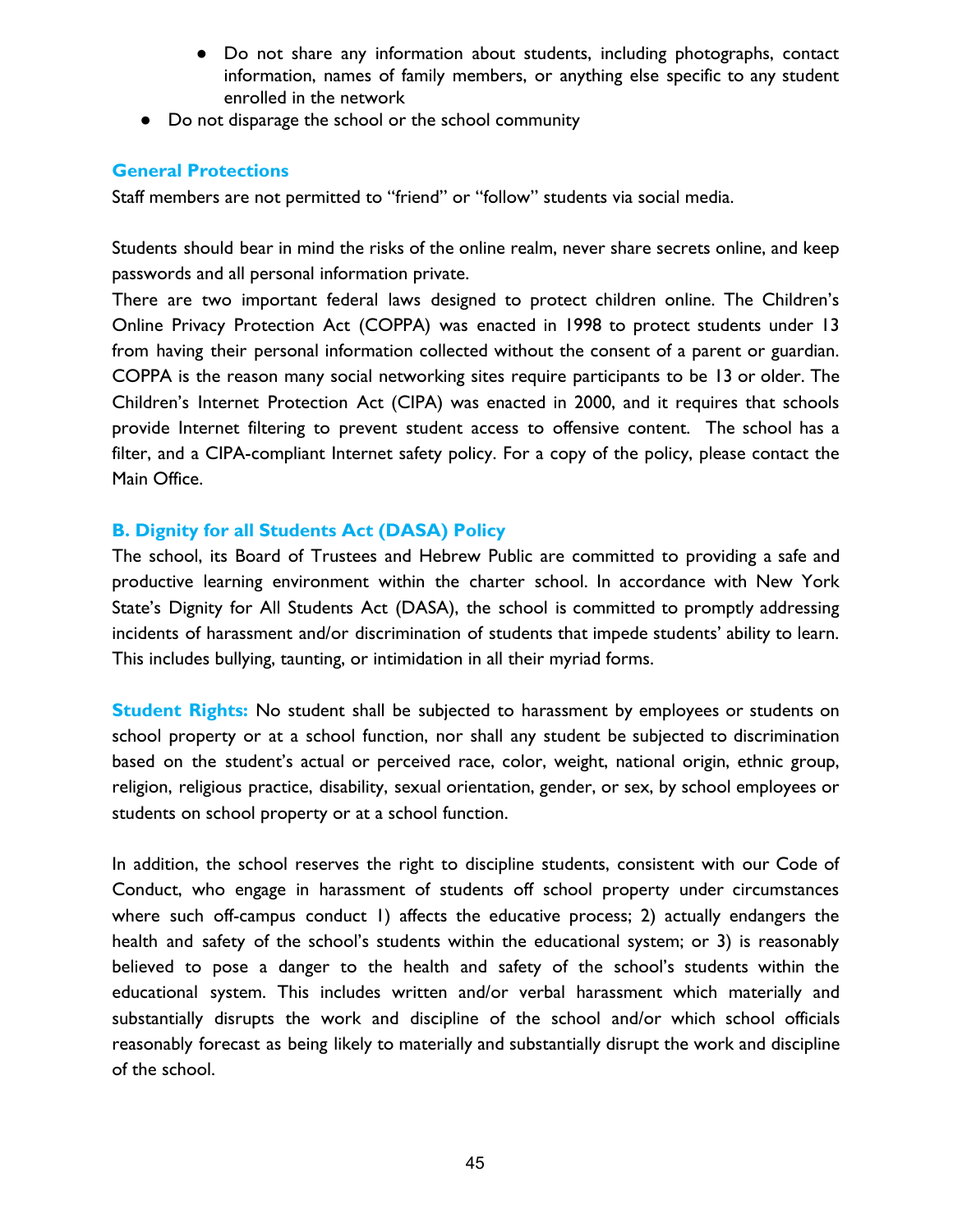- Do not share any information about students, including photographs, contact information, names of family members, or anything else specific to any student enrolled in the network
- Do not disparage the school or the school community

### General Protections

Staff members are not permitted to "friend" or "follow" students via social media.

Students should bear in mind the risks of the online realm, never share secrets online, and keep passwords and all personal information private.
There are two important federal laws designed to protect children online. The Children's Online Privacy Protection Act (COPPA) was enacted in 1998 to protect students under 13 from having their personal information collected without the consent of a parent or guardian. COPPA is the reason many social networking sites require participants to be 13 or older. The Children's Internet Protection Act (CIPA) was enacted in 2000, and it requires that schools provide Internet filtering to prevent student access to offensive content. The school has a filter, and a CIPA-compliant Internet safety policy. For a copy of the policy, please contact the Main Office.

### B. Dignity for all Students Act (DASA) Policy

The school, its Board of Trustees and Hebrew Public are committed to providing a safe and productive learning environment within the charter school. In accordance with New York State's Dignity for All Students Act (DASA), the school is committed to promptly addressing incidents of harassment and/or discrimination of students that impede students' ability to learn. This includes bullying, taunting, or intimidation in all their myriad forms.

**Student Rights:** No student shall be subjected to harassment by employees or students on school property or at a school function, nor shall any student be subjected to discrimination based on the student's actual or perceived race, color, weight, national origin, ethnic group, religion, religious practice, disability, sexual orientation, gender, or sex, by school employees or students on school property or at a school function.

In addition, the school reserves the right to discipline students, consistent with our Code of Conduct, who engage in harassment of students off school property under circumstances where such off-campus conduct 1) affects the educative process; 2) actually endangers the health and safety of the school's students within the educational system; or 3) is reasonably believed to pose a danger to the health and safety of the school's students within the educational system. This includes written and/or verbal harassment which materially and substantially disrupts the work and discipline of the school and/or which school officials reasonably forecast as being likely to materially and substantially disrupt the work and discipline of the school.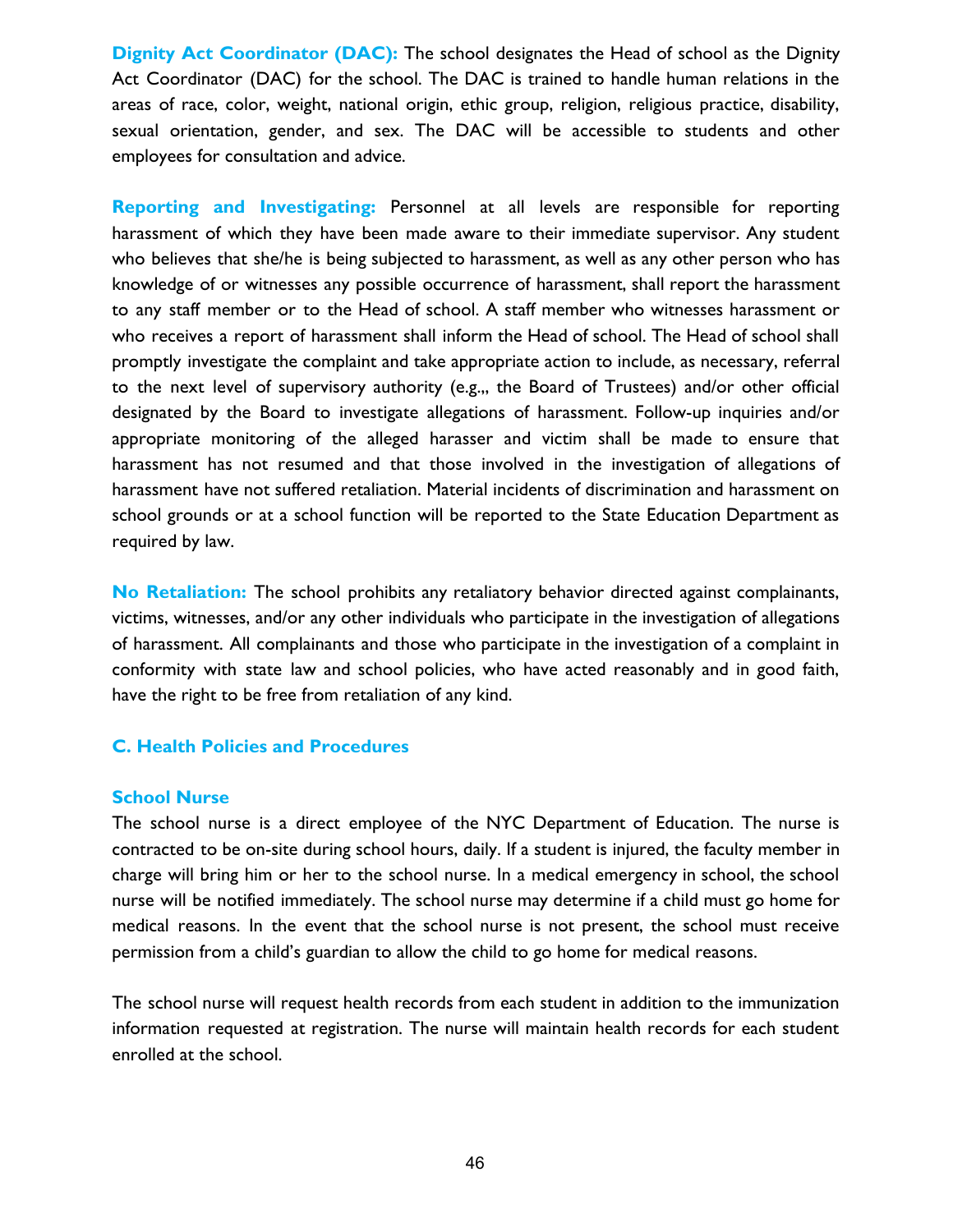**Dignity Act Coordinator (DAC):** The school designates the Head of school as the Dignity Act Coordinator (DAC) for the school. The DAC is trained to handle human relations in the areas of race, color, weight, national origin, ethic group, religion, religious practice, disability, sexual orientation, gender, and sex. The DAC will be accessible to students and other employees for consultation and advice.

**Reporting and Investigating:** Personnel at all levels are responsible for reporting harassment of which they have been made aware to their immediate supervisor. Any student who believes that she/he is being subjected to harassment, as well as any other person who has knowledge of or witnesses any possible occurrence of harassment, shall report the harassment to any staff member or to the Head of school. A staff member who witnesses harassment or who receives a report of harassment shall inform the Head of school. The Head of school shall promptly investigate the complaint and take appropriate action to include, as necessary, referral to the next level of supervisory authority (e.g.,, the Board of Trustees) and/or other official designated by the Board to investigate allegations of harassment. Follow-up inquiries and/or appropriate monitoring of the alleged harasser and victim shall be made to ensure that harassment has not resumed and that those involved in the investigation of allegations of harassment have not suffered retaliation. Material incidents of discrimination and harassment on school grounds or at a school function will be reported to the State Education Department as required by law.

**No Retaliation:** The school prohibits any retaliatory behavior directed against complainants, victims, witnesses, and/or any other individuals who participate in the investigation of allegations of harassment. All complainants and those who participate in the investigation of a complaint in conformity with state law and school policies, who have acted reasonably and in good faith, have the right to be free from retaliation of any kind.

## C. Health Policies and Procedures

### School Nurse

The school nurse is a direct employee of the NYC Department of Education. The nurse is contracted to be on-site during school hours, daily. If a student is injured, the faculty member in charge will bring him or her to the school nurse. In a medical emergency in school, the school nurse will be notified immediately. The school nurse may determine if a child must go home for medical reasons. In the event that the school nurse is not present, the school must receive permission from a child's guardian to allow the child to go home for medical reasons.

The school nurse will request health records from each student in addition to the immunization information requested at registration. The nurse will maintain health records for each student enrolled at the school.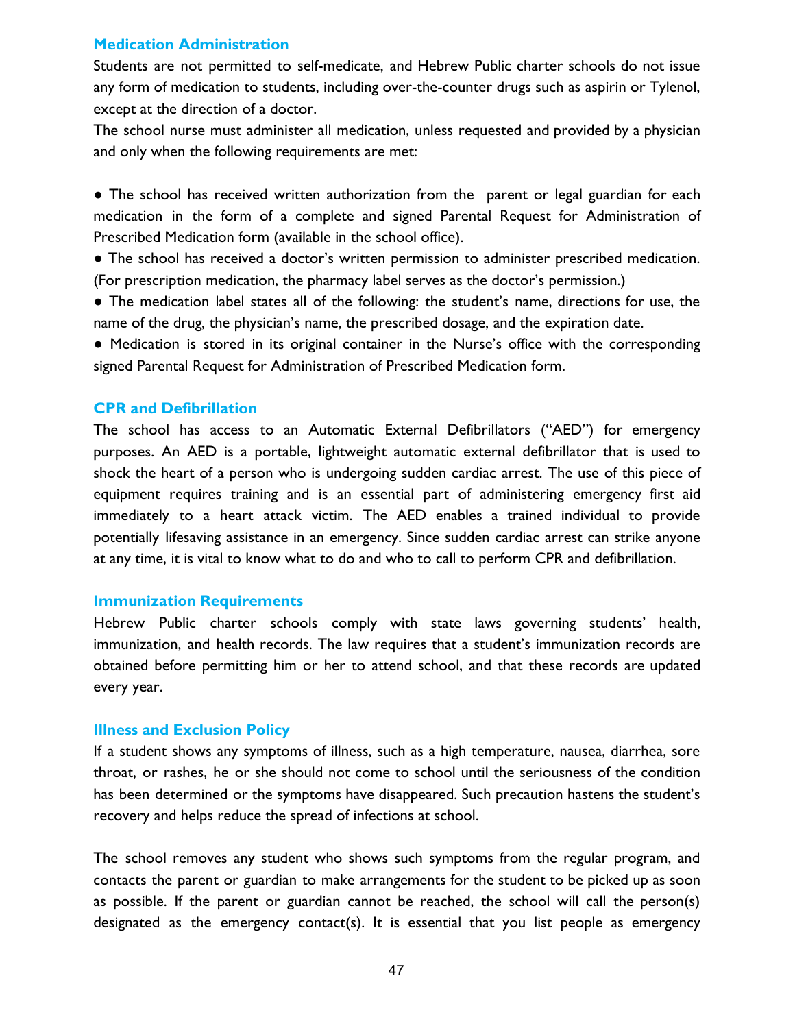### Medication Administration

Students are not permitted to self-medicate, and Hebrew Public charter schools do not issue any form of medication to students, including over-the-counter drugs such as aspirin or Tylenol, except at the direction of a doctor.

The school nurse must administer all medication, unless requested and provided by a physician and only when the following requirements are met:

- The school has received written authorization from the parent or legal guardian for each medication in the form of a complete and signed Parental Request for Administration of Prescribed Medication form (available in the school office).
- The school has received a doctor's written permission to administer prescribed medication. (For prescription medication, the pharmacy label serves as the doctor's permission.)
- The medication label states all of the following: the student's name, directions for use, the name of the drug, the physician's name, the prescribed dosage, and the expiration date.
- Medication is stored in its original container in the Nurse's office with the corresponding signed Parental Request for Administration of Prescribed Medication form.

### CPR and Defibrillation

The school has access to an Automatic External Defibrillators ("AED") for emergency purposes. An AED is a portable, lightweight automatic external defibrillator that is used to shock the heart of a person who is undergoing sudden cardiac arrest. The use of this piece of equipment requires training and is an essential part of administering emergency first aid immediately to a heart attack victim. The AED enables a trained individual to provide potentially lifesaving assistance in an emergency. Since sudden cardiac arrest can strike anyone at any time, it is vital to know what to do and who to call to perform CPR and defibrillation.

### Immunization Requirements

Hebrew Public charter schools comply with state laws governing students' health, immunization, and health records. The law requires that a student's immunization records are obtained before permitting him or her to attend school, and that these records are updated every year.

### Illness and Exclusion Policy

If a student shows any symptoms of illness, such as a high temperature, nausea, diarrhea, sore throat, or rashes, he or she should not come to school until the seriousness of the condition has been determined or the symptoms have disappeared. Such precaution hastens the student's recovery and helps reduce the spread of infections at school.

The school removes any student who shows such symptoms from the regular program, and contacts the parent or guardian to make arrangements for the student to be picked up as soon as possible. If the parent or guardian cannot be reached, the school will call the person(s) designated as the emergency contact(s). It is essential that you list people as emergency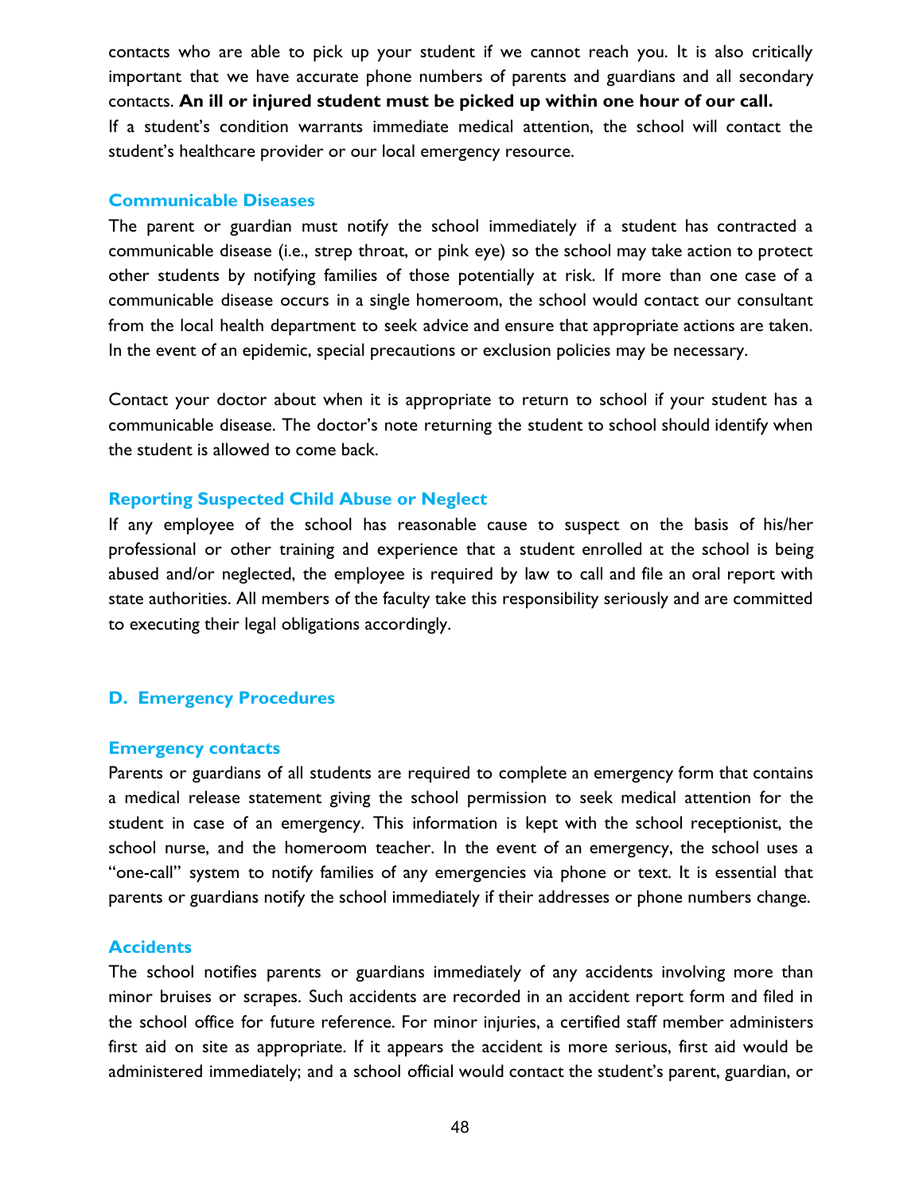contacts who are able to pick up your student if we cannot reach you. It is also critically important that we have accurate phone numbers of parents and guardians and all secondary contacts. **An ill or injured student must be picked up within one hour of our call.**
If a student's condition warrants immediate medical attention, the school will contact the student's healthcare provider or our local emergency resource.

### Communicable Diseases

The parent or guardian must notify the school immediately if a student has contracted a communicable disease (i.e., strep throat, or pink eye) so the school may take action to protect other students by notifying families of those potentially at risk. If more than one case of a communicable disease occurs in a single homeroom, the school would contact our consultant from the local health department to seek advice and ensure that appropriate actions are taken. In the event of an epidemic, special precautions or exclusion policies may be necessary.

Contact your doctor about when it is appropriate to return to school if your student has a communicable disease. The doctor's note returning the student to school should identify when the student is allowed to come back.

### Reporting Suspected Child Abuse or Neglect

If any employee of the school has reasonable cause to suspect on the basis of his/her professional or other training and experience that a student enrolled at the school is being abused and/or neglected, the employee is required by law to call and file an oral report with state authorities. All members of the faculty take this responsibility seriously and are committed to executing their legal obligations accordingly.

## D. Emergency Procedures

### Emergency contacts

Parents or guardians of all students are required to complete an emergency form that contains a medical release statement giving the school permission to seek medical attention for the student in case of an emergency. This information is kept with the school receptionist, the school nurse, and the homeroom teacher. In the event of an emergency, the school uses a "one-call" system to notify families of any emergencies via phone or text. It is essential that parents or guardians notify the school immediately if their addresses or phone numbers change.

### Accidents

The school notifies parents or guardians immediately of any accidents involving more than minor bruises or scrapes. Such accidents are recorded in an accident report form and filed in the school office for future reference. For minor injuries, a certified staff member administers first aid on site as appropriate. If it appears the accident is more serious, first aid would be administered immediately; and a school official would contact the student's parent, guardian, or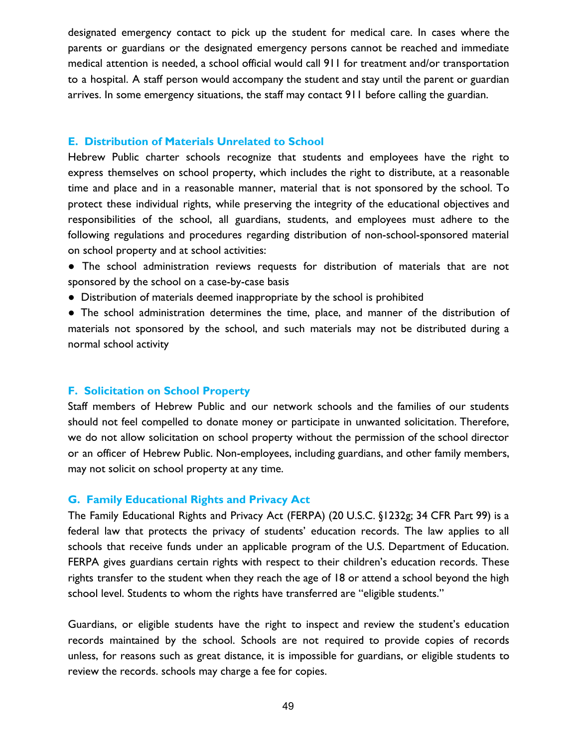designated emergency contact to pick up the student for medical care. In cases where the parents or guardians or the designated emergency persons cannot be reached and immediate medical attention is needed, a school official would call 911 for treatment and/or transportation to a hospital. A staff person would accompany the student and stay until the parent or guardian arrives. In some emergency situations, the staff may contact 911 before calling the guardian.

### E. Distribution of Materials Unrelated to School

Hebrew Public charter schools recognize that students and employees have the right to express themselves on school property, which includes the right to distribute, at a reasonable time and place and in a reasonable manner, material that is not sponsored by the school. To protect these individual rights, while preserving the integrity of the educational objectives and responsibilities of the school, all guardians, students, and employees must adhere to the following regulations and procedures regarding distribution of non-school-sponsored material on school property and at school activities:

- The school administration reviews requests for distribution of materials that are not sponsored by the school on a case-by-case basis
- Distribution of materials deemed inappropriate by the school is prohibited
- The school administration determines the time, place, and manner of the distribution of materials not sponsored by the school, and such materials may not be distributed during a normal school activity

### F. Solicitation on School Property

Staff members of Hebrew Public and our network schools and the families of our students should not feel compelled to donate money or participate in unwanted solicitation. Therefore, we do not allow solicitation on school property without the permission of the school director or an officer of Hebrew Public. Non-employees, including guardians, and other family members, may not solicit on school property at any time.

### G. Family Educational Rights and Privacy Act

The Family Educational Rights and Privacy Act (FERPA) (20 U.S.C. §1232g; 34 CFR Part 99) is a federal law that protects the privacy of students' education records. The law applies to all schools that receive funds under an applicable program of the U.S. Department of Education. FERPA gives guardians certain rights with respect to their children's education records. These rights transfer to the student when they reach the age of 18 or attend a school beyond the high school level. Students to whom the rights have transferred are "eligible students."

Guardians, or eligible students have the right to inspect and review the student's education records maintained by the school. Schools are not required to provide copies of records unless, for reasons such as great distance, it is impossible for guardians, or eligible students to review the records. schools may charge a fee for copies.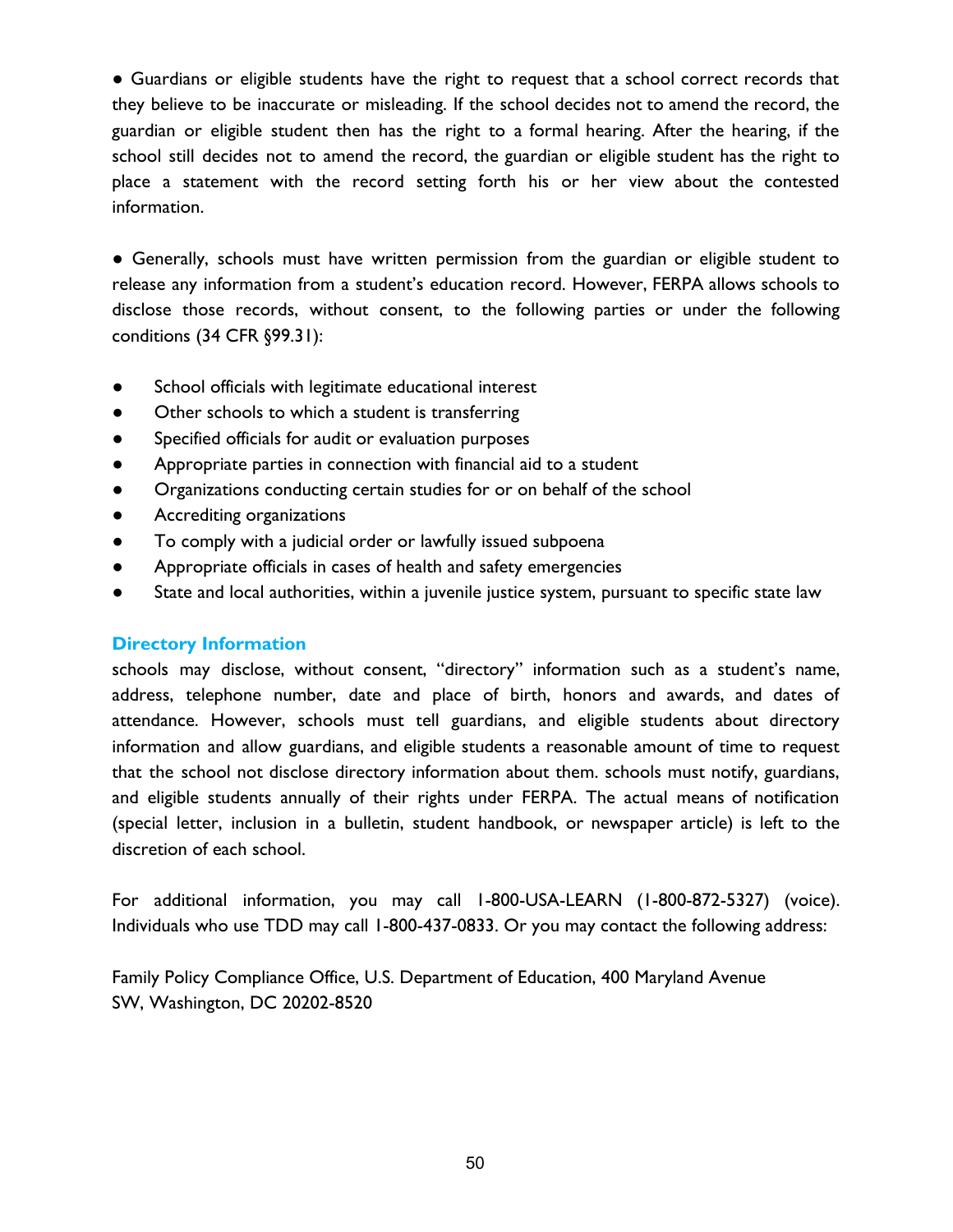● Guardians or eligible students have the right to request that a school correct records that they believe to be inaccurate or misleading. If the school decides not to amend the record, the guardian or eligible student then has the right to a formal hearing. After the hearing, if the school still decides not to amend the record, the guardian or eligible student has the right to place a statement with the record setting forth his or her view about the contested information.

● Generally, schools must have written permission from the guardian or eligible student to release any information from a student's education record. However, FERPA allows schools to disclose those records, without consent, to the following parties or under the following conditions (34 CFR §99.31):

- School officials with legitimate educational interest
- Other schools to which a student is transferring
- Specified officials for audit or evaluation purposes
- Appropriate parties in connection with financial aid to a student
- Organizations conducting certain studies for or on behalf of the school
- Accrediting organizations
- To comply with a judicial order or lawfully issued subpoena
- Appropriate officials in cases of health and safety emergencies
- State and local authorities, within a juvenile justice system, pursuant to specific state law

### Directory Information

schools may disclose, without consent, "directory" information such as a student's name, address, telephone number, date and place of birth, honors and awards, and dates of attendance. However, schools must tell guardians, and eligible students about directory information and allow guardians, and eligible students a reasonable amount of time to request that the school not disclose directory information about them. schools must notify, guardians, and eligible students annually of their rights under FERPA. The actual means of notification (special letter, inclusion in a bulletin, student handbook, or newspaper article) is left to the discretion of each school.

For additional information, you may call 1-800-USA-LEARN (1-800-872-5327) (voice). Individuals who use TDD may call 1-800-437-0833. Or you may contact the following address:

Family Policy Compliance Office, U.S. Department of Education, 400 Maryland Avenue SW, Washington, DC 20202-8520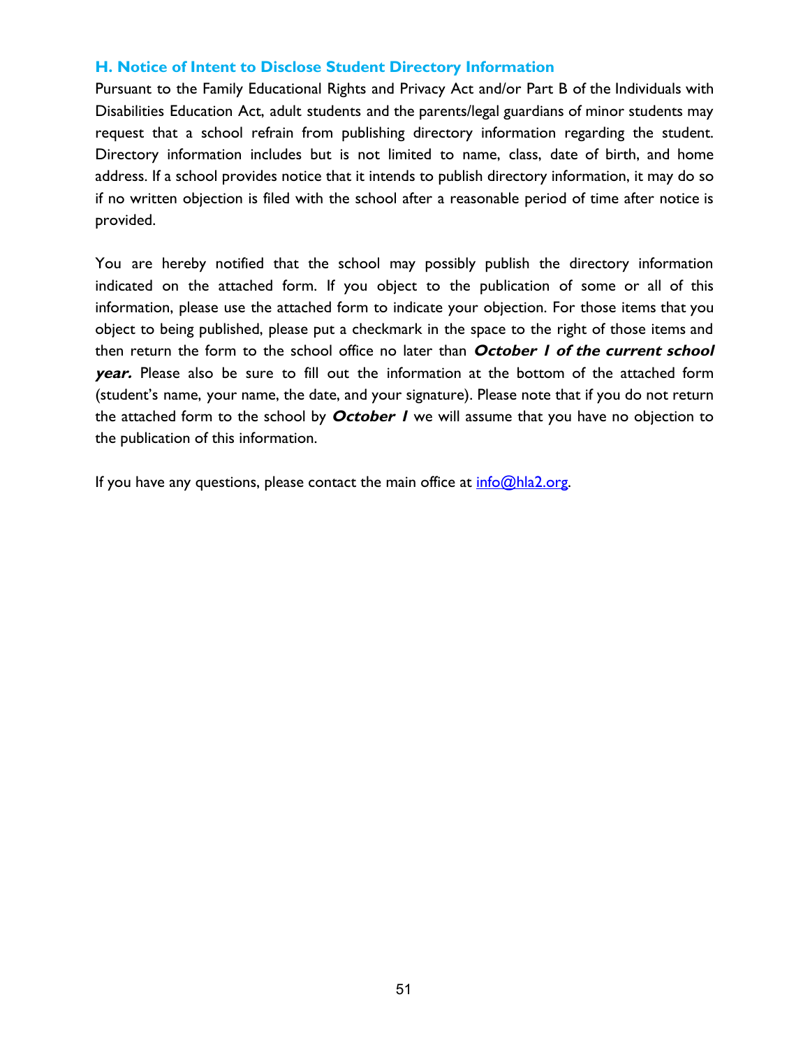### H. Notice of Intent to Disclose Student Directory Information

Pursuant to the Family Educational Rights and Privacy Act and/or Part B of the Individuals with Disabilities Education Act, adult students and the parents/legal guardians of minor students may request that a school refrain from publishing directory information regarding the student. Directory information includes but is not limited to name, class, date of birth, and home address. If a school provides notice that it intends to publish directory information, it may do so if no written objection is filed with the school after a reasonable period of time after notice is provided.

You are hereby notified that the school may possibly publish the directory information indicated on the attached form. If you object to the publication of some or all of this information, please use the attached form to indicate your objection. For those items that you object to being published, please put a checkmark in the space to the right of those items and then return the form to the school office no later than ***October 1 of the current school year.*** Please also be sure to fill out the information at the bottom of the attached form (student's name, your name, the date, and your signature). Please note that if you do not return the attached form to the school by ***October 1*** we will assume that you have no objection to the publication of this information.

If you have any questions, please contact the main office at [info@hla2.org](mailto:info@hla2.org).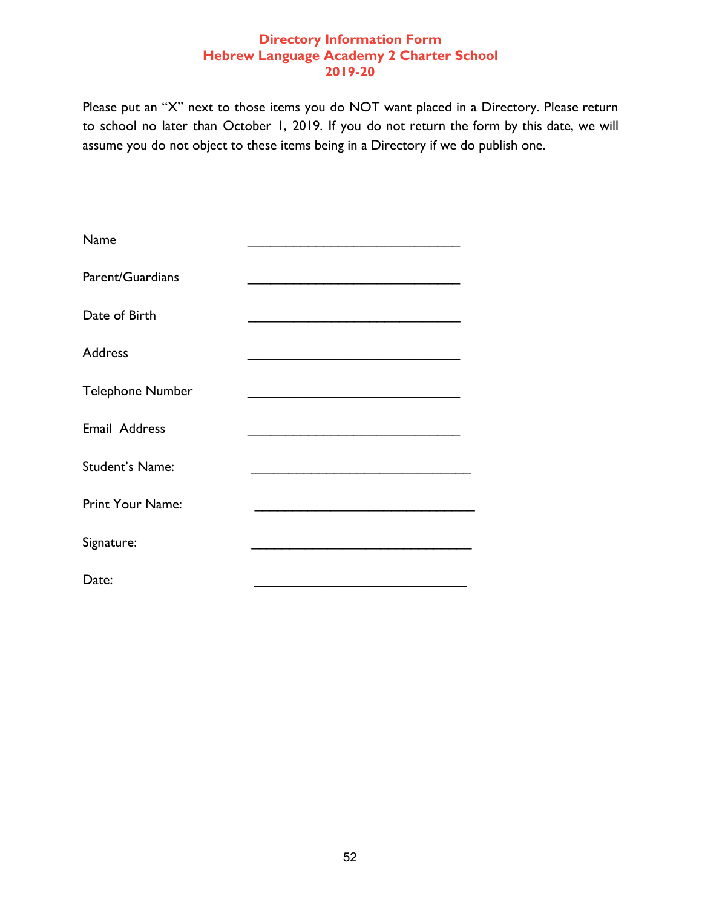# Directory Information Form
## Hebrew Language Academy 2 Charter School
## 2019-20

Please put an "X" next to those items you do NOT want placed in a Directory. Please return to school no later than October 1, 2019. If you do not return the form by this date, we will assume you do not object to these items being in a Directory if we do publish one.

Name ______________________________

Parent/Guardians ______________________________

Date of Birth ______________________________

Address ______________________________

Telephone Number ______________________________

Email Address ______________________________

Student's Name: ______________________________

Print Your Name: ______________________________

Signature: ______________________________

Date: ______________________________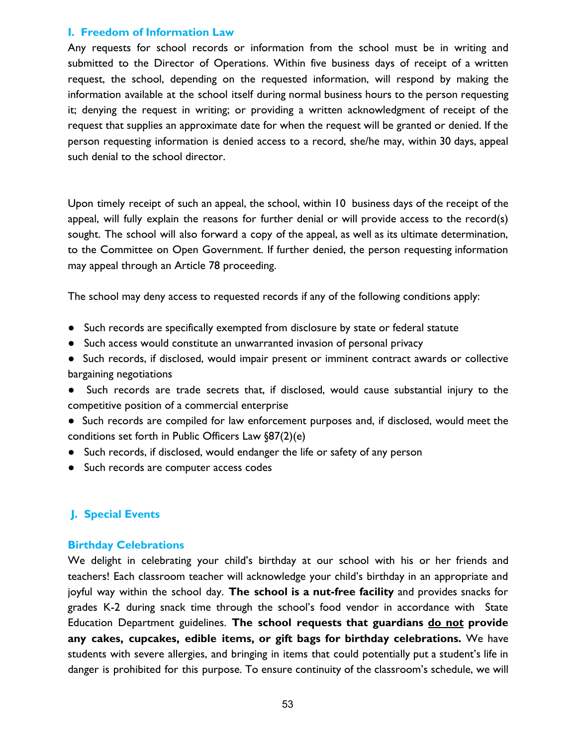### I. Freedom of Information Law

Any requests for school records or information from the school must be in writing and submitted to the Director of Operations. Within five business days of receipt of a written request, the school, depending on the requested information, will respond by making the information available at the school itself during normal business hours to the person requesting it; denying the request in writing; or providing a written acknowledgment of receipt of the request that supplies an approximate date for when the request will be granted or denied. If the person requesting information is denied access to a record, she/he may, within 30 days, appeal such denial to the school director.

Upon timely receipt of such an appeal, the school, within 10 business days of the receipt of the appeal, will fully explain the reasons for further denial or will provide access to the record(s) sought. The school will also forward a copy of the appeal, as well as its ultimate determination, to the Committee on Open Government. If further denied, the person requesting information may appeal through an Article 78 proceeding.

The school may deny access to requested records if any of the following conditions apply:

- Such records are specifically exempted from disclosure by state or federal statute
- Such access would constitute an unwarranted invasion of personal privacy
- Such records, if disclosed, would impair present or imminent contract awards or collective bargaining negotiations
- Such records are trade secrets that, if disclosed, would cause substantial injury to the competitive position of a commercial enterprise
- Such records are compiled for law enforcement purposes and, if disclosed, would meet the conditions set forth in Public Officers Law §87(2)(e)
- Such records, if disclosed, would endanger the life or safety of any person
- Such records are computer access codes

### J. Special Events

#### Birthday Celebrations

We delight in celebrating your child's birthday at our school with his or her friends and teachers! Each classroom teacher will acknowledge your child's birthday in an appropriate and joyful way within the school day. **The school is a nut-free facility** and provides snacks for grades K-2 during snack time through the school's food vendor in accordance with State Education Department guidelines. **The school requests that guardians <u>do not</u> provide any cakes, cupcakes, edible items, or gift bags for birthday celebrations.** We have students with severe allergies, and bringing in items that could potentially put a student's life in danger is prohibited for this purpose. To ensure continuity of the classroom's schedule, we will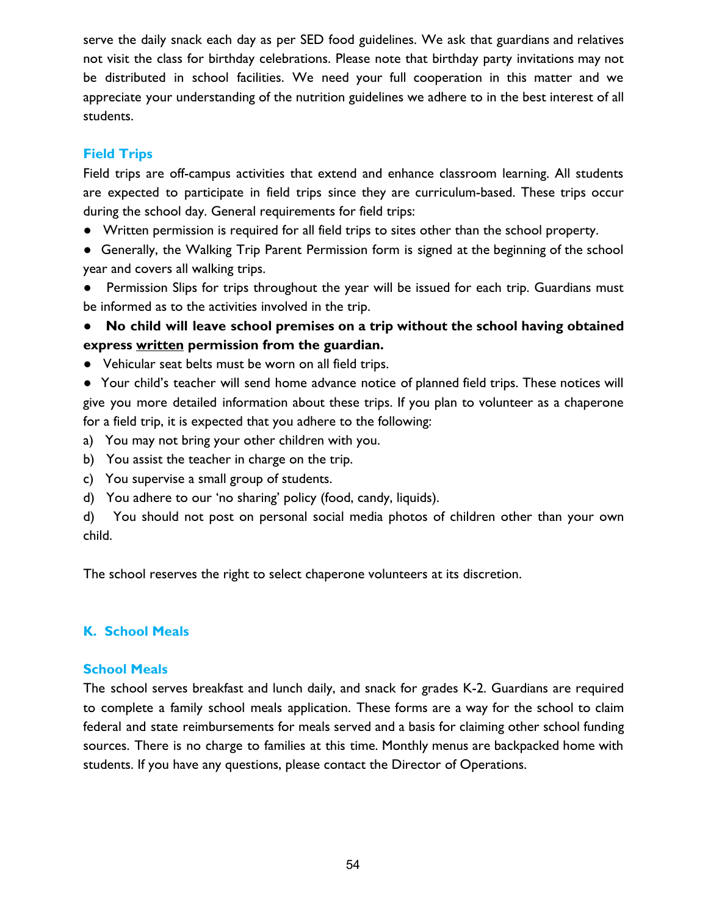serve the daily snack each day as per SED food guidelines. We ask that guardians and relatives not visit the class for birthday celebrations. Please note that birthday party invitations may not be distributed in school facilities. We need your full cooperation in this matter and we appreciate your understanding of the nutrition guidelines we adhere to in the best interest of all students.

### Field Trips

Field trips are off-campus activities that extend and enhance classroom learning. All students are expected to participate in field trips since they are curriculum-based. These trips occur during the school day. General requirements for field trips:

- Written permission is required for all field trips to sites other than the school property.
- Generally, the Walking Trip Parent Permission form is signed at the beginning of the school year and covers all walking trips.
- Permission Slips for trips throughout the year will be issued for each trip. Guardians must be informed as to the activities involved in the trip.
- **No child will leave school premises on a trip without the school having obtained express <u>written</u> permission from the guardian.**
- Vehicular seat belts must be worn on all field trips.
- Your child's teacher will send home advance notice of planned field trips. These notices will give you more detailed information about these trips. If you plan to volunteer as a chaperone for a field trip, it is expected that you adhere to the following:

a) You may not bring your other children with you.
b) You assist the teacher in charge on the trip.
c) You supervise a small group of students.
d) You adhere to our 'no sharing' policy (food, candy, liquids).
d) You should not post on personal social media photos of children other than your own child.

The school reserves the right to select chaperone volunteers at its discretion.

## K. School Meals

### School Meals

The school serves breakfast and lunch daily, and snack for grades K-2. Guardians are required to complete a family school meals application. These forms are a way for the school to claim federal and state reimbursements for meals served and a basis for claiming other school funding sources. There is no charge to families at this time. Monthly menus are backpacked home with students. If you have any questions, please contact the Director of Operations.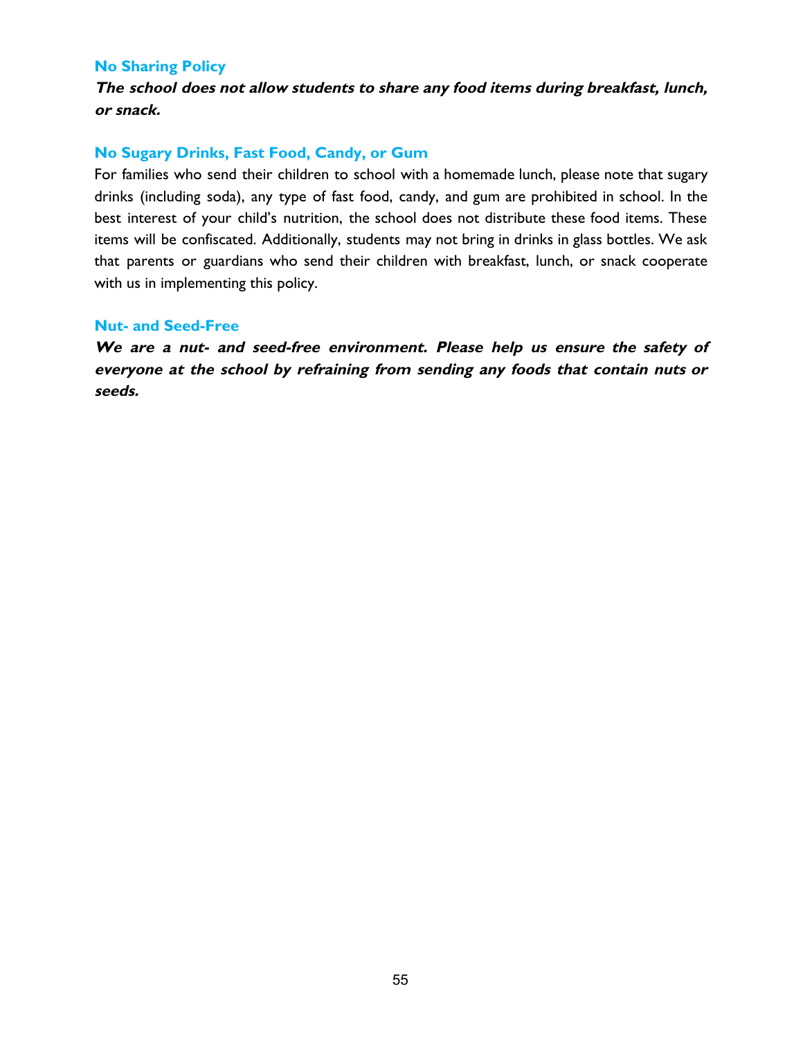### No Sharing Policy

***The school does not allow students to share any food items during breakfast, lunch, or snack.***

### No Sugary Drinks, Fast Food, Candy, or Gum

For families who send their children to school with a homemade lunch, please note that sugary drinks (including soda), any type of fast food, candy, and gum are prohibited in school. In the best interest of your child's nutrition, the school does not distribute these food items. These items will be confiscated. Additionally, students may not bring in drinks in glass bottles. We ask that parents or guardians who send their children with breakfast, lunch, or snack cooperate with us in implementing this policy.

### Nut- and Seed-Free

***We are a nut- and seed-free environment. Please help us ensure the safety of everyone at the school by refraining from sending any foods that contain nuts or seeds.***